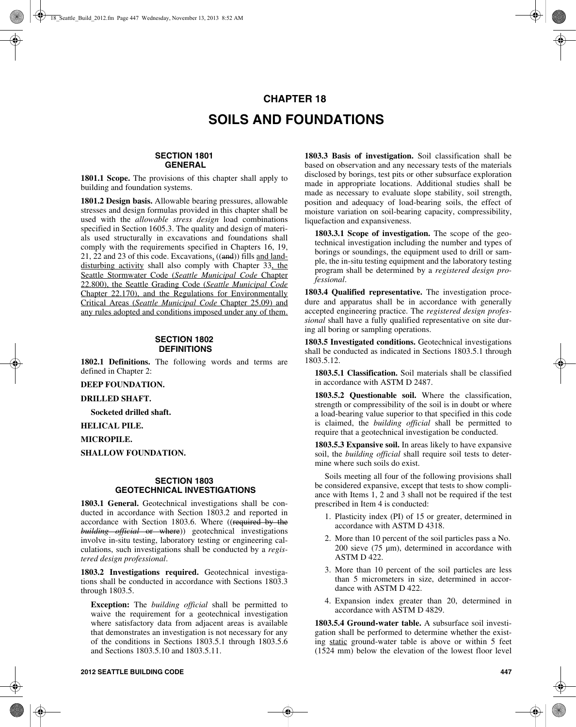# CHAPTER 18

# SOILS AND FOUNDATIONS

## SECTION 1801 GENERAL

**1801.1 Scope.** The provisions of this chapter shall apply to building and foundation systems.

**1801.2 Design basis.** Allowable bearing pressures, allowable stresses and design formulas provided in this chapter shall be used with the *allowable stress design* load combinations specified in Section 1605.3. The quality and design of materials used structurally in excavations and foundations shall comply with the requirements specified in Chapters 16, 19, 21, 22 and 23 of this code. Excavations, ((~~and~~)) fills and land-disturbing activity shall also comply with Chapter 33, the Seattle Stormwater Code (*Seattle Municipal Code* Chapter 22.800), the Seattle Grading Code (*Seattle Municipal Code* Chapter 22.170), and the Regulations for Environmentally Critical Areas (*Seattle Municipal Code* Chapter 25.09) and any rules adopted and conditions imposed under any of them.

## SECTION 1802 DEFINITIONS

**1802.1 Definitions.** The following words and terms are defined in Chapter 2:

**DEEP FOUNDATION.**

**DRILLED SHAFT.**

**Socketed drilled shaft.**

**HELICAL PILE.**

**MICROPILE.**

**SHALLOW FOUNDATION.**

## SECTION 1803 GEOTECHNICAL INVESTIGATIONS

**1803.1 General.** Geotechnical investigations shall be conducted in accordance with Section 1803.2 and reported in accordance with Section 1803.6. Where ((~~required by the *building official* or where~~)) geotechnical investigations involve in-situ testing, laboratory testing or engineering calculations, such investigations shall be conducted by a *registered design professional*.

**1803.2 Investigations required.** Geotechnical investigations shall be conducted in accordance with Sections 1803.3 through 1803.5.

**Exception:** The *building official* shall be permitted to waive the requirement for a geotechnical investigation where satisfactory data from adjacent areas is available that demonstrates an investigation is not necessary for any of the conditions in Sections 1803.5.1 through 1803.5.6 and Sections 1803.5.10 and 1803.5.11.

**1803.3 Basis of investigation.** Soil classification shall be based on observation and any necessary tests of the materials disclosed by borings, test pits or other subsurface exploration made in appropriate locations. Additional studies shall be made as necessary to evaluate slope stability, soil strength, position and adequacy of load-bearing soils, the effect of moisture variation on soil-bearing capacity, compressibility, liquefaction and expansiveness.

**1803.3.1 Scope of investigation.** The scope of the geotechnical investigation including the number and types of borings or soundings, the equipment used to drill or sample, the in-situ testing equipment and the laboratory testing program shall be determined by a *registered design professional*.

**1803.4 Qualified representative.** The investigation procedure and apparatus shall be in accordance with generally accepted engineering practice. The *registered design professional* shall have a fully qualified representative on site during all boring or sampling operations.

**1803.5 Investigated conditions.** Geotechnical investigations shall be conducted as indicated in Sections 1803.5.1 through 1803.5.12.

**1803.5.1 Classification.** Soil materials shall be classified in accordance with ASTM D 2487.

**1803.5.2 Questionable soil.** Where the classification, strength or compressibility of the soil is in doubt or where a load-bearing value superior to that specified in this code is claimed, the *building official* shall be permitted to require that a geotechnical investigation be conducted.

**1803.5.3 Expansive soil.** In areas likely to have expansive soil, the *building official* shall require soil tests to determine where such soils do exist.

Soils meeting all four of the following provisions shall be considered expansive, except that tests to show compliance with Items 1, 2 and 3 shall not be required if the test prescribed in Item 4 is conducted:

1. Plasticity index (PI) of 15 or greater, determined in accordance with ASTM D 4318.
2. More than 10 percent of the soil particles pass a No. 200 sieve (75 μm), determined in accordance with ASTM D 422.
3. More than 10 percent of the soil particles are less than 5 micrometers in size, determined in accordance with ASTM D 422.
4. Expansion index greater than 20, determined in accordance with ASTM D 4829.

**1803.5.4 Ground-water table.** A subsurface soil investigation shall be performed to determine whether the existing static ground-water table is above or within 5 feet (1524 mm) below the elevation of the lowest floor level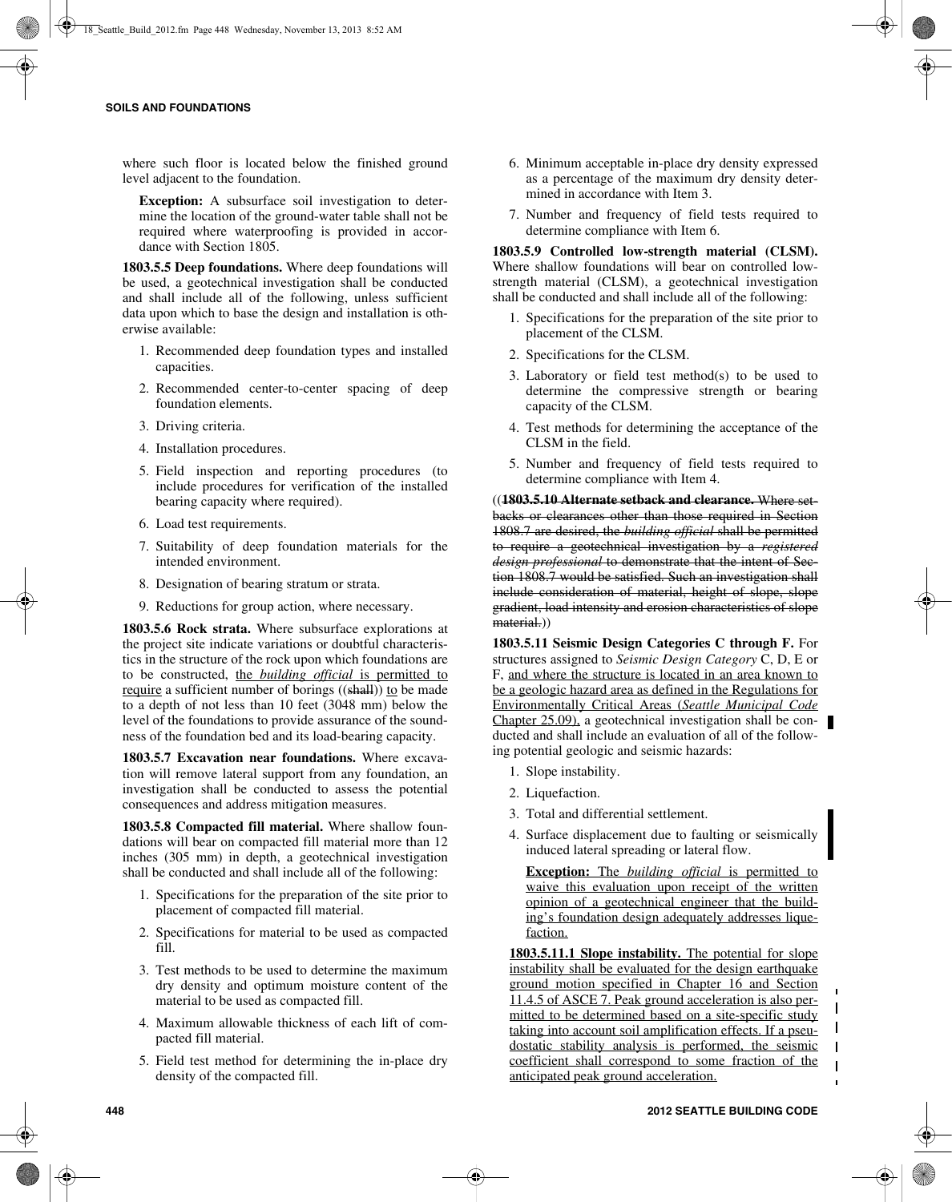where such floor is located below the finished ground level adjacent to the foundation.

> **Exception:** A subsurface soil investigation to determine the location of the ground-water table shall not be required where waterproofing is provided in accordance with Section 1805.

**1803.5.5 Deep foundations.** Where deep foundations will be used, a geotechnical investigation shall be conducted and shall include all of the following, unless sufficient data upon which to base the design and installation is otherwise available:

1. Recommended deep foundation types and installed capacities.
2. Recommended center-to-center spacing of deep foundation elements.
3. Driving criteria.
4. Installation procedures.
5. Field inspection and reporting procedures (to include procedures for verification of the installed bearing capacity where required).
6. Load test requirements.
7. Suitability of deep foundation materials for the intended environment.
8. Designation of bearing stratum or strata.
9. Reductions for group action, where necessary.

**1803.5.6 Rock strata.** Where subsurface explorations at the project site indicate variations or doubtful characteristics in the structure of the rock upon which foundations are to be constructed, <u>the *building official* is permitted to require</u> a sufficient number of borings ((~~shall~~)) <u>to</u> be made to a depth of not less than 10 feet (3048 mm) below the level of the foundations to provide assurance of the soundness of the foundation bed and its load-bearing capacity.

**1803.5.7 Excavation near foundations.** Where excavation will remove lateral support from any foundation, an investigation shall be conducted to assess the potential consequences and address mitigation measures.

**1803.5.8 Compacted fill material.** Where shallow foundations will bear on compacted fill material more than 12 inches (305 mm) in depth, a geotechnical investigation shall be conducted and shall include all of the following:

1. Specifications for the preparation of the site prior to placement of compacted fill material.
2. Specifications for material to be used as compacted fill.
3. Test methods to be used to determine the maximum dry density and optimum moisture content of the material to be used as compacted fill.
4. Maximum allowable thickness of each lift of compacted fill material.
5. Field test method for determining the in-place dry density of the compacted fill.
6. Minimum acceptable in-place dry density expressed as a percentage of the maximum dry density determined in accordance with Item 3.
7. Number and frequency of field tests required to determine compliance with Item 6.

**1803.5.9 Controlled low-strength material (CLSM).** Where shallow foundations will bear on controlled low-strength material (CLSM), a geotechnical investigation shall be conducted and shall include all of the following:

1. Specifications for the preparation of the site prior to placement of the CLSM.
2. Specifications for the CLSM.
3. Laboratory or field test method(s) to be used to determine the compressive strength or bearing capacity of the CLSM.
4. Test methods for determining the acceptance of the CLSM in the field.
5. Number and frequency of field tests required to determine compliance with Item 4.

((~~**1803.5.10 Alternate setback and clearance.** Where setbacks or clearances other than those required in Section 1808.7 are desired, the *building official* shall be permitted to require a geotechnical investigation by a *registered design professional* to demonstrate that the intent of Section 1808.7 would be satisfied. Such an investigation shall include consideration of material, height of slope, slope gradient, load intensity and erosion characteristics of slope material.~~))

**1803.5.11 Seismic Design Categories C through F.** For structures assigned to *Seismic Design Category* C, D, E or F, <u>and where the structure is located in an area known to be a geologic hazard area as defined in the Regulations for Environmentally Critical Areas (*Seattle Municipal Code* Chapter 25.09),</u> a geotechnical investigation shall be conducted and shall include an evaluation of all of the following potential geologic and seismic hazards:

1. Slope instability.
2. Liquefaction.
3. Total and differential settlement.
4. Surface displacement due to faulting or seismically induced lateral spreading or lateral flow.

> <u>**Exception:** The *building official* is permitted to waive this evaluation upon receipt of the written opinion of a geotechnical engineer that the building's foundation design adequately addresses liquefaction.</u>

<u>**1803.5.11.1 Slope instability.** The potential for slope instability shall be evaluated for the design earthquake ground motion specified in Chapter 16 and Section 11.4.5 of ASCE 7. Peak ground acceleration is also permitted to be determined based on a site-specific study taking into account soil amplification effects. If a pseudostatic stability analysis is performed, the seismic coefficient shall correspond to some fraction of the anticipated peak ground acceleration.</u>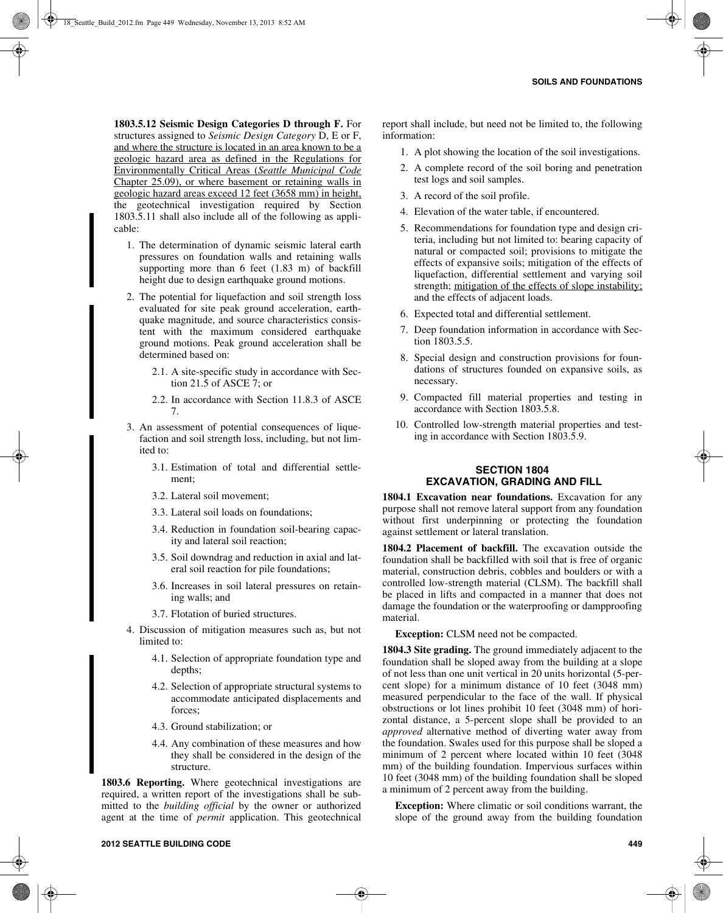**1803.5.12 Seismic Design Categories D through F.** For structures assigned to *Seismic Design Category* D, E or F, and where the structure is located in an area known to be a geologic hazard area as defined in the Regulations for Environmentally Critical Areas (*Seattle Municipal Code* Chapter 25.09), or where basement or retaining walls in geologic hazard areas exceed 12 feet (3658 mm) in height, the geotechnical investigation required by Section 1803.5.11 shall also include all of the following as applicable:

1. The determination of dynamic seismic lateral earth pressures on foundation walls and retaining walls supporting more than 6 feet (1.83 m) of backfill height due to design earthquake ground motions.
2. The potential for liquefaction and soil strength loss evaluated for site peak ground acceleration, earthquake magnitude, and source characteristics consistent with the maximum considered earthquake ground motions. Peak ground acceleration shall be determined based on:
   - 2.1. A site-specific study in accordance with Section 21.5 of ASCE 7; or
   - 2.2. In accordance with Section 11.8.3 of ASCE 7.
3. An assessment of potential consequences of liquefaction and soil strength loss, including, but not limited to:
   - 3.1. Estimation of total and differential settlement;
   - 3.2. Lateral soil movement;
   - 3.3. Lateral soil loads on foundations;
   - 3.4. Reduction in foundation soil-bearing capacity and lateral soil reaction;
   - 3.5. Soil downdrag and reduction in axial and lateral soil reaction for pile foundations;
   - 3.6. Increases in soil lateral pressures on retaining walls; and
   - 3.7. Flotation of buried structures.
4. Discussion of mitigation measures such as, but not limited to:
   - 4.1. Selection of appropriate foundation type and depths;
   - 4.2. Selection of appropriate structural systems to accommodate anticipated displacements and forces;
   - 4.3. Ground stabilization; or
   - 4.4. Any combination of these measures and how they shall be considered in the design of the structure.

**1803.6 Reporting.** Where geotechnical investigations are required, a written report of the investigations shall be submitted to the *building official* by the owner or authorized agent at the time of *permit* application. This geotechnical report shall include, but need not be limited to, the following information:

1. A plot showing the location of the soil investigations.
2. A complete record of the soil boring and penetration test logs and soil samples.
3. A record of the soil profile.
4. Elevation of the water table, if encountered.
5. Recommendations for foundation type and design criteria, including but not limited to: bearing capacity of natural or compacted soil; provisions to mitigate the effects of expansive soils; mitigation of the effects of liquefaction, differential settlement and varying soil strength; mitigation of the effects of slope instability; and the effects of adjacent loads.
6. Expected total and differential settlement.
7. Deep foundation information in accordance with Section 1803.5.5.
8. Special design and construction provisions for foundations of structures founded on expansive soils, as necessary.
9. Compacted fill material properties and testing in accordance with Section 1803.5.8.
10. Controlled low-strength material properties and testing in accordance with Section 1803.5.9.

## SECTION 1804 EXCAVATION, GRADING AND FILL

**1804.1 Excavation near foundations.** Excavation for any purpose shall not remove lateral support from any foundation without first underpinning or protecting the foundation against settlement or lateral translation.

**1804.2 Placement of backfill.** The excavation outside the foundation shall be backfilled with soil that is free of organic material, construction debris, cobbles and boulders or with a controlled low-strength material (CLSM). The backfill shall be placed in lifts and compacted in a manner that does not damage the foundation or the waterproofing or dampproofing material.

**Exception:** CLSM need not be compacted.

**1804.3 Site grading.** The ground immediately adjacent to the foundation shall be sloped away from the building at a slope of not less than one unit vertical in 20 units horizontal (5-percent slope) for a minimum distance of 10 feet (3048 mm) measured perpendicular to the face of the wall. If physical obstructions or lot lines prohibit 10 feet (3048 mm) of horizontal distance, a 5-percent slope shall be provided to an *approved* alternative method of diverting water away from the foundation. Swales used for this purpose shall be sloped a minimum of 2 percent where located within 10 feet (3048 mm) of the building foundation. Impervious surfaces within 10 feet (3048 mm) of the building foundation shall be sloped a minimum of 2 percent away from the building.

**Exception:** Where climatic or soil conditions warrant, the slope of the ground away from the building foundation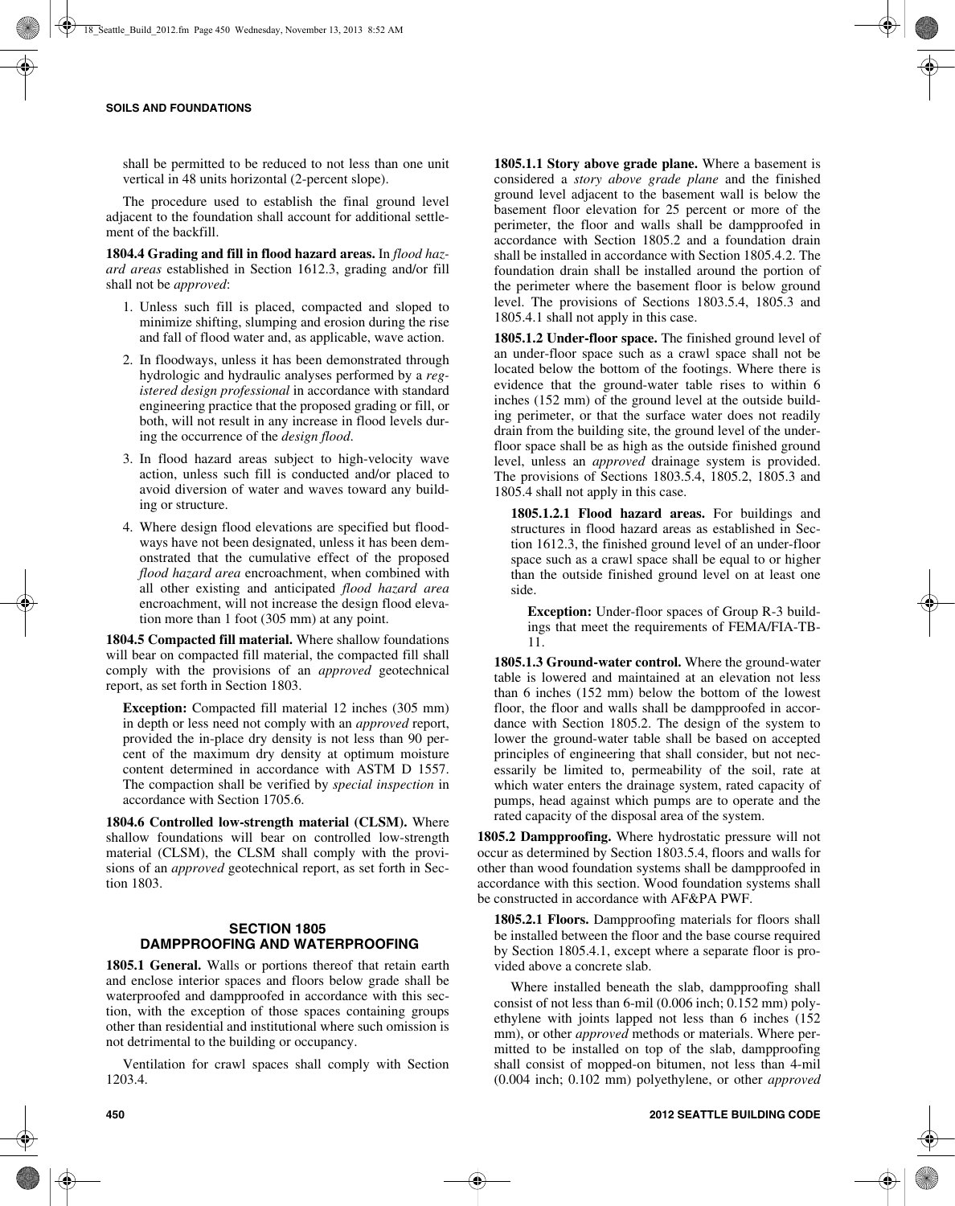shall be permitted to be reduced to not less than one unit vertical in 48 units horizontal (2-percent slope).

The procedure used to establish the final ground level adjacent to the foundation shall account for additional settlement of the backfill.

**1804.4 Grading and fill in flood hazard areas.** In *flood hazard areas* established in Section 1612.3, grading and/or fill shall not be *approved*:

1. Unless such fill is placed, compacted and sloped to minimize shifting, slumping and erosion during the rise and fall of flood water and, as applicable, wave action.
2. In floodways, unless it has been demonstrated through hydrologic and hydraulic analyses performed by a *registered design professional* in accordance with standard engineering practice that the proposed grading or fill, or both, will not result in any increase in flood levels during the occurrence of the *design flood*.
3. In flood hazard areas subject to high-velocity wave action, unless such fill is conducted and/or placed to avoid diversion of water and waves toward any building or structure.
4. Where design flood elevations are specified but floodways have not been designated, unless it has been demonstrated that the cumulative effect of the proposed *flood hazard area* encroachment, when combined with all other existing and anticipated *flood hazard area* encroachment, will not increase the design flood elevation more than 1 foot (305 mm) at any point.

**1804.5 Compacted fill material.** Where shallow foundations will bear on compacted fill material, the compacted fill shall comply with the provisions of an *approved* geotechnical report, as set forth in Section 1803.

**Exception:** Compacted fill material 12 inches (305 mm) in depth or less need not comply with an *approved* report, provided the in-place dry density is not less than 90 percent of the maximum dry density at optimum moisture content determined in accordance with ASTM D 1557. The compaction shall be verified by *special inspection* in accordance with Section 1705.6.

**1804.6 Controlled low-strength material (CLSM).** Where shallow foundations will bear on controlled low-strength material (CLSM), the CLSM shall comply with the provisions of an *approved* geotechnical report, as set forth in Section 1803.

## SECTION 1805
## DAMPPROOFING AND WATERPROOFING

**1805.1 General.** Walls or portions thereof that retain earth and enclose interior spaces and floors below grade shall be waterproofed and dampproofed in accordance with this section, with the exception of those spaces containing groups other than residential and institutional where such omission is not detrimental to the building or occupancy.

Ventilation for crawl spaces shall comply with Section 1203.4.

**1805.1.1 Story above grade plane.** Where a basement is considered a *story above grade plane* and the finished ground level adjacent to the basement wall is below the basement floor elevation for 25 percent or more of the perimeter, the floor and walls shall be dampproofed in accordance with Section 1805.2 and a foundation drain shall be installed in accordance with Section 1805.4.2. The foundation drain shall be installed around the portion of the perimeter where the basement floor is below ground level. The provisions of Sections 1803.5.4, 1805.3 and 1805.4.1 shall not apply in this case.

**1805.1.2 Under-floor space.** The finished ground level of an under-floor space such as a crawl space shall not be located below the bottom of the footings. Where there is evidence that the ground-water table rises to within 6 inches (152 mm) of the ground level at the outside building perimeter, or that the surface water does not readily drain from the building site, the ground level of the under-floor space shall be as high as the outside finished ground level, unless an *approved* drainage system is provided. The provisions of Sections 1803.5.4, 1805.2, 1805.3 and 1805.4 shall not apply in this case.

**1805.1.2.1 Flood hazard areas.** For buildings and structures in flood hazard areas as established in Section 1612.3, the finished ground level of an under-floor space such as a crawl space shall be equal to or higher than the outside finished ground level on at least one side.

**Exception:** Under-floor spaces of Group R-3 buildings that meet the requirements of FEMA/FIA-TB-11.

**1805.1.3 Ground-water control.** Where the ground-water table is lowered and maintained at an elevation not less than 6 inches (152 mm) below the bottom of the lowest floor, the floor and walls shall be dampproofed in accordance with Section 1805.2. The design of the system to lower the ground-water table shall be based on accepted principles of engineering that shall consider, but not necessarily be limited to, permeability of the soil, rate at which water enters the drainage system, rated capacity of pumps, head against which pumps are to operate and the rated capacity of the disposal area of the system.

**1805.2 Dampproofing.** Where hydrostatic pressure will not occur as determined by Section 1803.5.4, floors and walls for other than wood foundation systems shall be dampproofed in accordance with this section. Wood foundation systems shall be constructed in accordance with AF&PA PWF.

**1805.2.1 Floors.** Dampproofing materials for floors shall be installed between the floor and the base course required by Section 1805.4.1, except where a separate floor is provided above a concrete slab.

Where installed beneath the slab, dampproofing shall consist of not less than 6-mil (0.006 inch; 0.152 mm) polyethylene with joints lapped not less than 6 inches (152 mm), or other *approved* methods or materials. Where permitted to be installed on top of the slab, dampproofing shall consist of mopped-on bitumen, not less than 4-mil (0.004 inch; 0.102 mm) polyethylene, or other *approved*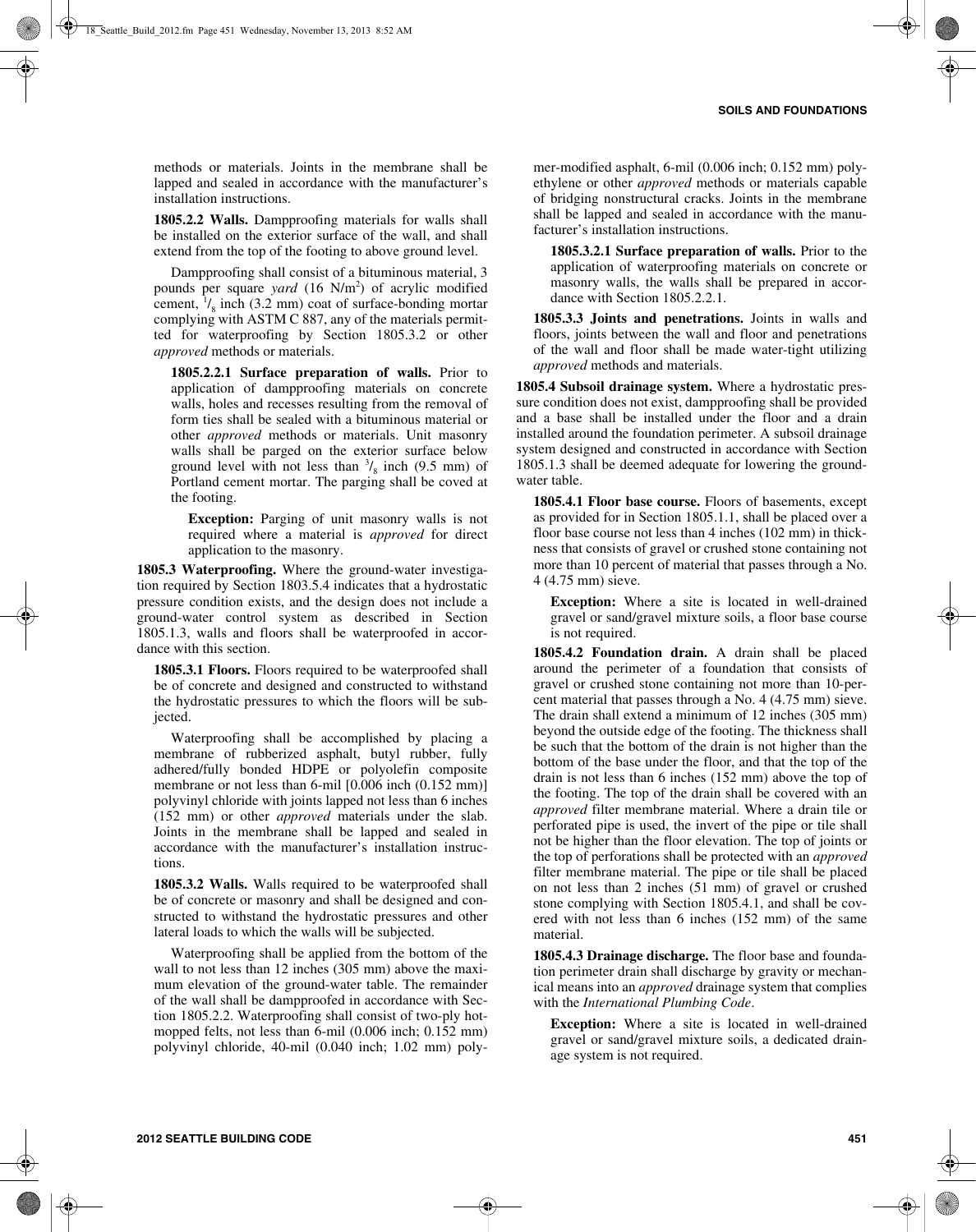methods or materials. Joints in the membrane shall be lapped and sealed in accordance with the manufacturer's installation instructions.

**1805.2.2 Walls.** Dampproofing materials for walls shall be installed on the exterior surface of the wall, and shall extend from the top of the footing to above ground level.

Dampproofing shall consist of a bituminous material, 3 pounds per square *yard* (16 N/m$^2$) of acrylic modified cement, $^1/_8$ inch (3.2 mm) coat of surface-bonding mortar complying with ASTM C 887, any of the materials permitted for waterproofing by Section 1805.3.2 or other *approved* methods or materials.

**1805.2.2.1 Surface preparation of walls.** Prior to application of dampproofing materials on concrete walls, holes and recesses resulting from the removal of form ties shall be sealed with a bituminous material or other *approved* methods or materials. Unit masonry walls shall be parged on the exterior surface below ground level with not less than $^3/_8$ inch (9.5 mm) of Portland cement mortar. The parging shall be coved at the footing.

**Exception:** Parging of unit masonry walls is not required where a material is *approved* for direct application to the masonry.

**1805.3 Waterproofing.** Where the ground-water investigation required by Section 1803.5.4 indicates that a hydrostatic pressure condition exists, and the design does not include a ground-water control system as described in Section 1805.1.3, walls and floors shall be waterproofed in accordance with this section.

**1805.3.1 Floors.** Floors required to be waterproofed shall be of concrete and designed and constructed to withstand the hydrostatic pressures to which the floors will be subjected.

Waterproofing shall be accomplished by placing a membrane of rubberized asphalt, butyl rubber, fully adhered/fully bonded HDPE or polyolefin composite membrane or not less than 6-mil [0.006 inch (0.152 mm)] polyvinyl chloride with joints lapped not less than 6 inches (152 mm) or other *approved* materials under the slab. Joints in the membrane shall be lapped and sealed in accordance with the manufacturer's installation instructions.

**1805.3.2 Walls.** Walls required to be waterproofed shall be of concrete or masonry and shall be designed and constructed to withstand the hydrostatic pressures and other lateral loads to which the walls will be subjected.

Waterproofing shall be applied from the bottom of the wall to not less than 12 inches (305 mm) above the maximum elevation of the ground-water table. The remainder of the wall shall be dampproofed in accordance with Section 1805.2.2. Waterproofing shall consist of two-ply hot-mopped felts, not less than 6-mil (0.006 inch; 0.152 mm) polyvinyl chloride, 40-mil (0.040 inch; 1.02 mm) polymer-modified asphalt, 6-mil (0.006 inch; 0.152 mm) polyethylene or other *approved* methods or materials capable of bridging nonstructural cracks. Joints in the membrane shall be lapped and sealed in accordance with the manufacturer's installation instructions.

**1805.3.2.1 Surface preparation of walls.** Prior to the application of waterproofing materials on concrete or masonry walls, the walls shall be prepared in accordance with Section 1805.2.2.1.

**1805.3.3 Joints and penetrations.** Joints in walls and floors, joints between the wall and floor and penetrations of the wall and floor shall be made water-tight utilizing *approved* methods and materials.

**1805.4 Subsoil drainage system.** Where a hydrostatic pressure condition does not exist, dampproofing shall be provided and a base shall be installed under the floor and a drain installed around the foundation perimeter. A subsoil drainage system designed and constructed in accordance with Section 1805.1.3 shall be deemed adequate for lowering the ground-water table.

**1805.4.1 Floor base course.** Floors of basements, except as provided for in Section 1805.1.1, shall be placed over a floor base course not less than 4 inches (102 mm) in thickness that consists of gravel or crushed stone containing not more than 10 percent of material that passes through a No. 4 (4.75 mm) sieve.

**Exception:** Where a site is located in well-drained gravel or sand/gravel mixture soils, a floor base course is not required.

**1805.4.2 Foundation drain.** A drain shall be placed around the perimeter of a foundation that consists of gravel or crushed stone containing not more than 10-percent material that passes through a No. 4 (4.75 mm) sieve. The drain shall extend a minimum of 12 inches (305 mm) beyond the outside edge of the footing. The thickness shall be such that the bottom of the drain is not higher than the bottom of the base under the floor, and that the top of the drain is not less than 6 inches (152 mm) above the top of the footing. The top of the drain shall be covered with an *approved* filter membrane material. Where a drain tile or perforated pipe is used, the invert of the pipe or tile shall not be higher than the floor elevation. The top of joints or the top of perforations shall be protected with an *approved* filter membrane material. The pipe or tile shall be placed on not less than 2 inches (51 mm) of gravel or crushed stone complying with Section 1805.4.1, and shall be covered with not less than 6 inches (152 mm) of the same material.

**1805.4.3 Drainage discharge.** The floor base and foundation perimeter drain shall discharge by gravity or mechanical means into an *approved* drainage system that complies with the *International Plumbing Code*.

**Exception:** Where a site is located in well-drained gravel or sand/gravel mixture soils, a dedicated drainage system is not required.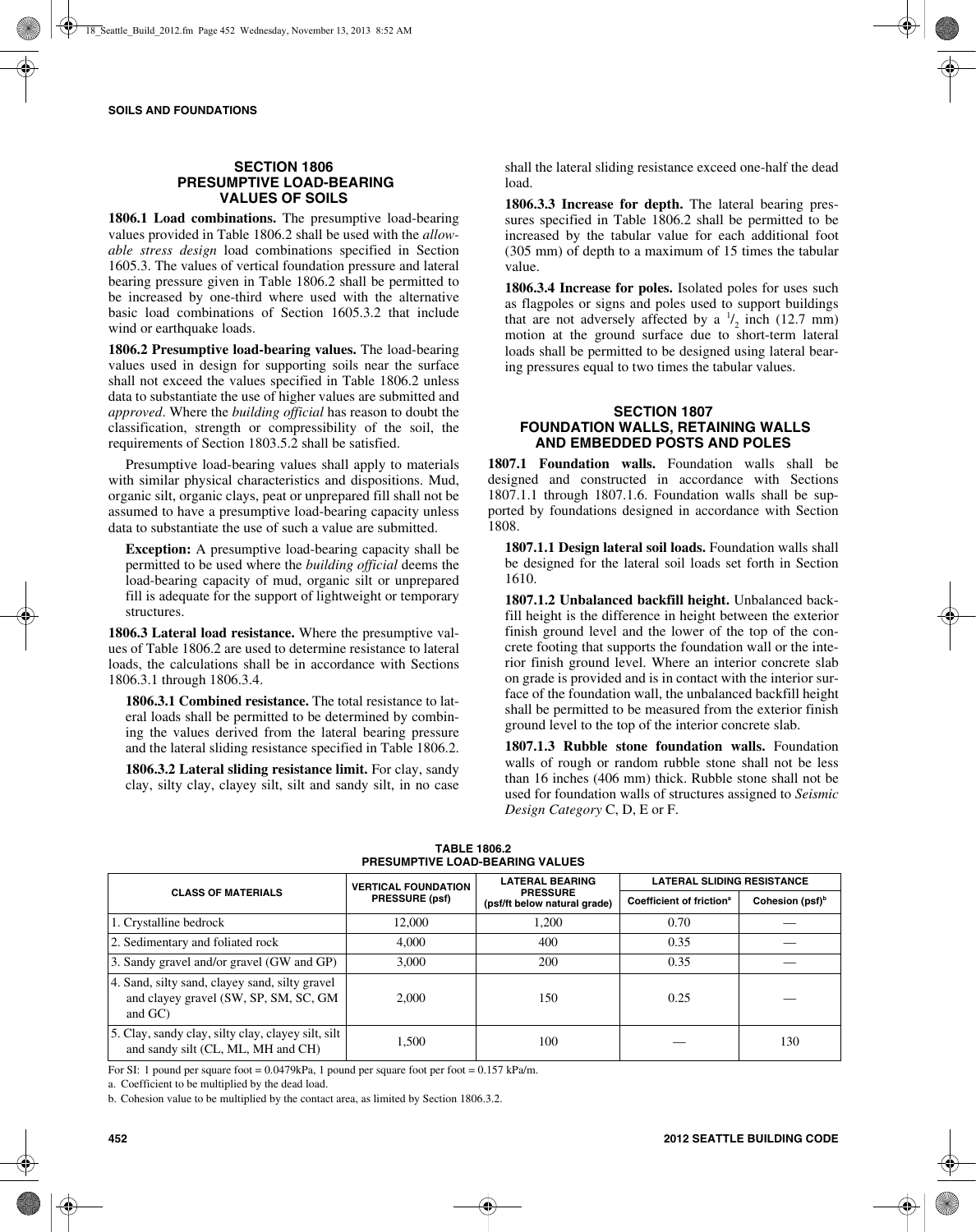## SECTION 1806 PRESUMPTIVE LOAD-BEARING VALUES OF SOILS

**1806.1 Load combinations.** The presumptive load-bearing values provided in Table 1806.2 shall be used with the *allowable stress design* load combinations specified in Section 1605.3. The values of vertical foundation pressure and lateral bearing pressure given in Table 1806.2 shall be permitted to be increased by one-third where used with the alternative basic load combinations of Section 1605.3.2 that include wind or earthquake loads.

**1806.2 Presumptive load-bearing values.** The load-bearing values used in design for supporting soils near the surface shall not exceed the values specified in Table 1806.2 unless data to substantiate the use of higher values are submitted and *approved*. Where the *building official* has reason to doubt the classification, strength or compressibility of the soil, the requirements of Section 1803.5.2 shall be satisfied.

Presumptive load-bearing values shall apply to materials with similar physical characteristics and dispositions. Mud, organic silt, organic clays, peat or unprepared fill shall not be assumed to have a presumptive load-bearing capacity unless data to substantiate the use of such a value are submitted.

**Exception:** A presumptive load-bearing capacity shall be permitted to be used where the *building official* deems the load-bearing capacity of mud, organic silt or unprepared fill is adequate for the support of lightweight or temporary structures.

**1806.3 Lateral load resistance.** Where the presumptive values of Table 1806.2 are used to determine resistance to lateral loads, the calculations shall be in accordance with Sections 1806.3.1 through 1806.3.4.

**1806.3.1 Combined resistance.** The total resistance to lateral loads shall be permitted to be determined by combining the values derived from the lateral bearing pressure and the lateral sliding resistance specified in Table 1806.2.

**1806.3.2 Lateral sliding resistance limit.** For clay, sandy clay, silty clay, clayey silt, silt and sandy silt, in no case shall the lateral sliding resistance exceed one-half the dead load.

**1806.3.3 Increase for depth.** The lateral bearing pressures specified in Table 1806.2 shall be permitted to be increased by the tabular value for each additional foot (305 mm) of depth to a maximum of 15 times the tabular value.

**1806.3.4 Increase for poles.** Isolated poles for uses such as flagpoles or signs and poles used to support buildings that are not adversely affected by a $^1/_2$ inch (12.7 mm) motion at the ground surface due to short-term lateral loads shall be permitted to be designed using lateral bearing pressures equal to two times the tabular values.

## SECTION 1807 FOUNDATION WALLS, RETAINING WALLS AND EMBEDDED POSTS AND POLES

**1807.1 Foundation walls.** Foundation walls shall be designed and constructed in accordance with Sections 1807.1.1 through 1807.1.6. Foundation walls shall be supported by foundations designed in accordance with Section 1808.

**1807.1.1 Design lateral soil loads.** Foundation walls shall be designed for the lateral soil loads set forth in Section 1610.

**1807.1.2 Unbalanced backfill height.** Unbalanced backfill height is the difference in height between the exterior finish ground level and the lower of the top of the concrete footing that supports the foundation wall or the interior finish ground level. Where an interior concrete slab on grade is provided and is in contact with the interior surface of the foundation wall, the unbalanced backfill height shall be permitted to be measured from the exterior finish ground level to the top of the interior concrete slab.

**1807.1.3 Rubble stone foundation walls.** Foundation walls of rough or random rubble stone shall not be less than 16 inches (406 mm) thick. Rubble stone shall not be used for foundation walls of structures assigned to *Seismic Design Category* C, D, E or F.

**TABLE 1806.2 PRESUMPTIVE LOAD-BEARING VALUES**

| CLASS OF MATERIALS | VERTICAL FOUNDATION PRESSURE (psf) | LATERAL BEARING PRESSURE (psf/ft below natural grade) | LATERAL SLIDING RESISTANCE | |
|---|---|---|---|---|
| | | | Coefficient of friction[a] | Cohesion (psf)[b] |
| 1. Crystalline bedrock | 12,000 | 1,200 | 0.70 | — |
| 2. Sedimentary and foliated rock | 4,000 | 400 | 0.35 | — |
| 3. Sandy gravel and/or gravel (GW and GP) | 3,000 | 200 | 0.35 | — |
| 4. Sand, silty sand, clayey sand, silty gravel and clayey gravel (SW, SP, SM, SC, GM and GC) | 2,000 | 150 | 0.25 | — |
| 5. Clay, sandy clay, silty clay, clayey silt, silt and sandy silt (CL, ML, MH and CH) | 1,500 | 100 | — | 130 |

For SI: 1 pound per square foot = 0.0479kPa, 1 pound per square foot per foot = 0.157 kPa/m.

a. Coefficient to be multiplied by the dead load.

b. Cohesion value to be multiplied by the contact area, as limited by Section 1806.3.2.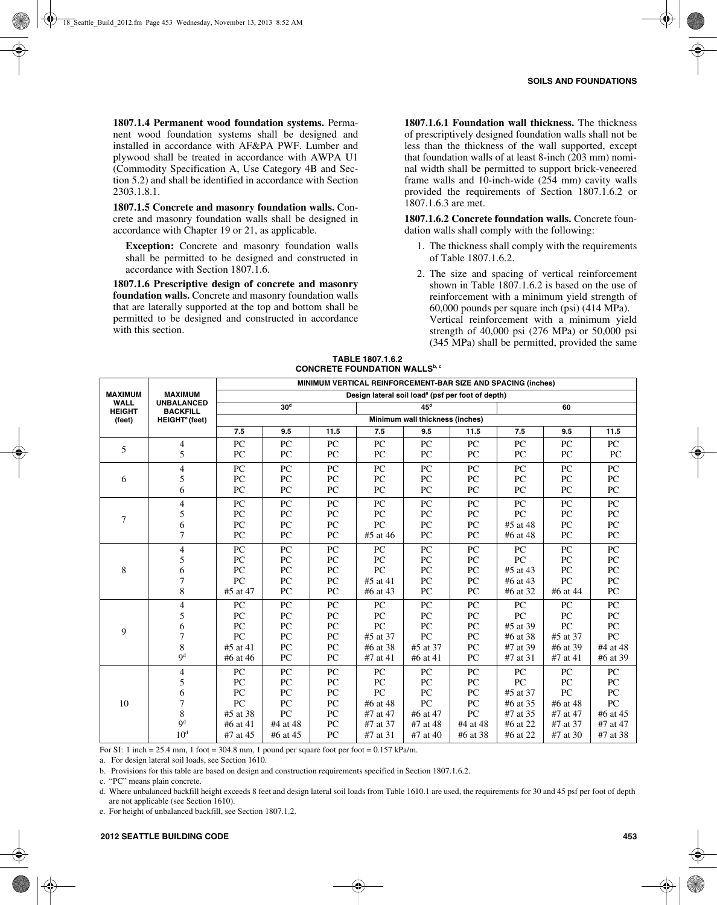**1807.1.4 Permanent wood foundation systems.** Permanent wood foundation systems shall be designed and installed in accordance with AF&PA PWF. Lumber and plywood shall be treated in accordance with AWPA U1 (Commodity Specification A, Use Category 4B and Section 5.2) and shall be identified in accordance with Section 2303.1.8.1.

**1807.1.5 Concrete and masonry foundation walls.** Concrete and masonry foundation walls shall be designed in accordance with Chapter 19 or 21, as applicable.

**Exception:** Concrete and masonry foundation walls shall be permitted to be designed and constructed in accordance with Section 1807.1.6.

**1807.1.6 Prescriptive design of concrete and masonry foundation walls.** Concrete and masonry foundation walls that are laterally supported at the top and bottom shall be permitted to be designed and constructed in accordance with this section.

**1807.1.6.1 Foundation wall thickness.** The thickness of prescriptively designed foundation walls shall not be less than the thickness of the wall supported, except that foundation walls of at least 8-inch (203 mm) nominal width shall be permitted to support brick-veneered frame walls and 10-inch-wide (254 mm) cavity walls provided the requirements of Section 1807.1.6.2 or 1807.1.6.3 are met.

**1807.1.6.2 Concrete foundation walls.** Concrete foundation walls shall comply with the following:

1. The thickness shall comply with the requirements of Table 1807.1.6.2.
2. The size and spacing of vertical reinforcement shown in Table 1807.1.6.2 is based on the use of reinforcement with a minimum yield strength of 60,000 pounds per square inch (psi) (414 MPa). Vertical reinforcement with a minimum yield strength of 40,000 psi (276 MPa) or 50,000 psi (345 MPa) shall be permitted, provided the same

**TABLE 1807.1.6.2**
**CONCRETE FOUNDATION WALLS[b, c]**

| MAXIMUM WALL HEIGHT (feet) | MAXIMUM UNBALANCED BACKFILL HEIGHT[e] (feet) | MINIMUM VERTICAL REINFORCEMENT-BAR SIZE AND SPACING (inches) | | | | | | | | |
|---|---|---|---|---|---|---|---|---|---|---|
| | | Design lateral soil load[a] (psf per foot of depth) | | | | | | | | |
| | | 30[d] | | | 45[d] | | | 60 | | |
| | | Minimum wall thickness (inches) | | | | | | | | |
| | | 7.5 | 9.5 | 11.5 | 7.5 | 9.5 | 11.5 | 7.5 | 9.5 | 11.5 |
| 5 | 4 | PC | PC | PC | PC | PC | PC | PC | PC | PC |
| | 5 | PC | PC | PC | PC | PC | PC | PC | PC | PC |
| 6 | 4 | PC | PC | PC | PC | PC | PC | PC | PC | PC |
| | 5 | PC | PC | PC | PC | PC | PC | PC | PC | PC |
| | 6 | PC | PC | PC | PC | PC | PC | PC | PC | PC |
| 7 | 4 | PC | PC | PC | PC | PC | PC | PC | PC | PC |
| | 5 | PC | PC | PC | PC | PC | PC | PC | PC | PC |
| | 6 | PC | PC | PC | PC | PC | PC | #5 at 48 | PC | PC |
| | 7 | PC | PC | PC | #5 at 46 | PC | PC | #6 at 48 | PC | PC |
| 8 | 4 | PC | PC | PC | PC | PC | PC | PC | PC | PC |
| | 5 | PC | PC | PC | PC | PC | PC | PC | PC | PC |
| | 6 | PC | PC | PC | PC | PC | PC | #5 at 43 | PC | PC |
| | 7 | PC | PC | PC | #5 at 41 | PC | PC | #6 at 43 | PC | PC |
| | 8 | #5 at 47 | PC | PC | #6 at 43 | PC | PC | #6 at 32 | #6 at 44 | PC |
| 9 | 4 | PC | PC | PC | PC | PC | PC | PC | PC | PC |
| | 5 | PC | PC | PC | PC | PC | PC | PC | PC | PC |
| | 6 | PC | PC | PC | PC | PC | PC | #5 at 39 | PC | PC |
| | 7 | PC | PC | PC | #5 at 37 | PC | PC | #6 at 38 | #5 at 37 | PC |
| | 8 | #5 at 41 | PC | PC | #6 at 38 | #5 at 37 | PC | #7 at 39 | #6 at 39 | #4 at 48 |
| | 9[d] | #6 at 46 | PC | PC | #7 at 41 | #6 at 41 | PC | #7 at 31 | #7 at 41 | #6 at 39 |
| 10 | 4 | PC | PC | PC | PC | PC | PC | PC | PC | PC |
| | 5 | PC | PC | PC | PC | PC | PC | PC | PC | PC |
| | 6 | PC | PC | PC | PC | PC | PC | #5 at 37 | PC | PC |
| | 7 | PC | PC | PC | #6 at 48 | PC | PC | #6 at 35 | #6 at 48 | PC |
| | 8 | #5 at 38 | PC | PC | #7 at 47 | #6 at 47 | PC | #7 at 35 | #7 at 47 | #6 at 45 |
| | 9[d] | #6 at 41 | #4 at 48 | PC | #7 at 37 | #7 at 48 | #4 at 48 | #6 at 22 | #7 at 37 | #7 at 47 |
| | 10[d] | #7 at 45 | #6 at 45 | PC | #7 at 31 | #7 at 40 | #6 at 38 | #6 at 22 | #7 at 30 | #7 at 38 |

For SI: 1 inch = 25.4 mm, 1 foot = 304.8 mm, 1 pound per square foot per foot = 0.157 kPa/m.

a. For design lateral soil loads, see Section 1610.

b. Provisions for this table are based on design and construction requirements specified in Section 1807.1.6.2.

c. "PC" means plain concrete.

d. Where unbalanced backfill height exceeds 8 feet and design lateral soil loads from Table 1610.1 are used, the requirements for 30 and 45 psf per foot of depth are not applicable (see Section 1610).

e. For height of unbalanced backfill, see Section 1807.1.2.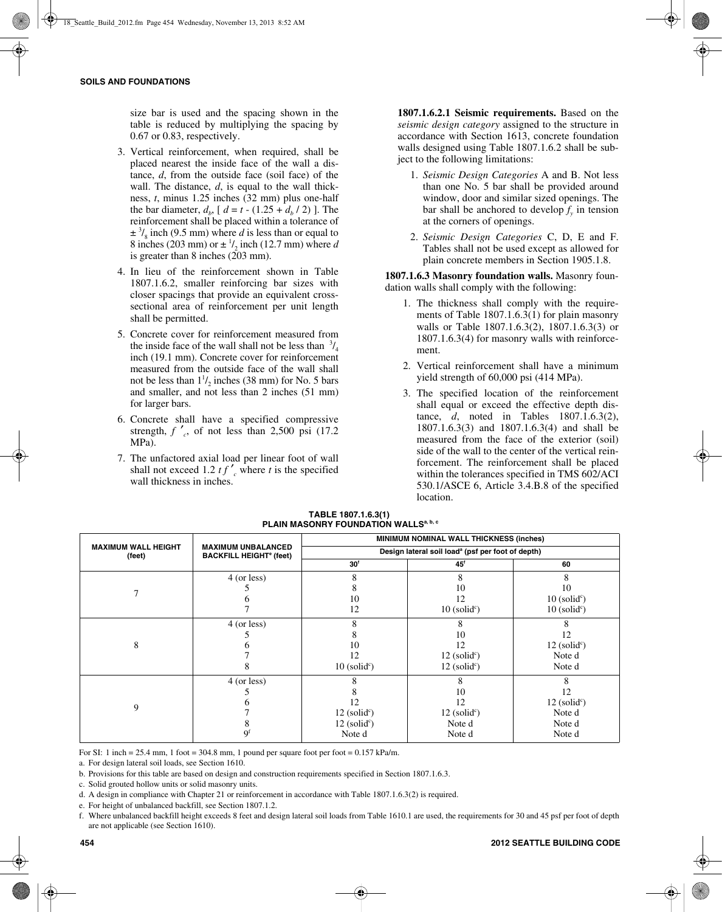size bar is used and the spacing shown in the table is reduced by multiplying the spacing by 0.67 or 0.83, respectively.

3. Vertical reinforcement, when required, shall be placed nearest the inside face of the wall a distance, $d$, from the outside face (soil face) of the wall. The distance, $d$, is equal to the wall thickness, $t$, minus 1.25 inches (32 mm) plus one-half the bar diameter, $d_b$, [ $d = t - (1.25 + d_b / 2)$ ]. The reinforcement shall be placed within a tolerance of $\pm$ $^3/_8$ inch (9.5 mm) where $d$ is less than or equal to 8 inches (203 mm) or $\pm$ $^1/_2$ inch (12.7 mm) where $d$ is greater than 8 inches (203 mm).
4. In lieu of the reinforcement shown in Table 1807.1.6.2, smaller reinforcing bar sizes with closer spacings that provide an equivalent cross-sectional area of reinforcement per unit length shall be permitted.
5. Concrete cover for reinforcement measured from the inside face of the wall shall not be less than $^3/_4$ inch (19.1 mm). Concrete cover for reinforcement measured from the outside face of the wall shall not be less than $1^1/_2$ inches (38 mm) for No. 5 bars and smaller, and not less than 2 inches (51 mm) for larger bars.
6. Concrete shall have a specified compressive strength, $f'_c$, of not less than 2,500 psi (17.2 MPa).
7. The unfactored axial load per linear foot of wall shall not exceed $1.2\, t f'_c$ where $t$ is the specified wall thickness in inches.

**1807.1.6.2.1 Seismic requirements.** Based on the *seismic design category* assigned to the structure in accordance with Section 1613, concrete foundation walls designed using Table 1807.1.6.2 shall be subject to the following limitations:

1. *Seismic Design Categories* A and B. Not less than one No. 5 bar shall be provided around window, door and similar sized openings. The bar shall be anchored to develop $f_y$ in tension at the corners of openings.
2. *Seismic Design Categories* C, D, E and F. Tables shall not be used except as allowed for plain concrete members in Section 1905.1.8.

**1807.1.6.3 Masonry foundation walls.** Masonry foundation walls shall comply with the following:

1. The thickness shall comply with the requirements of Table 1807.1.6.3(1) for plain masonry walls or Table 1807.1.6.3(2), 1807.1.6.3(3) or 1807.1.6.3(4) for masonry walls with reinforcement.
2. Vertical reinforcement shall have a minimum yield strength of 60,000 psi (414 MPa).
3. The specified location of the reinforcement shall equal or exceed the effective depth distance, $d$, noted in Tables 1807.1.6.3(2), 1807.1.6.3(3) and 1807.1.6.3(4) and shall be measured from the face of the exterior (soil) side of the wall to the center of the vertical reinforcement. The reinforcement shall be placed within the tolerances specified in TMS 602/ACI 530.1/ASCE 6, Article 3.4.B.8 of the specified location.

**TABLE 1807.1.6.3(1)**
**PLAIN MASONRY FOUNDATION WALLS[a, b, c]**

| MAXIMUM WALL HEIGHT (feet) | MAXIMUM UNBALANCED BACKFILL HEIGHT[e] (feet) | MINIMUM NOMINAL WALL THICKNESS (inches) | | |
|---|---|---|---|---|
| | | Design lateral soil load[a] (psf per foot of depth) | | |
| | | 30[f] | 45[f] | 60 |
| 7 | 4 (or less) | 8 | 8 | 8 |
| | 5 | 8 | 10 | 10 |
| | 6 | 10 | 12 | 10 (solid[c]) |
| | 7 | 12 | 10 (solid[c]) | 10 (solid[c]) |
| 8 | 4 (or less) | 8 | 8 | 8 |
| | 5 | 8 | 10 | 12 |
| | 6 | 10 | 12 | 12 (solid[c]) |
| | 7 | 12 | 12 (solid[c]) | Note d |
| | 8 | 10 (solid[c]) | 12 (solid[c]) | Note d |
| 9 | 4 (or less) | 8 | 8 | 8 |
| | 5 | 8 | 10 | 12 |
| | 6 | 12 | 12 | 12 (solid[c]) |
| | 7 | 12 (solid[c]) | 12 (solid[c]) | Note d |
| | 8 | 12 (solid[c]) | Note d | Note d |
| | 9[f] | Note d | Note d | Note d |

For SI: 1 inch = 25.4 mm, 1 foot = 304.8 mm, 1 pound per square foot per foot = 0.157 kPa/m.

a. For design lateral soil loads, see Section 1610.

b. Provisions for this table are based on design and construction requirements specified in Section 1807.1.6.3.

c. Solid grouted hollow units or solid masonry units.

d. A design in compliance with Chapter 21 or reinforcement in accordance with Table 1807.1.6.3(2) is required.

e. For height of unbalanced backfill, see Section 1807.1.2.

f. Where unbalanced backfill height exceeds 8 feet and design lateral soil loads from Table 1610.1 are used, the requirements for 30 and 45 psf per foot of depth are not applicable (see Section 1610).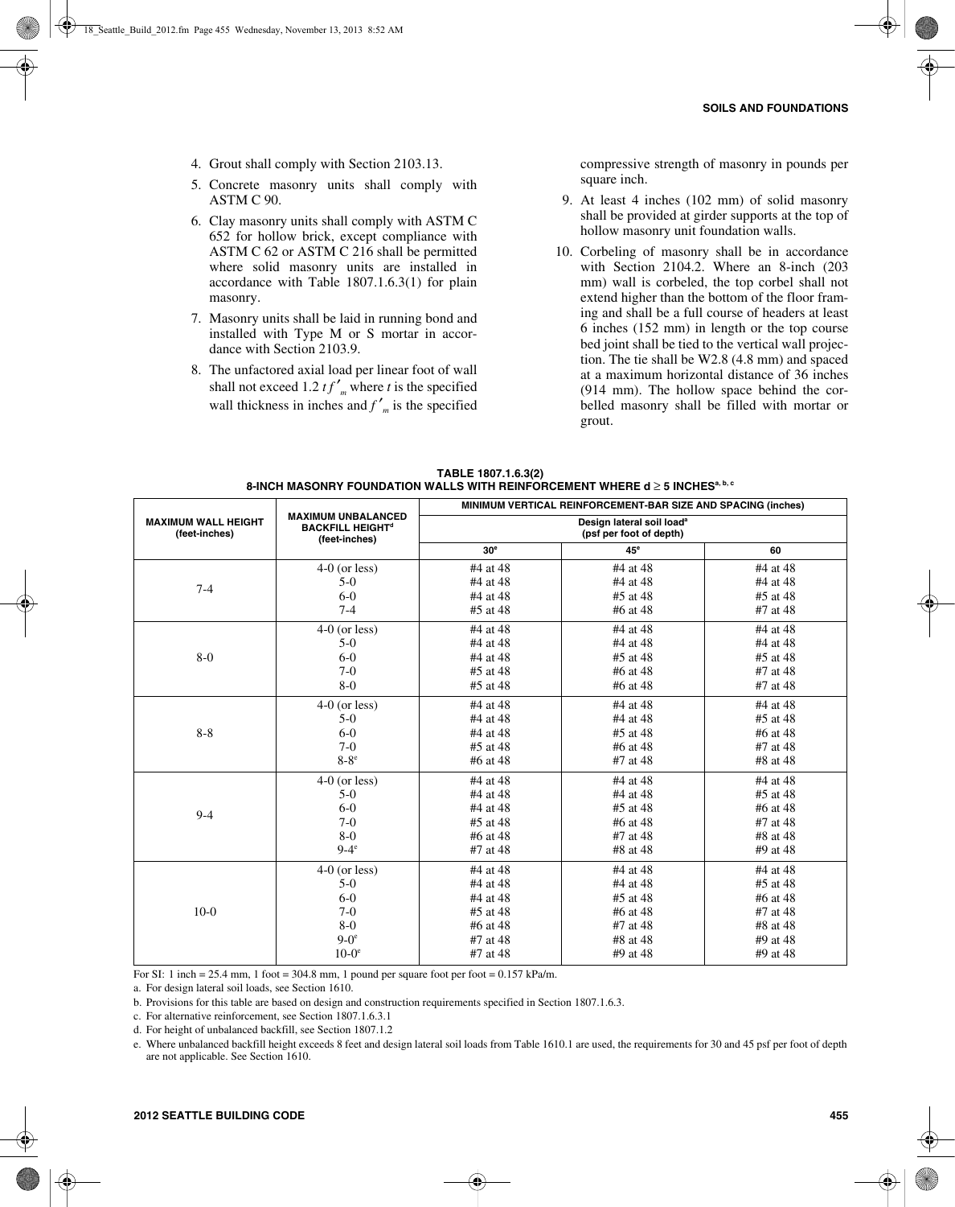4. Grout shall comply with Section 2103.13.
5. Concrete masonry units shall comply with ASTM C 90.
6. Clay masonry units shall comply with ASTM C 652 for hollow brick, except compliance with ASTM C 62 or ASTM C 216 shall be permitted where solid masonry units are installed in accordance with Table 1807.1.6.3(1) for plain masonry.
7. Masonry units shall be laid in running bond and installed with Type M or S mortar in accordance with Section 2103.9.
8. The unfactored axial load per linear foot of wall shall not exceed 1.2 $t f'_m$ where $t$ is the specified wall thickness in inches and $f'_m$ is the specified compressive strength of masonry in pounds per square inch.
9. At least 4 inches (102 mm) of solid masonry shall be provided at girder supports at the top of hollow masonry unit foundation walls.
10. Corbeling of masonry shall be in accordance with Section 2104.2. Where an 8-inch (203 mm) wall is corbeled, the top corbel shall not extend higher than the bottom of the floor framing and shall be a full course of headers at least 6 inches (152 mm) in length or the top course bed joint shall be tied to the vertical wall projection. The tie shall be W2.8 (4.8 mm) and spaced at a maximum horizontal distance of 36 inches (914 mm). The hollow space behind the corbelled masonry shall be filled with mortar or grout.

**TABLE 1807.1.6.3(2)**
**8-INCH MASONRY FOUNDATION WALLS WITH REINFORCEMENT WHERE d ≥ 5 INCHES[a, b, c]**

| MAXIMUM WALL HEIGHT (feet-inches) | MAXIMUM UNBALANCED BACKFILL HEIGHT[d] (feet-inches) | MINIMUM VERTICAL REINFORCEMENT-BAR SIZE AND SPACING (inches) | | |
|---|---|---|---|---|
| | | Design lateral soil load[a] (psf per foot of depth) | | |
| | | 30[e] | 45[e] | 60 |
| 7-4 | 4-0 (or less) | #4 at 48 | #4 at 48 | #4 at 48 |
| | 5-0 | #4 at 48 | #4 at 48 | #4 at 48 |
| | 6-0 | #4 at 48 | #5 at 48 | #5 at 48 |
| | 7-4 | #5 at 48 | #6 at 48 | #7 at 48 |
| 8-0 | 4-0 (or less) | #4 at 48 | #4 at 48 | #4 at 48 |
| | 5-0 | #4 at 48 | #4 at 48 | #4 at 48 |
| | 6-0 | #4 at 48 | #5 at 48 | #5 at 48 |
| | 7-0 | #5 at 48 | #6 at 48 | #7 at 48 |
| | 8-0 | #5 at 48 | #6 at 48 | #7 at 48 |
| 8-8 | 4-0 (or less) | #4 at 48 | #4 at 48 | #4 at 48 |
| | 5-0 | #4 at 48 | #4 at 48 | #5 at 48 |
| | 6-0 | #4 at 48 | #5 at 48 | #6 at 48 |
| | 7-0 | #5 at 48 | #6 at 48 | #7 at 48 |
| | 8-8[e] | #6 at 48 | #7 at 48 | #8 at 48 |
| 9-4 | 4-0 (or less) | #4 at 48 | #4 at 48 | #4 at 48 |
| | 5-0 | #4 at 48 | #4 at 48 | #5 at 48 |
| | 6-0 | #4 at 48 | #5 at 48 | #6 at 48 |
| | 7-0 | #5 at 48 | #6 at 48 | #7 at 48 |
| | 8-0 | #6 at 48 | #7 at 48 | #8 at 48 |
| | 9-4[e] | #7 at 48 | #8 at 48 | #9 at 48 |
| 10-0 | 4-0 (or less) | #4 at 48 | #4 at 48 | #4 at 48 |
| | 5-0 | #4 at 48 | #4 at 48 | #5 at 48 |
| | 6-0 | #4 at 48 | #5 at 48 | #6 at 48 |
| | 7-0 | #5 at 48 | #6 at 48 | #7 at 48 |
| | 8-0 | #6 at 48 | #7 at 48 | #8 at 48 |
| | 9-0[e] | #7 at 48 | #8 at 48 | #9 at 48 |
| | 10-0[e] | #7 at 48 | #9 at 48 | #9 at 48 |

For SI: 1 inch = 25.4 mm, 1 foot = 304.8 mm, 1 pound per square foot per foot = 0.157 kPa/m.

a. For design lateral soil loads, see Section 1610.

b. Provisions for this table are based on design and construction requirements specified in Section 1807.1.6.3.

c. For alternative reinforcement, see Section 1807.1.6.3.1

d. For height of unbalanced backfill, see Section 1807.1.2

e. Where unbalanced backfill height exceeds 8 feet and design lateral soil loads from Table 1610.1 are used, the requirements for 30 and 45 psf per foot of depth are not applicable. See Section 1610.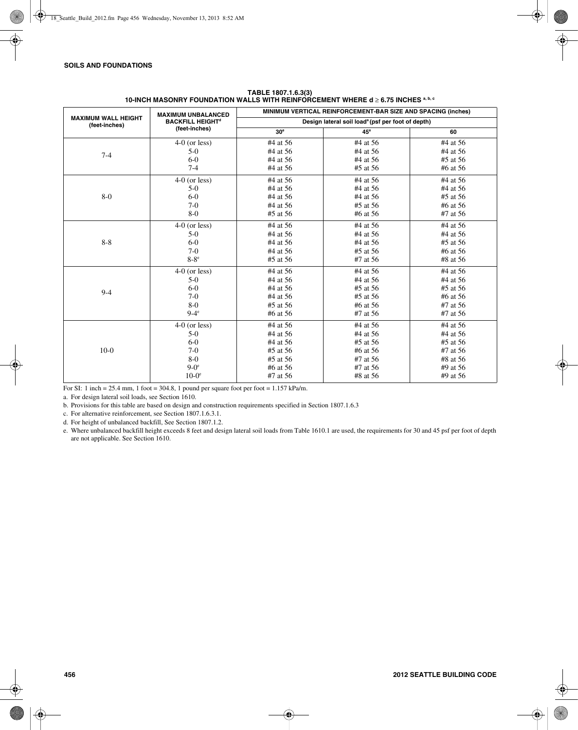**TABLE 1807.1.6.3(3)**
**10-INCH MASONRY FOUNDATION WALLS WITH REINFORCEMENT WHERE d ≥ 6.75 INCHES [a, b, c]**

| MAXIMUM WALL HEIGHT (feet-inches) | MAXIMUM UNBALANCED BACKFILL HEIGHT[d] (feet-inches) | MINIMUM VERTICAL REINFORCEMENT-BAR SIZE AND SPACING (inches) | | |
|---|---|---|---|---|
| | | Design lateral soil load[a] (psf per foot of depth) | | |
| | | 30[e] | 45[e] | 60 |
| 7-4 | 4-0 (or less) | #4 at 56 | #4 at 56 | #4 at 56 |
| | 5-0 | #4 at 56 | #4 at 56 | #4 at 56 |
| | 6-0 | #4 at 56 | #4 at 56 | #5 at 56 |
| | 7-4 | #4 at 56 | #5 at 56 | #6 at 56 |
| 8-0 | 4-0 (or less) | #4 at 56 | #4 at 56 | #4 at 56 |
| | 5-0 | #4 at 56 | #4 at 56 | #4 at 56 |
| | 6-0 | #4 at 56 | #4 at 56 | #5 at 56 |
| | 7-0 | #4 at 56 | #5 at 56 | #6 at 56 |
| | 8-0 | #5 at 56 | #6 at 56 | #7 at 56 |
| 8-8 | 4-0 (or less) | #4 at 56 | #4 at 56 | #4 at 56 |
| | 5-0 | #4 at 56 | #4 at 56 | #4 at 56 |
| | 6-0 | #4 at 56 | #4 at 56 | #5 at 56 |
| | 7-0 | #4 at 56 | #5 at 56 | #6 at 56 |
| | 8-8[e] | #5 at 56 | #7 at 56 | #8 at 56 |
| 9-4 | 4-0 (or less) | #4 at 56 | #4 at 56 | #4 at 56 |
| | 5-0 | #4 at 56 | #4 at 56 | #4 at 56 |
| | 6-0 | #4 at 56 | #5 at 56 | #5 at 56 |
| | 7-0 | #4 at 56 | #5 at 56 | #6 at 56 |
| | 8-0 | #5 at 56 | #6 at 56 | #7 at 56 |
| | 9-4[e] | #6 at 56 | #7 at 56 | #7 at 56 |
| 10-0 | 4-0 (or less) | #4 at 56 | #4 at 56 | #4 at 56 |
| | 5-0 | #4 at 56 | #4 at 56 | #4 at 56 |
| | 6-0 | #4 at 56 | #5 at 56 | #5 at 56 |
| | 7-0 | #5 at 56 | #6 at 56 | #7 at 56 |
| | 8-0 | #5 at 56 | #7 at 56 | #8 at 56 |
| | 9-0[e] | #6 at 56 | #7 at 56 | #9 at 56 |
| | 10-0[e] | #7 at 56 | #8 at 56 | #9 at 56 |

For SI: 1 inch = 25.4 mm, 1 foot = 304.8, 1 pound per square foot per foot = 1.157 kPa/m.

a. For design lateral soil loads, see Section 1610.

b. Provisions for this table are based on design and construction requirements specified in Section 1807.1.6.3

c. For alternative reinforcement, see Section 1807.1.6.3.1.

d. For height of unbalanced backfill, See Section 1807.1.2.

e. Where unbalanced backfill height exceeds 8 feet and design lateral soil loads from Table 1610.1 are used, the requirements for 30 and 45 psf per foot of depth are not applicable. See Section 1610.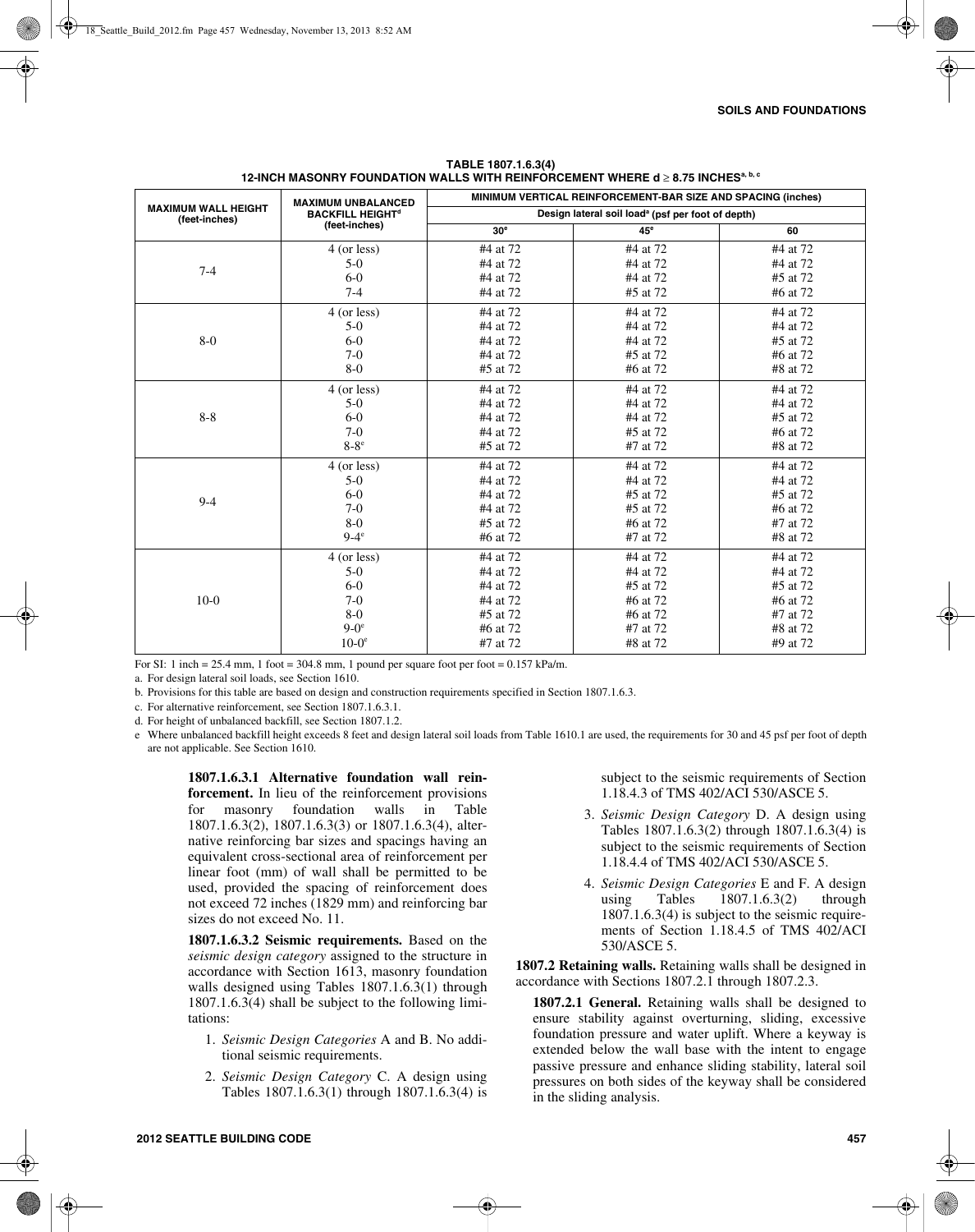**TABLE 1807.1.6.3(4)**
**12-INCH MASONRY FOUNDATION WALLS WITH REINFORCEMENT WHERE d ≥ 8.75 INCHES[a, b, c]**

| MAXIMUM WALL HEIGHT (feet-inches) | MAXIMUM UNBALANCED BACKFILL HEIGHT[d] (feet-inches) | MINIMUM VERTICAL REINFORCEMENT-BAR SIZE AND SPACING (inches) | | |
|---|---|---|---|---|
| | | Design lateral soil load[a] (psf per foot of depth) | | |
| | | 30[e] | 45[e] | 60 |
| 7-4 | 4 (or less) | #4 at 72 | #4 at 72 | #4 at 72 |
| | 5-0 | #4 at 72 | #4 at 72 | #4 at 72 |
| | 6-0 | #4 at 72 | #4 at 72 | #5 at 72 |
| | 7-4 | #4 at 72 | #5 at 72 | #6 at 72 |
| 8-0 | 4 (or less) | #4 at 72 | #4 at 72 | #4 at 72 |
| | 5-0 | #4 at 72 | #4 at 72 | #4 at 72 |
| | 6-0 | #4 at 72 | #4 at 72 | #5 at 72 |
| | 7-0 | #4 at 72 | #5 at 72 | #6 at 72 |
| | 8-0 | #5 at 72 | #6 at 72 | #8 at 72 |
| 8-8 | 4 (or less) | #4 at 72 | #4 at 72 | #4 at 72 |
| | 5-0 | #4 at 72 | #4 at 72 | #4 at 72 |
| | 6-0 | #4 at 72 | #4 at 72 | #5 at 72 |
| | 7-0 | #4 at 72 | #5 at 72 | #6 at 72 |
| | 8-8[e] | #5 at 72 | #7 at 72 | #8 at 72 |
| 9-4 | 4 (or less) | #4 at 72 | #4 at 72 | #4 at 72 |
| | 5-0 | #4 at 72 | #4 at 72 | #4 at 72 |
| | 6-0 | #4 at 72 | #5 at 72 | #5 at 72 |
| | 7-0 | #4 at 72 | #5 at 72 | #6 at 72 |
| | 8-0 | #5 at 72 | #6 at 72 | #7 at 72 |
| | 9-4[e] | #6 at 72 | #7 at 72 | #8 at 72 |
| 10-0 | 4 (or less) | #4 at 72 | #4 at 72 | #4 at 72 |
| | 5-0 | #4 at 72 | #4 at 72 | #4 at 72 |
| | 6-0 | #4 at 72 | #5 at 72 | #5 at 72 |
| | 7-0 | #4 at 72 | #6 at 72 | #6 at 72 |
| | 8-0 | #5 at 72 | #6 at 72 | #7 at 72 |
| | 9-0[e] | #6 at 72 | #7 at 72 | #8 at 72 |
| | 10-0[e] | #7 at 72 | #8 at 72 | #9 at 72 |

For SI: 1 inch = 25.4 mm, 1 foot = 304.8 mm, 1 pound per square foot per foot = 0.157 kPa/m.

a. For design lateral soil loads, see Section 1610.

b. Provisions for this table are based on design and construction requirements specified in Section 1807.1.6.3.

c. For alternative reinforcement, see Section 1807.1.6.3.1.

d. For height of unbalanced backfill, see Section 1807.1.2.

e Where unbalanced backfill height exceeds 8 feet and design lateral soil loads from Table 1610.1 are used, the requirements for 30 and 45 psf per foot of depth are not applicable. See Section 1610.

**1807.1.6.3.1 Alternative foundation wall reinforcement.** In lieu of the reinforcement provisions for masonry foundation walls in Table 1807.1.6.3(2), 1807.1.6.3(3) or 1807.1.6.3(4), alternative reinforcing bar sizes and spacings having an equivalent cross-sectional area of reinforcement per linear foot (mm) of wall shall be permitted to be used, provided the spacing of reinforcement does not exceed 72 inches (1829 mm) and reinforcing bar sizes do not exceed No. 11.

**1807.1.6.3.2 Seismic requirements.** Based on the *seismic design category* assigned to the structure in accordance with Section 1613, masonry foundation walls designed using Tables 1807.1.6.3(1) through 1807.1.6.3(4) shall be subject to the following limitations:

1. *Seismic Design Categories* A and B. No additional seismic requirements.
2. *Seismic Design Category* C. A design using Tables 1807.1.6.3(1) through 1807.1.6.3(4) is subject to the seismic requirements of Section 1.18.4.3 of TMS 402/ACI 530/ASCE 5.
3. *Seismic Design Category* D. A design using Tables 1807.1.6.3(2) through 1807.1.6.3(4) is subject to the seismic requirements of Section 1.18.4.4 of TMS 402/ACI 530/ASCE 5.
4. *Seismic Design Categories* E and F. A design using Tables 1807.1.6.3(2) through 1807.1.6.3(4) is subject to the seismic requirements of Section 1.18.4.5 of TMS 402/ACI 530/ASCE 5.

**1807.2 Retaining walls.** Retaining walls shall be designed in accordance with Sections 1807.2.1 through 1807.2.3.

**1807.2.1 General.** Retaining walls shall be designed to ensure stability against overturning, sliding, excessive foundation pressure and water uplift. Where a keyway is extended below the wall base with the intent to engage passive pressure and enhance sliding stability, lateral soil pressures on both sides of the keyway shall be considered in the sliding analysis.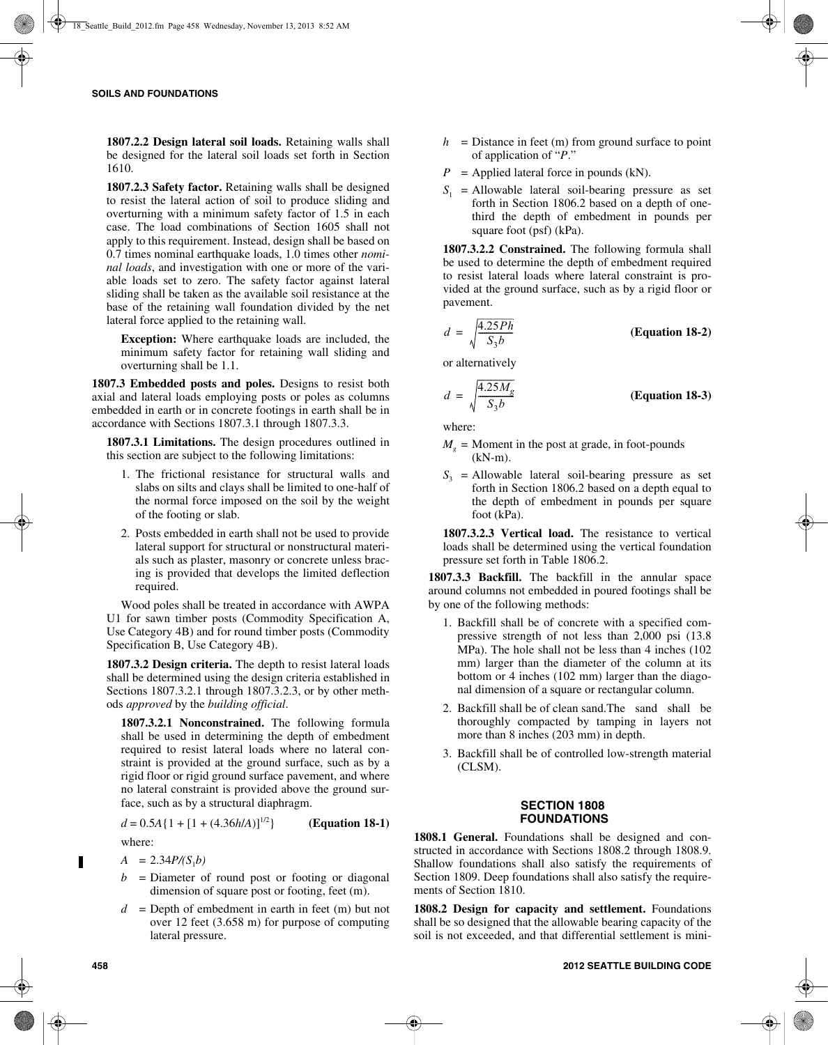**1807.2.2 Design lateral soil loads.** Retaining walls shall be designed for the lateral soil loads set forth in Section 1610.

**1807.2.3 Safety factor.** Retaining walls shall be designed to resist the lateral action of soil to produce sliding and overturning with a minimum safety factor of 1.5 in each case. The load combinations of Section 1605 shall not apply to this requirement. Instead, design shall be based on 0.7 times nominal earthquake loads, 1.0 times other *nominal loads*, and investigation with one or more of the variable loads set to zero. The safety factor against lateral sliding shall be taken as the available soil resistance at the base of the retaining wall foundation divided by the net lateral force applied to the retaining wall.

**Exception:** Where earthquake loads are included, the minimum safety factor for retaining wall sliding and overturning shall be 1.1.

**1807.3 Embedded posts and poles.** Designs to resist both axial and lateral loads employing posts or poles as columns embedded in earth or in concrete footings in earth shall be in accordance with Sections 1807.3.1 through 1807.3.3.

**1807.3.1 Limitations.** The design procedures outlined in this section are subject to the following limitations:

1. The frictional resistance for structural walls and slabs on silts and clays shall be limited to one-half of the normal force imposed on the soil by the weight of the footing or slab.
2. Posts embedded in earth shall not be used to provide lateral support for structural or nonstructural materials such as plaster, masonry or concrete unless bracing is provided that develops the limited deflection required.

Wood poles shall be treated in accordance with AWPA U1 for sawn timber posts (Commodity Specification A, Use Category 4B) and for round timber posts (Commodity Specification B, Use Category 4B).

**1807.3.2 Design criteria.** The depth to resist lateral loads shall be determined using the design criteria established in Sections 1807.3.2.1 through 1807.3.2.3, or by other methods *approved* by the *building official*.

**1807.3.2.1 Nonconstrained.** The following formula shall be used in determining the depth of embedment required to resist lateral loads where no lateral constraint is provided at the ground surface, such as by a rigid floor or rigid ground surface pavement, and where no lateral constraint is provided above the ground surface, such as by a structural diaphragm.

$$d = 0.5A\{1 + [1 + (4.36h/A)]^{1/2}\} \qquad \textbf{(Equation 18-1)}$$

where:

$A$ = $2.34P/(S_1 b)$

$b$ = Diameter of round post or footing or diagonal dimension of square post or footing, feet (m).

$d$ = Depth of embedment in earth in feet (m) but not over 12 feet (3.658 m) for purpose of computing lateral pressure.

$h$ = Distance in feet (m) from ground surface to point of application of "$P$."

$P$ = Applied lateral force in pounds (kN).

$S_1$ = Allowable lateral soil-bearing pressure as set forth in Section 1806.2 based on a depth of one-third the depth of embedment in pounds per square foot (psf) (kPa).

**1807.3.2.2 Constrained.** The following formula shall be used to determine the depth of embedment required to resist lateral loads where lateral constraint is provided at the ground surface, such as by a rigid floor or pavement.

$$d = \sqrt{\frac{4.25Ph}{S_3 b}} \qquad \textbf{(Equation 18-2)}$$

or alternatively

$$d = \sqrt{\frac{4.25M_g}{S_3 b}} \qquad \textbf{(Equation 18-3)}$$

where:

$M_g$ = Moment in the post at grade, in foot-pounds (kN-m).

$S_3$ = Allowable lateral soil-bearing pressure as set forth in Section 1806.2 based on a depth equal to the depth of embedment in pounds per square foot (kPa).

**1807.3.2.3 Vertical load.** The resistance to vertical loads shall be determined using the vertical foundation pressure set forth in Table 1806.2.

**1807.3.3 Backfill.** The backfill in the annular space around columns not embedded in poured footings shall be by one of the following methods:

1. Backfill shall be of concrete with a specified compressive strength of not less than 2,000 psi (13.8 MPa). The hole shall not be less than 4 inches (102 mm) larger than the diameter of the column at its bottom or 4 inches (102 mm) larger than the diagonal dimension of a square or rectangular column.
2. Backfill shall be of clean sand.The sand shall be thoroughly compacted by tamping in layers not more than 8 inches (203 mm) in depth.
3. Backfill shall be of controlled low-strength material (CLSM).

## SECTION 1808 FOUNDATIONS

**1808.1 General.** Foundations shall be designed and constructed in accordance with Sections 1808.2 through 1808.9. Shallow foundations shall also satisfy the requirements of Section 1809. Deep foundations shall also satisfy the requirements of Section 1810.

**1808.2 Design for capacity and settlement.** Foundations shall be so designed that the allowable bearing capacity of the soil is not exceeded, and that differential settlement is mini-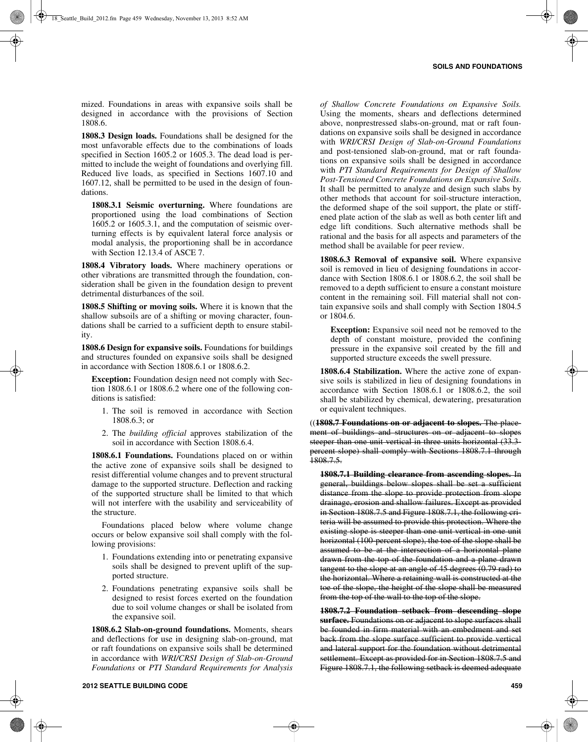mized. Foundations in areas with expansive soils shall be designed in accordance with the provisions of Section 1808.6.

**1808.3 Design loads.** Foundations shall be designed for the most unfavorable effects due to the combinations of loads specified in Section 1605.2 or 1605.3. The dead load is permitted to include the weight of foundations and overlying fill. Reduced live loads, as specified in Sections 1607.10 and 1607.12, shall be permitted to be used in the design of foundations.

**1808.3.1 Seismic overturning.** Where foundations are proportioned using the load combinations of Section 1605.2 or 1605.3.1, and the computation of seismic overturning effects is by equivalent lateral force analysis or modal analysis, the proportioning shall be in accordance with Section 12.13.4 of ASCE 7.

**1808.4 Vibratory loads.** Where machinery operations or other vibrations are transmitted through the foundation, consideration shall be given in the foundation design to prevent detrimental disturbances of the soil.

**1808.5 Shifting or moving soils.** Where it is known that the shallow subsoils are of a shifting or moving character, foundations shall be carried to a sufficient depth to ensure stability.

**1808.6 Design for expansive soils.** Foundations for buildings and structures founded on expansive soils shall be designed in accordance with Section 1808.6.1 or 1808.6.2.

**Exception:** Foundation design need not comply with Section 1808.6.1 or 1808.6.2 where one of the following conditions is satisfied:

1. The soil is removed in accordance with Section 1808.6.3; or
2. The *building official* approves stabilization of the soil in accordance with Section 1808.6.4.

**1808.6.1 Foundations.** Foundations placed on or within the active zone of expansive soils shall be designed to resist differential volume changes and to prevent structural damage to the supported structure. Deflection and racking of the supported structure shall be limited to that which will not interfere with the usability and serviceability of the structure.

Foundations placed below where volume change occurs or below expansive soil shall comply with the following provisions:

1. Foundations extending into or penetrating expansive soils shall be designed to prevent uplift of the supported structure.
2. Foundations penetrating expansive soils shall be designed to resist forces exerted on the foundation due to soil volume changes or shall be isolated from the expansive soil.

**1808.6.2 Slab-on-ground foundations.** Moments, shears and deflections for use in designing slab-on-ground, mat or raft foundations on expansive soils shall be determined in accordance with *WRI/CRSI Design of Slab-on-Ground Foundations* or *PTI Standard Requirements for Analysis of Shallow Concrete Foundations on Expansive Soils.* Using the moments, shears and deflections determined above, nonprestressed slabs-on-ground, mat or raft foundations on expansive soils shall be designed in accordance with *WRI/CRSI Design of Slab-on-Ground Foundations* and post-tensioned slab-on-ground, mat or raft foundations on expansive soils shall be designed in accordance with *PTI Standard Requirements for Design of Shallow Post-Tensioned Concrete Foundations on Expansive Soils*. It shall be permitted to analyze and design such slabs by other methods that account for soil-structure interaction, the deformed shape of the soil support, the plate or stiffened plate action of the slab as well as both center lift and edge lift conditions. Such alternative methods shall be rational and the basis for all aspects and parameters of the method shall be available for peer review.

**1808.6.3 Removal of expansive soil.** Where expansive soil is removed in lieu of designing foundations in accordance with Section 1808.6.1 or 1808.6.2, the soil shall be removed to a depth sufficient to ensure a constant moisture content in the remaining soil. Fill material shall not contain expansive soils and shall comply with Section 1804.5 or 1804.6.

**Exception:** Expansive soil need not be removed to the depth of constant moisture, provided the confining pressure in the expansive soil created by the fill and supported structure exceeds the swell pressure.

**1808.6.4 Stabilization.** Where the active zone of expansive soils is stabilized in lieu of designing foundations in accordance with Section 1808.6.1 or 1808.6.2, the soil shall be stabilized by chemical, dewatering, presaturation or equivalent techniques.

((~~**1808.7 Foundations on or adjacent to slopes.** The placement of buildings and structures on or adjacent to slopes steeper than one unit vertical in three units horizontal (33.3-percent slope) shall comply with Sections 1808.7.1 through 1808.7.5.~~

~~**1808.7.1 Building clearance from ascending slopes.** In general, buildings below slopes shall be set a sufficient distance from the slope to provide protection from slope drainage, erosion and shallow failures. Except as provided in Section 1808.7.5 and Figure 1808.7.1, the following criteria will be assumed to provide this protection. Where the existing slope is steeper than one unit vertical in one unit horizontal (100-percent slope), the toe of the slope shall be assumed to be at the intersection of a horizontal plane drawn from the top of the foundation and a plane drawn tangent to the slope at an angle of 45 degrees (0.79 rad) to the horizontal. Where a retaining wall is constructed at the toe of the slope, the height of the slope shall be measured from the top of the wall to the top of the slope.~~

~~**1808.7.2 Foundation setback from descending slope surface.** Foundations on or adjacent to slope surfaces shall be founded in firm material with an embedment and set back from the slope surface sufficient to provide vertical and lateral support for the foundation without detrimental settlement. Except as provided for in Section 1808.7.5 and Figure 1808.7.1, the following setback is deemed adequate~~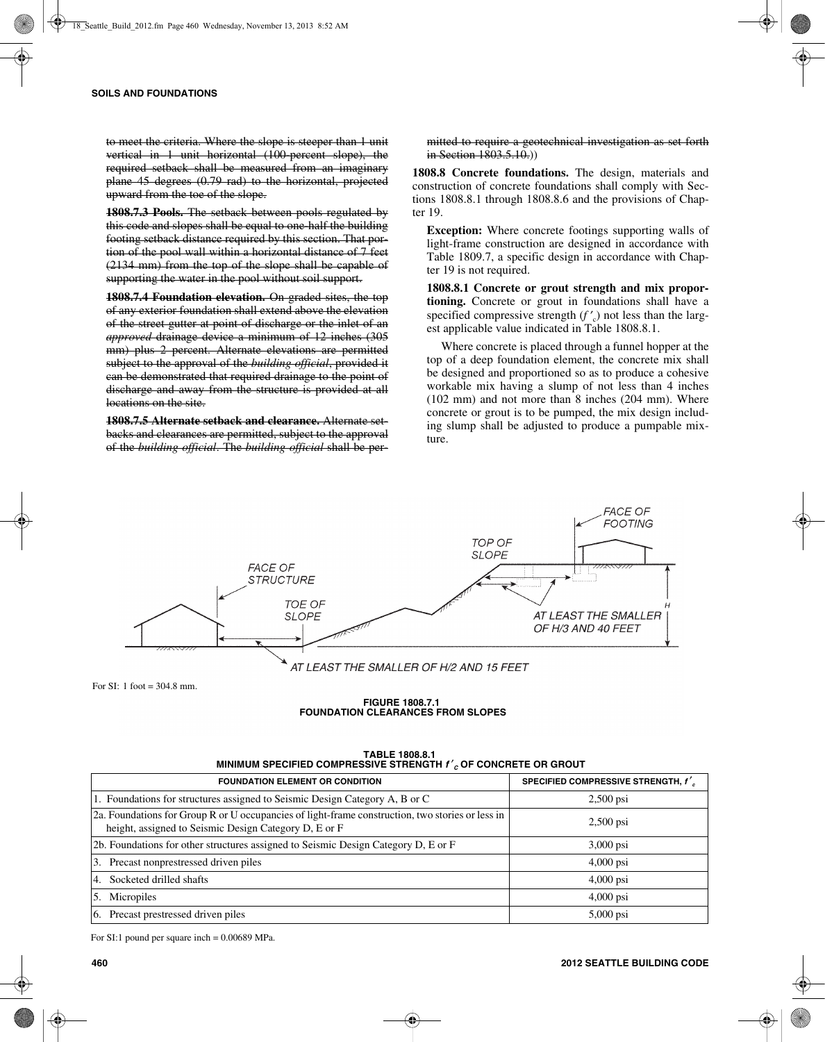~~to meet the criteria. Where the slope is steeper than 1 unit vertical in 1 unit horizontal (100-percent slope), the required setback shall be measured from an imaginary plane 45 degrees (0.79 rad) to the horizontal, projected upward from the toe of the slope.~~

~~**1808.7.3 Pools.** The setback between pools regulated by this code and slopes shall be equal to one-half the building footing setback distance required by this section. That portion of the pool wall within a horizontal distance of 7 feet (2134 mm) from the top of the slope shall be capable of supporting the water in the pool without soil support.~~

~~**1808.7.4 Foundation elevation.** On graded sites, the top of any exterior foundation shall extend above the elevation of the street gutter at point of discharge or the inlet of an *approved* drainage device a minimum of 12 inches (305 mm) plus 2 percent. Alternate elevations are permitted subject to the approval of the *building official*, provided it can be demonstrated that required drainage to the point of discharge and away from the structure is provided at all locations on the site.~~

~~**1808.7.5 Alternate setback and clearance.** Alternate setbacks and clearances are permitted, subject to the approval of the *building official*. The *building official* shall be permitted to require a geotechnical investigation as set forth in Section 1803.5.10.~~))

**1808.8 Concrete foundations.** The design, materials and construction of concrete foundations shall comply with Sections 1808.8.1 through 1808.8.6 and the provisions of Chapter 19.

**Exception:** Where concrete footings supporting walls of light-frame construction are designed in accordance with Table 1809.7, a specific design in accordance with Chapter 19 is not required.

**1808.8.1 Concrete or grout strength and mix proportioning.** Concrete or grout in foundations shall have a specified compressive strength ($f'_c$) not less than the largest applicable value indicated in Table 1808.8.1.

Where concrete is placed through a funnel hopper at the top of a deep foundation element, the concrete mix shall be designed and proportioned so as to produce a cohesive workable mix having a slump of not less than 4 inches (102 mm) and not more than 8 inches (204 mm). Where concrete or grout is to be pumped, the mix design including slump shall be adjusted to produce a pumpable mixture.

For SI: 1 foot = 304.8 mm.

**FIGURE 1808.7.1**
**FOUNDATION CLEARANCES FROM SLOPES**

**TABLE 1808.8.1**
**MINIMUM SPECIFIED COMPRESSIVE STRENGTH $f'_c$ OF CONCRETE OR GROUT**

| FOUNDATION ELEMENT OR CONDITION | SPECIFIED COMPRESSIVE STRENGTH, $f'_c$ |
|---|---|
| 1. Foundations for structures assigned to Seismic Design Category A, B or C | 2,500 psi |
| 2a. Foundations for Group R or U occupancies of light-frame construction, two stories or less in height, assigned to Seismic Design Category D, E or F | 2,500 psi |
| 2b. Foundations for other structures assigned to Seismic Design Category D, E or F | 3,000 psi |
| 3. Precast nonprestressed driven piles | 4,000 psi |
| 4. Socketed drilled shafts | 4,000 psi |
| 5. Micropiles | 4,000 psi |
| 6. Precast prestressed driven piles | 5,000 psi |

For SI:1 pound per square inch = 0.00689 MPa.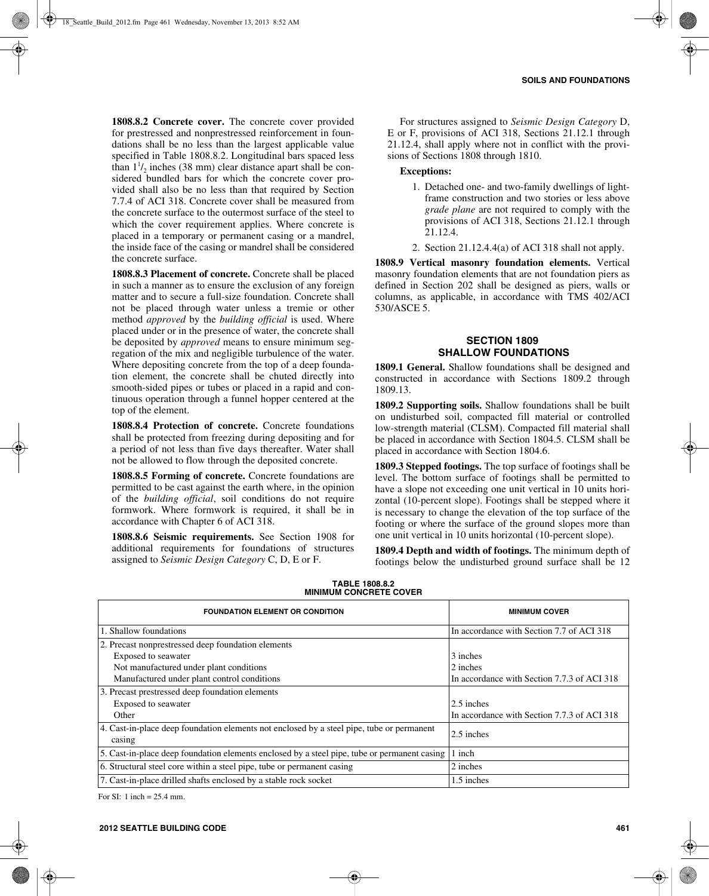**1808.8.2 Concrete cover.** The concrete cover provided for prestressed and nonprestressed reinforcement in foundations shall be no less than the largest applicable value specified in Table 1808.8.2. Longitudinal bars spaced less than $1^1/_2$ inches (38 mm) clear distance apart shall be considered bundled bars for which the concrete cover provided shall also be no less than that required by Section 7.7.4 of ACI 318. Concrete cover shall be measured from the concrete surface to the outermost surface of the steel to which the cover requirement applies. Where concrete is placed in a temporary or permanent casing or a mandrel, the inside face of the casing or mandrel shall be considered the concrete surface.

**1808.8.3 Placement of concrete.** Concrete shall be placed in such a manner as to ensure the exclusion of any foreign matter and to secure a full-size foundation. Concrete shall not be placed through water unless a tremie or other method *approved* by the *building official* is used. Where placed under or in the presence of water, the concrete shall be deposited by *approved* means to ensure minimum segregation of the mix and negligible turbulence of the water. Where depositing concrete from the top of a deep foundation element, the concrete shall be chuted directly into smooth-sided pipes or tubes or placed in a rapid and continuous operation through a funnel hopper centered at the top of the element.

**1808.8.4 Protection of concrete.** Concrete foundations shall be protected from freezing during depositing and for a period of not less than five days thereafter. Water shall not be allowed to flow through the deposited concrete.

**1808.8.5 Forming of concrete.** Concrete foundations are permitted to be cast against the earth where, in the opinion of the *building official*, soil conditions do not require formwork. Where formwork is required, it shall be in accordance with Chapter 6 of ACI 318.

**1808.8.6 Seismic requirements.** See Section 1908 for additional requirements for foundations of structures assigned to *Seismic Design Category* C, D, E or F.

For structures assigned to *Seismic Design Category* D, E or F, provisions of ACI 318, Sections 21.12.1 through 21.12.4, shall apply where not in conflict with the provisions of Sections 1808 through 1810.

**Exceptions:**

1. Detached one- and two-family dwellings of light-frame construction and two stories or less above *grade plane* are not required to comply with the provisions of ACI 318, Sections 21.12.1 through 21.12.4.
2. Section 21.12.4.4(a) of ACI 318 shall not apply.

**1808.9 Vertical masonry foundation elements.** Vertical masonry foundation elements that are not foundation piers as defined in Section 202 shall be designed as piers, walls or columns, as applicable, in accordance with TMS 402/ACI 530/ASCE 5.

## SECTION 1809
## SHALLOW FOUNDATIONS

**1809.1 General.** Shallow foundations shall be designed and constructed in accordance with Sections 1809.2 through 1809.13.

**1809.2 Supporting soils.** Shallow foundations shall be built on undisturbed soil, compacted fill material or controlled low-strength material (CLSM). Compacted fill material shall be placed in accordance with Section 1804.5. CLSM shall be placed in accordance with Section 1804.6.

**1809.3 Stepped footings.** The top surface of footings shall be level. The bottom surface of footings shall be permitted to have a slope not exceeding one unit vertical in 10 units horizontal (10-percent slope). Footings shall be stepped where it is necessary to change the elevation of the top surface of the footing or where the surface of the ground slopes more than one unit vertical in 10 units horizontal (10-percent slope).

**1809.4 Depth and width of footings.** The minimum depth of footings below the undisturbed ground surface shall be 12

**TABLE 1808.8.2
MINIMUM CONCRETE COVER**

| FOUNDATION ELEMENT OR CONDITION | MINIMUM COVER |
|---|---|
| 1. Shallow foundations | In accordance with Section 7.7 of ACI 318 |
| 2. Precast nonprestressed deep foundation elements<br>Exposed to seawater<br>Not manufactured under plant conditions<br>Manufactured under plant control conditions | <br>3 inches<br>2 inches<br>In accordance with Section 7.7.3 of ACI 318 |
| 3. Precast prestressed deep foundation elements<br>Exposed to seawater<br>Other | <br>2.5 inches<br>In accordance with Section 7.7.3 of ACI 318 |
| 4. Cast-in-place deep foundation elements not enclosed by a steel pipe, tube or permanent casing | 2.5 inches |
| 5. Cast-in-place deep foundation elements enclosed by a steel pipe, tube or permanent casing | 1 inch |
| 6. Structural steel core within a steel pipe, tube or permanent casing | 2 inches |
| 7. Cast-in-place drilled shafts enclosed by a stable rock socket | 1.5 inches |

For SI: 1 inch = 25.4 mm.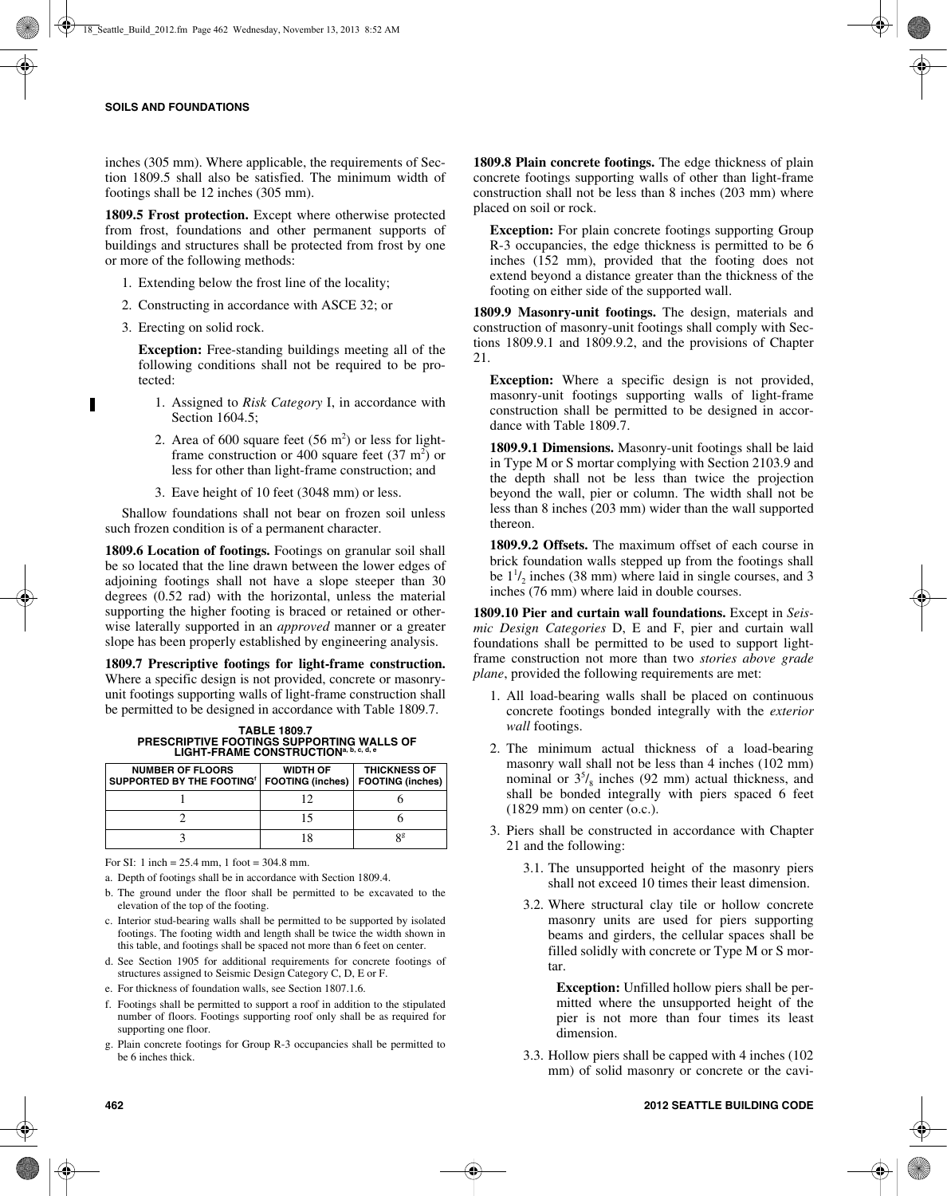inches (305 mm). Where applicable, the requirements of Section 1809.5 shall also be satisfied. The minimum width of footings shall be 12 inches (305 mm).

**1809.5 Frost protection.** Except where otherwise protected from frost, foundations and other permanent supports of buildings and structures shall be protected from frost by one or more of the following methods:

1. Extending below the frost line of the locality;
2. Constructing in accordance with ASCE 32; or
3. Erecting on solid rock.

   **Exception:** Free-standing buildings meeting all of the following conditions shall not be required to be protected:

   1. Assigned to *Risk Category* I, in accordance with Section 1604.5;
   2. Area of 600 square feet (56 $m^2$) or less for light-frame construction or 400 square feet (37 $m^2$) or less for other than light-frame construction; and
   3. Eave height of 10 feet (3048 mm) or less.

Shallow foundations shall not bear on frozen soil unless such frozen condition is of a permanent character.

**1809.6 Location of footings.** Footings on granular soil shall be so located that the line drawn between the lower edges of adjoining footings shall not have a slope steeper than 30 degrees (0.52 rad) with the horizontal, unless the material supporting the higher footing is braced or retained or otherwise laterally supported in an *approved* manner or a greater slope has been properly established by engineering analysis.

**1809.7 Prescriptive footings for light-frame construction.** Where a specific design is not provided, concrete or masonry-unit footings supporting walls of light-frame construction shall be permitted to be designed in accordance with Table 1809.7.

**TABLE 1809.7**
**PRESCRIPTIVE FOOTINGS SUPPORTING WALLS OF LIGHT-FRAME CONSTRUCTION[a, b, c, d, e]**

| NUMBER OF FLOORS SUPPORTED BY THE FOOTING[f] | WIDTH OF FOOTING (inches) | THICKNESS OF FOOTING (inches) |
|---|---|---|
| 1 | 12 | 6 |
| 2 | 15 | 6 |
| 3 | 18 | 8[g] |

For SI: 1 inch = 25.4 mm, 1 foot = 304.8 mm.

a. Depth of footings shall be in accordance with Section 1809.4.

b. The ground under the floor shall be permitted to be excavated to the elevation of the top of the footing.

c. Interior stud-bearing walls shall be permitted to be supported by isolated footings. The footing width and length shall be twice the width shown in this table, and footings shall be spaced not more than 6 feet on center.

d. See Section 1905 for additional requirements for concrete footings of structures assigned to Seismic Design Category C, D, E or F.

e. For thickness of foundation walls, see Section 1807.1.6.

f. Footings shall be permitted to support a roof in addition to the stipulated number of floors. Footings supporting roof only shall be as required for supporting one floor.

g. Plain concrete footings for Group R-3 occupancies shall be permitted to be 6 inches thick.

**1809.8 Plain concrete footings.** The edge thickness of plain concrete footings supporting walls of other than light-frame construction shall not be less than 8 inches (203 mm) where placed on soil or rock.

**Exception:** For plain concrete footings supporting Group R-3 occupancies, the edge thickness is permitted to be 6 inches (152 mm), provided that the footing does not extend beyond a distance greater than the thickness of the footing on either side of the supported wall.

**1809.9 Masonry-unit footings.** The design, materials and construction of masonry-unit footings shall comply with Sections 1809.9.1 and 1809.9.2, and the provisions of Chapter 21.

**Exception:** Where a specific design is not provided, masonry-unit footings supporting walls of light-frame construction shall be permitted to be designed in accordance with Table 1809.7.

**1809.9.1 Dimensions.** Masonry-unit footings shall be laid in Type M or S mortar complying with Section 2103.9 and the depth shall not be less than twice the projection beyond the wall, pier or column. The width shall not be less than 8 inches (203 mm) wider than the wall supported thereon.

**1809.9.2 Offsets.** The maximum offset of each course in brick foundation walls stepped up from the footings shall be $1^1/_2$ inches (38 mm) where laid in single courses, and 3 inches (76 mm) where laid in double courses.

**1809.10 Pier and curtain wall foundations.** Except in *Seismic Design Categories* D, E and F, pier and curtain wall foundations shall be permitted to be used to support light-frame construction not more than two *stories above grade plane*, provided the following requirements are met:

1. All load-bearing walls shall be placed on continuous concrete footings bonded integrally with the *exterior wall* footings.
2. The minimum actual thickness of a load-bearing masonry wall shall not be less than 4 inches (102 mm) nominal or $3^5/_8$ inches (92 mm) actual thickness, and shall be bonded integrally with piers spaced 6 feet (1829 mm) on center (o.c.).
3. Piers shall be constructed in accordance with Chapter 21 and the following:

   3.1. The unsupported height of the masonry piers shall not exceed 10 times their least dimension.

   3.2. Where structural clay tile or hollow concrete masonry units are used for piers supporting beams and girders, the cellular spaces shall be filled solidly with concrete or Type M or S mortar.

   **Exception:** Unfilled hollow piers shall be permitted where the unsupported height of the pier is not more than four times its least dimension.

   3.3. Hollow piers shall be capped with 4 inches (102 mm) of solid masonry or concrete or the cavi-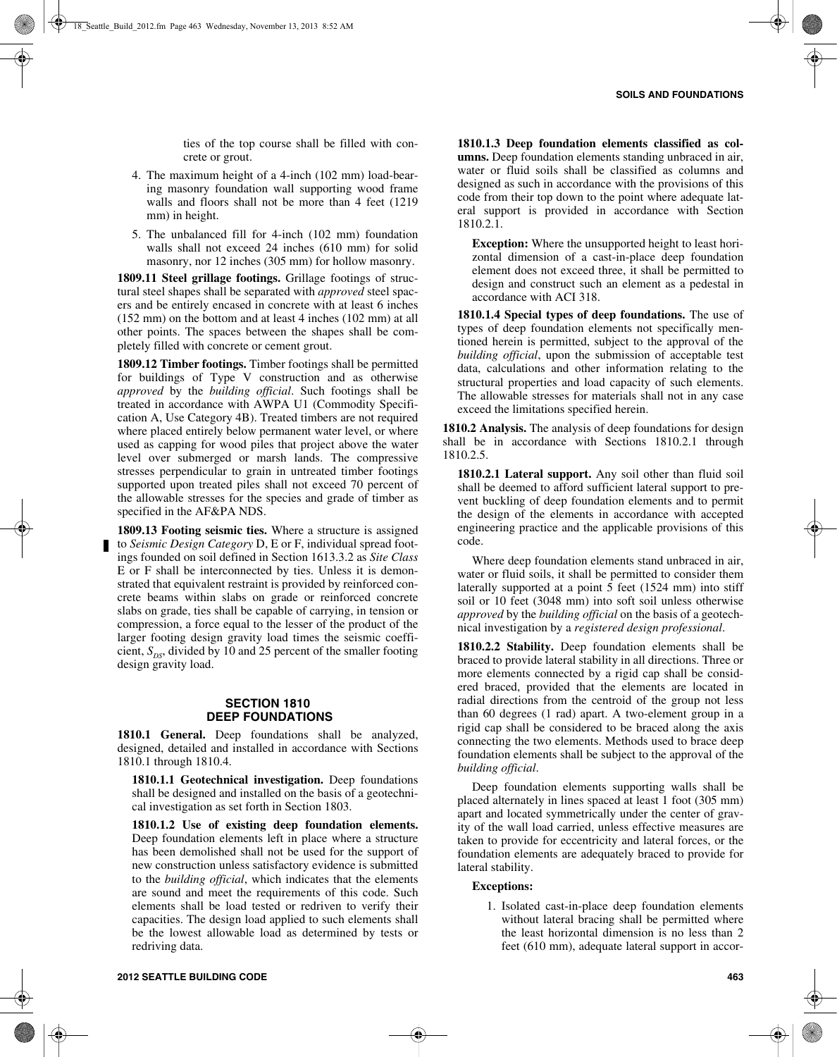ties of the top course shall be filled with concrete or grout.

4. The maximum height of a 4-inch (102 mm) load-bearing masonry foundation wall supporting wood frame walls and floors shall not be more than 4 feet (1219 mm) in height.
5. The unbalanced fill for 4-inch (102 mm) foundation walls shall not exceed 24 inches (610 mm) for solid masonry, nor 12 inches (305 mm) for hollow masonry.

**1809.11 Steel grillage footings.** Grillage footings of structural steel shapes shall be separated with *approved* steel spacers and be entirely encased in concrete with at least 6 inches (152 mm) on the bottom and at least 4 inches (102 mm) at all other points. The spaces between the shapes shall be completely filled with concrete or cement grout.

**1809.12 Timber footings.** Timber footings shall be permitted for buildings of Type V construction and as otherwise *approved* by the *building official*. Such footings shall be treated in accordance with AWPA U1 (Commodity Specification A, Use Category 4B). Treated timbers are not required where placed entirely below permanent water level, or where used as capping for wood piles that project above the water level over submerged or marsh lands. The compressive stresses perpendicular to grain in untreated timber footings supported upon treated piles shall not exceed 70 percent of the allowable stresses for the species and grade of timber as specified in the AF&PA NDS.

**1809.13 Footing seismic ties.** Where a structure is assigned to *Seismic Design Category* D, E or F, individual spread footings founded on soil defined in Section 1613.3.2 as *Site Class* E or F shall be interconnected by ties. Unless it is demonstrated that equivalent restraint is provided by reinforced concrete beams within slabs on grade or reinforced concrete slabs on grade, ties shall be capable of carrying, in tension or compression, a force equal to the lesser of the product of the larger footing design gravity load times the seismic coefficient, $S_{DS}$, divided by 10 and 25 percent of the smaller footing design gravity load.

## SECTION 1810 DEEP FOUNDATIONS

**1810.1 General.** Deep foundations shall be analyzed, designed, detailed and installed in accordance with Sections 1810.1 through 1810.4.

**1810.1.1 Geotechnical investigation.** Deep foundations shall be designed and installed on the basis of a geotechnical investigation as set forth in Section 1803.

**1810.1.2 Use of existing deep foundation elements.** Deep foundation elements left in place where a structure has been demolished shall not be used for the support of new construction unless satisfactory evidence is submitted to the *building official*, which indicates that the elements are sound and meet the requirements of this code. Such elements shall be load tested or redriven to verify their capacities. The design load applied to such elements shall be the lowest allowable load as determined by tests or redriving data.

**1810.1.3 Deep foundation elements classified as columns.** Deep foundation elements standing unbraced in air, water or fluid soils shall be classified as columns and designed as such in accordance with the provisions of this code from their top down to the point where adequate lateral support is provided in accordance with Section 1810.2.1.

**Exception:** Where the unsupported height to least horizontal dimension of a cast-in-place deep foundation element does not exceed three, it shall be permitted to design and construct such an element as a pedestal in accordance with ACI 318.

**1810.1.4 Special types of deep foundations.** The use of types of deep foundation elements not specifically mentioned herein is permitted, subject to the approval of the *building official*, upon the submission of acceptable test data, calculations and other information relating to the structural properties and load capacity of such elements. The allowable stresses for materials shall not in any case exceed the limitations specified herein.

**1810.2 Analysis.** The analysis of deep foundations for design shall be in accordance with Sections 1810.2.1 through 1810.2.5.

**1810.2.1 Lateral support.** Any soil other than fluid soil shall be deemed to afford sufficient lateral support to prevent buckling of deep foundation elements and to permit the design of the elements in accordance with accepted engineering practice and the applicable provisions of this code.

Where deep foundation elements stand unbraced in air, water or fluid soils, it shall be permitted to consider them laterally supported at a point 5 feet (1524 mm) into stiff soil or 10 feet (3048 mm) into soft soil unless otherwise *approved* by the *building official* on the basis of a geotechnical investigation by a *registered design professional*.

**1810.2.2 Stability.** Deep foundation elements shall be braced to provide lateral stability in all directions. Three or more elements connected by a rigid cap shall be considered braced, provided that the elements are located in radial directions from the centroid of the group not less than 60 degrees (1 rad) apart. A two-element group in a rigid cap shall be considered to be braced along the axis connecting the two elements. Methods used to brace deep foundation elements shall be subject to the approval of the *building official*.

Deep foundation elements supporting walls shall be placed alternately in lines spaced at least 1 foot (305 mm) apart and located symmetrically under the center of gravity of the wall load carried, unless effective measures are taken to provide for eccentricity and lateral forces, or the foundation elements are adequately braced to provide for lateral stability.

**Exceptions:**

1. Isolated cast-in-place deep foundation elements without lateral bracing shall be permitted where the least horizontal dimension is no less than 2 feet (610 mm), adequate lateral support in accor-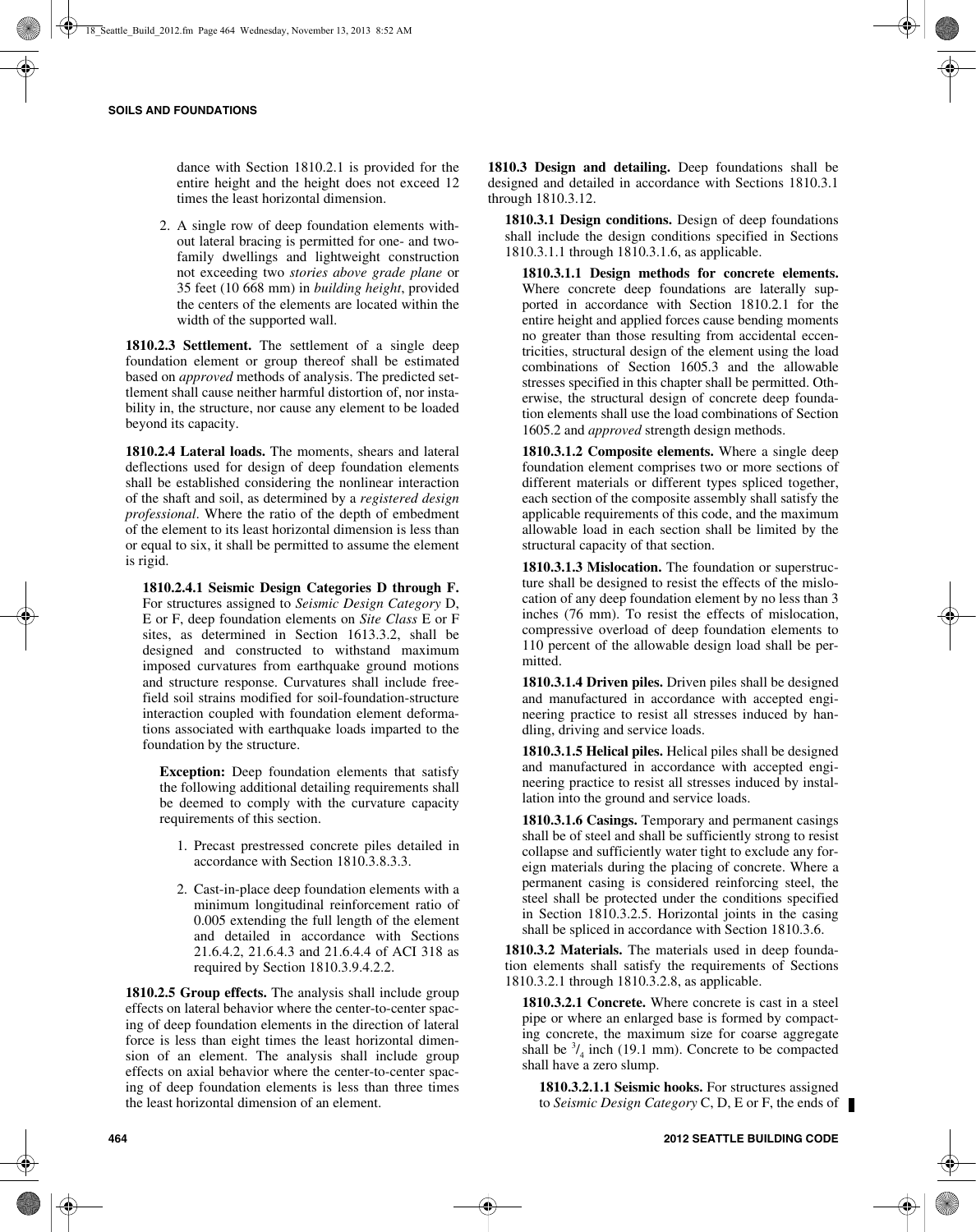dance with Section 1810.2.1 is provided for the entire height and the height does not exceed 12 times the least horizontal dimension.

2. A single row of deep foundation elements without lateral bracing is permitted for one- and two-family dwellings and lightweight construction not exceeding two *stories above grade plane* or 35 feet (10 668 mm) in *building height*, provided the centers of the elements are located within the width of the supported wall.

**1810.2.3 Settlement.** The settlement of a single deep foundation element or group thereof shall be estimated based on *approved* methods of analysis. The predicted settlement shall cause neither harmful distortion of, nor instability in, the structure, nor cause any element to be loaded beyond its capacity.

**1810.2.4 Lateral loads.** The moments, shears and lateral deflections used for design of deep foundation elements shall be established considering the nonlinear interaction of the shaft and soil, as determined by a *registered design professional*. Where the ratio of the depth of embedment of the element to its least horizontal dimension is less than or equal to six, it shall be permitted to assume the element is rigid.

**1810.2.4.1 Seismic Design Categories D through F.** For structures assigned to *Seismic Design Category* D, E or F, deep foundation elements on *Site Class* E or F sites, as determined in Section 1613.3.2, shall be designed and constructed to withstand maximum imposed curvatures from earthquake ground motions and structure response. Curvatures shall include free-field soil strains modified for soil-foundation-structure interaction coupled with foundation element deformations associated with earthquake loads imparted to the foundation by the structure.

**Exception:** Deep foundation elements that satisfy the following additional detailing requirements shall be deemed to comply with the curvature capacity requirements of this section.

1. Precast prestressed concrete piles detailed in accordance with Section 1810.3.8.3.3.

2. Cast-in-place deep foundation elements with a minimum longitudinal reinforcement ratio of 0.005 extending the full length of the element and detailed in accordance with Sections 21.6.4.2, 21.6.4.3 and 21.6.4.4 of ACI 318 as required by Section 1810.3.9.4.2.2.

**1810.2.5 Group effects.** The analysis shall include group effects on lateral behavior where the center-to-center spacing of deep foundation elements in the direction of lateral force is less than eight times the least horizontal dimension of an element. The analysis shall include group effects on axial behavior where the center-to-center spacing of deep foundation elements is less than three times the least horizontal dimension of an element.

**1810.3 Design and detailing.** Deep foundations shall be designed and detailed in accordance with Sections 1810.3.1 through 1810.3.12.

**1810.3.1 Design conditions.** Design of deep foundations shall include the design conditions specified in Sections 1810.3.1.1 through 1810.3.1.6, as applicable.

**1810.3.1.1 Design methods for concrete elements.** Where concrete deep foundations are laterally supported in accordance with Section 1810.2.1 for the entire height and applied forces cause bending moments no greater than those resulting from accidental eccentricities, structural design of the element using the load combinations of Section 1605.3 and the allowable stresses specified in this chapter shall be permitted. Otherwise, the structural design of concrete deep foundation elements shall use the load combinations of Section 1605.2 and *approved* strength design methods.

**1810.3.1.2 Composite elements.** Where a single deep foundation element comprises two or more sections of different materials or different types spliced together, each section of the composite assembly shall satisfy the applicable requirements of this code, and the maximum allowable load in each section shall be limited by the structural capacity of that section.

**1810.3.1.3 Mislocation.** The foundation or superstructure shall be designed to resist the effects of the mislocation of any deep foundation element by no less than 3 inches (76 mm). To resist the effects of mislocation, compressive overload of deep foundation elements to 110 percent of the allowable design load shall be permitted.

**1810.3.1.4 Driven piles.** Driven piles shall be designed and manufactured in accordance with accepted engineering practice to resist all stresses induced by handling, driving and service loads.

**1810.3.1.5 Helical piles.** Helical piles shall be designed and manufactured in accordance with accepted engineering practice to resist all stresses induced by installation into the ground and service loads.

**1810.3.1.6 Casings.** Temporary and permanent casings shall be of steel and shall be sufficiently strong to resist collapse and sufficiently water tight to exclude any foreign materials during the placing of concrete. Where a permanent casing is considered reinforcing steel, the steel shall be protected under the conditions specified in Section 1810.3.2.5. Horizontal joints in the casing shall be spliced in accordance with Section 1810.3.6.

**1810.3.2 Materials.** The materials used in deep foundation elements shall satisfy the requirements of Sections 1810.3.2.1 through 1810.3.2.8, as applicable.

**1810.3.2.1 Concrete.** Where concrete is cast in a steel pipe or where an enlarged base is formed by compacting concrete, the maximum size for coarse aggregate shall be $^{3}/_{4}$ inch (19.1 mm). Concrete to be compacted shall have a zero slump.

**1810.3.2.1.1 Seismic hooks.** For structures assigned to *Seismic Design Category* C, D, E or F, the ends of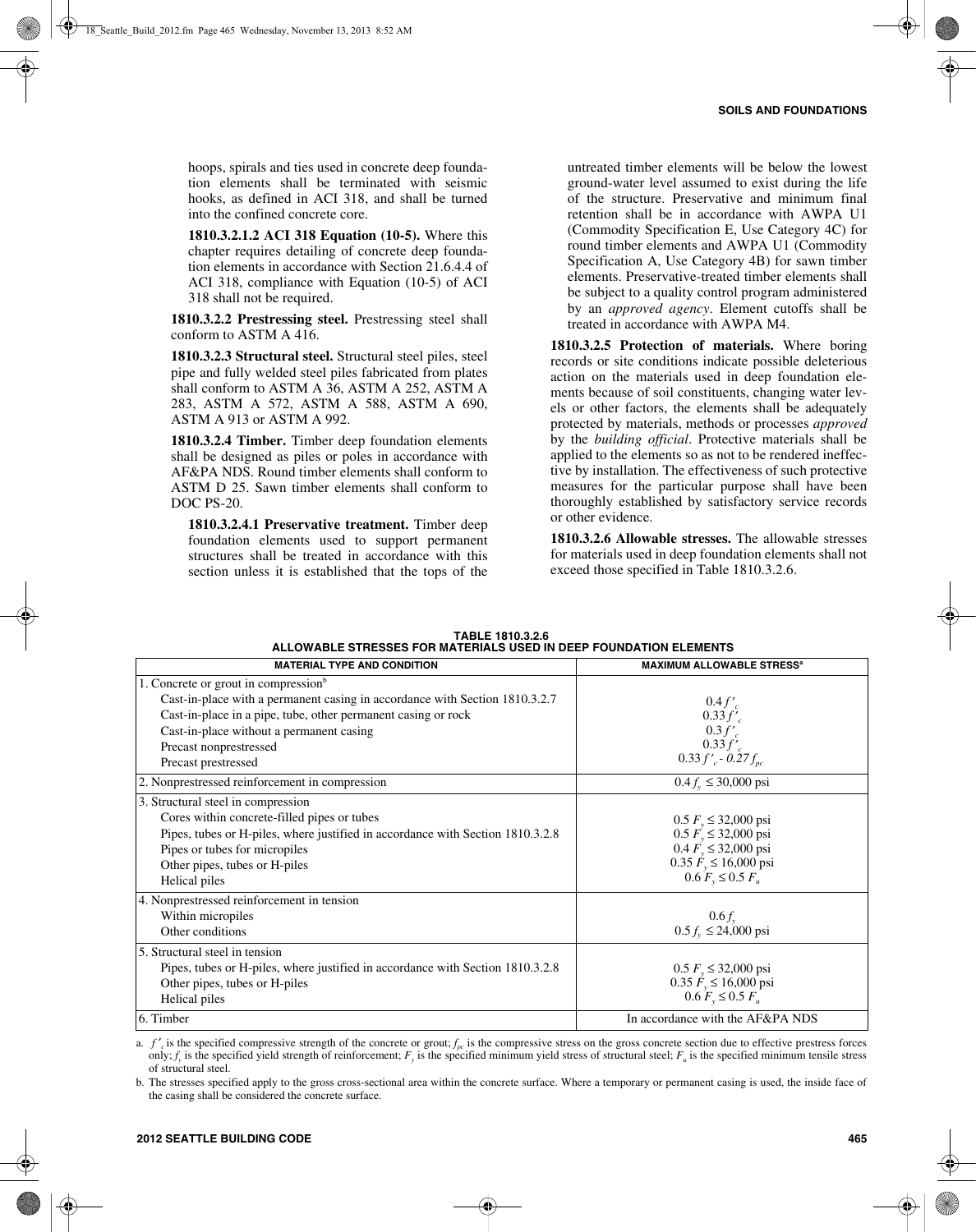hoops, spirals and ties used in concrete deep foundation elements shall be terminated with seismic hooks, as defined in ACI 318, and shall be turned into the confined concrete core.

**1810.3.2.1.2 ACI 318 Equation (10-5).** Where this chapter requires detailing of concrete deep foundation elements in accordance with Section 21.6.4.4 of ACI 318, compliance with Equation (10-5) of ACI 318 shall not be required.

**1810.3.2.2 Prestressing steel.** Prestressing steel shall conform to ASTM A 416.

**1810.3.2.3 Structural steel.** Structural steel piles, steel pipe and fully welded steel piles fabricated from plates shall conform to ASTM A 36, ASTM A 252, ASTM A 283, ASTM A 572, ASTM A 588, ASTM A 690, ASTM A 913 or ASTM A 992.

**1810.3.2.4 Timber.** Timber deep foundation elements shall be designed as piles or poles in accordance with AF&PA NDS. Round timber elements shall conform to ASTM D 25. Sawn timber elements shall conform to DOC PS-20.

**1810.3.2.4.1 Preservative treatment.** Timber deep foundation elements used to support permanent structures shall be treated in accordance with this section unless it is established that the tops of the untreated timber elements will be below the lowest ground-water level assumed to exist during the life of the structure. Preservative and minimum final retention shall be in accordance with AWPA U1 (Commodity Specification E, Use Category 4C) for round timber elements and AWPA U1 (Commodity Specification A, Use Category 4B) for sawn timber elements. Preservative-treated timber elements shall be subject to a quality control program administered by an *approved agency*. Element cutoffs shall be treated in accordance with AWPA M4.

**1810.3.2.5 Protection of materials.** Where boring records or site conditions indicate possible deleterious action on the materials used in deep foundation elements because of soil constituents, changing water levels or other factors, the elements shall be adequately protected by materials, methods or processes *approved* by the *building official*. Protective materials shall be applied to the elements so as not to be rendered ineffective by installation. The effectiveness of such protective measures for the particular purpose shall have been thoroughly established by satisfactory service records or other evidence.

**1810.3.2.6 Allowable stresses.** The allowable stresses for materials used in deep foundation elements shall not exceed those specified in Table 1810.3.2.6.

**TABLE 1810.3.2.6**
**ALLOWABLE STRESSES FOR MATERIALS USED IN DEEP FOUNDATION ELEMENTS**

| MATERIAL TYPE AND CONDITION | MAXIMUM ALLOWABLE STRESS[a] |
|---|---|
| 1. Concrete or grout in compression[b] | |
| Cast-in-place with a permanent casing in accordance with Section 1810.3.2.7 | $0.4 f'_c$ |
| Cast-in-place in a pipe, tube, other permanent casing or rock | $0.33 f'_c$ |
| Cast-in-place without a permanent casing | $0.3 f'_c$ |
| Precast nonprestressed | $0.33 f'_c$ |
| Precast prestressed | $0.33 f'_c - 0.27 f_{pc}$ |
| 2. Nonprestressed reinforcement in compression | $0.4 f_y \leq 30{,}000$ psi |
| 3. Structural steel in compression | |
| Cores within concrete-filled pipes or tubes | $0.5 F_y \leq 32{,}000$ psi |
| Pipes, tubes or H-piles, where justified in accordance with Section 1810.3.2.8 | $0.5 F_y \leq 32{,}000$ psi |
| Pipes or tubes for micropiles | $0.4 F_y \leq 32{,}000$ psi |
| Other pipes, tubes or H-piles | $0.35 F_y \leq 16{,}000$ psi |
| Helical piles | $0.6 F_y \leq 0.5 F_u$ |
| 4. Nonprestressed reinforcement in tension | |
| Within micropiles | $0.6 f_y$ |
| Other conditions | $0.5 f_y \leq 24{,}000$ psi |
| 5. Structural steel in tension | |
| Pipes, tubes or H-piles, where justified in accordance with Section 1810.3.2.8 | $0.5 F_y \leq 32{,}000$ psi |
| Other pipes, tubes or H-piles | $0.35 F_y \leq 16{,}000$ psi |
| Helical piles | $0.6 F_y \leq 0.5 F_u$ |
| 6. Timber | In accordance with the AF&PA NDS |

a. $f'_c$ is the specified compressive strength of the concrete or grout; $f_{pc}$ is the compressive stress on the gross concrete section due to effective prestress forces only; $f_y$ is the specified yield strength of reinforcement; $F_y$ is the specified minimum yield stress of structural steel; $F_u$ is the specified minimum tensile stress of structural steel.

b. The stresses specified apply to the gross cross-sectional area within the concrete surface. Where a temporary or permanent casing is used, the inside face of the casing shall be considered the concrete surface.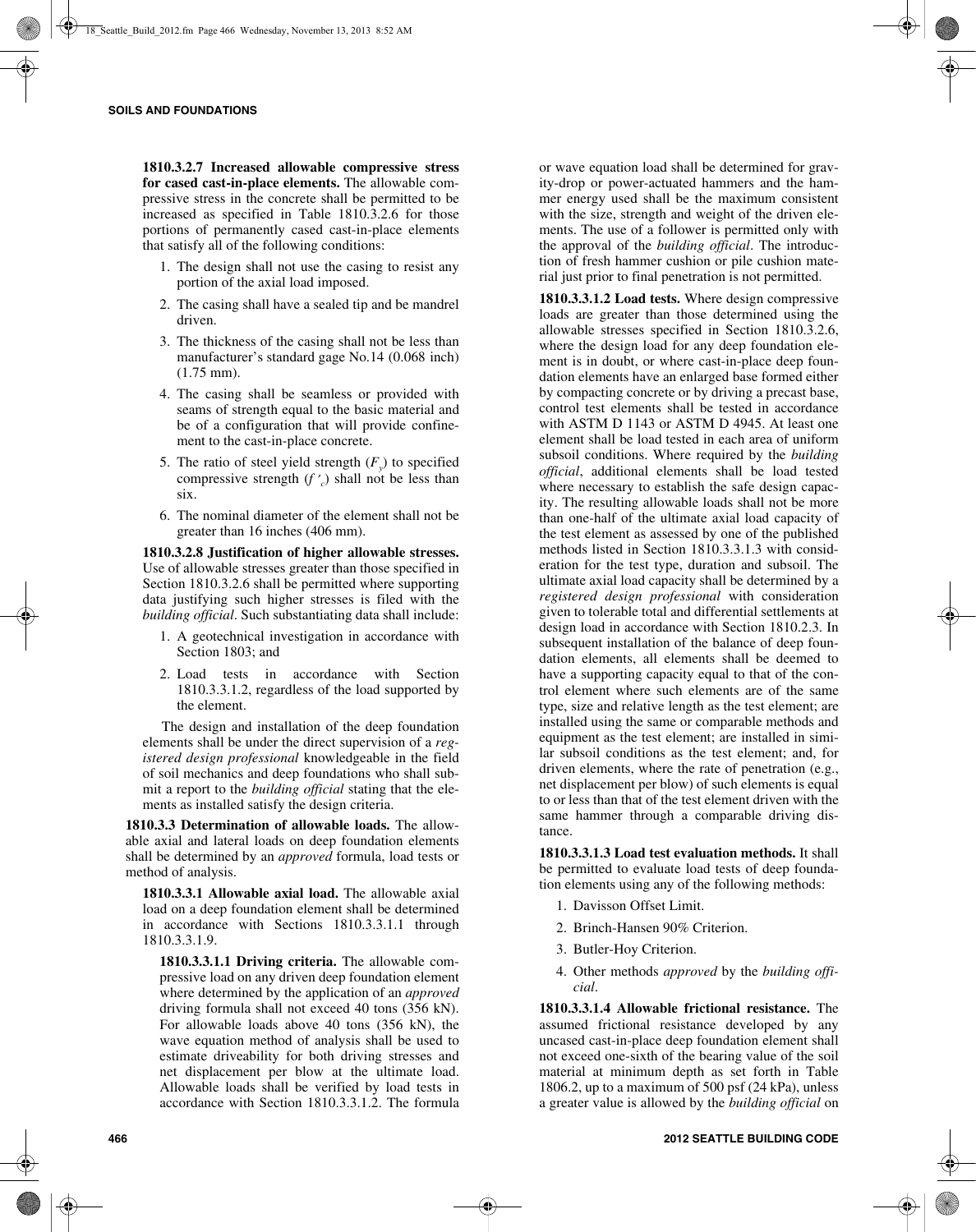**1810.3.2.7 Increased allowable compressive stress for cased cast-in-place elements.** The allowable compressive stress in the concrete shall be permitted to be increased as specified in Table 1810.3.2.6 for those portions of permanently cased cast-in-place elements that satisfy all of the following conditions:

1. The design shall not use the casing to resist any portion of the axial load imposed.
2. The casing shall have a sealed tip and be mandrel driven.
3. The thickness of the casing shall not be less than manufacturer's standard gage No.14 (0.068 inch) (1.75 mm).
4. The casing shall be seamless or provided with seams of strength equal to the basic material and be of a configuration that will provide confinement to the cast-in-place concrete.
5. The ratio of steel yield strength ($F_y$) to specified compressive strength ($f'_c$) shall not be less than six.
6. The nominal diameter of the element shall not be greater than 16 inches (406 mm).

**1810.3.2.8 Justification of higher allowable stresses.** Use of allowable stresses greater than those specified in Section 1810.3.2.6 shall be permitted where supporting data justifying such higher stresses is filed with the *building official*. Such substantiating data shall include:

1. A geotechnical investigation in accordance with Section 1803; and
2. Load tests in accordance with Section 1810.3.3.1.2, regardless of the load supported by the element.

The design and installation of the deep foundation elements shall be under the direct supervision of a *registered design professional* knowledgeable in the field of soil mechanics and deep foundations who shall submit a report to the *building official* stating that the elements as installed satisfy the design criteria.

**1810.3.3 Determination of allowable loads.** The allowable axial and lateral loads on deep foundation elements shall be determined by an *approved* formula, load tests or method of analysis.

**1810.3.3.1 Allowable axial load.** The allowable axial load on a deep foundation element shall be determined in accordance with Sections 1810.3.3.1.1 through 1810.3.3.1.9.

**1810.3.3.1.1 Driving criteria.** The allowable compressive load on any driven deep foundation element where determined by the application of an *approved* driving formula shall not exceed 40 tons (356 kN). For allowable loads above 40 tons (356 kN), the wave equation method of analysis shall be used to estimate driveability for both driving stresses and net displacement per blow at the ultimate load. Allowable loads shall be verified by load tests in accordance with Section 1810.3.3.1.2. The formula or wave equation load shall be determined for gravity-drop or power-actuated hammers and the hammer energy used shall be the maximum consistent with the size, strength and weight of the driven elements. The use of a follower is permitted only with the approval of the *building official*. The introduction of fresh hammer cushion or pile cushion material just prior to final penetration is not permitted.

**1810.3.3.1.2 Load tests.** Where design compressive loads are greater than those determined using the allowable stresses specified in Section 1810.3.2.6, where the design load for any deep foundation element is in doubt, or where cast-in-place deep foundation elements have an enlarged base formed either by compacting concrete or by driving a precast base, control test elements shall be tested in accordance with ASTM D 1143 or ASTM D 4945. At least one element shall be load tested in each area of uniform subsoil conditions. Where required by the *building official*, additional elements shall be load tested where necessary to establish the safe design capacity. The resulting allowable loads shall not be more than one-half of the ultimate axial load capacity of the test element as assessed by one of the published methods listed in Section 1810.3.3.1.3 with consideration for the test type, duration and subsoil. The ultimate axial load capacity shall be determined by a *registered design professional* with consideration given to tolerable total and differential settlements at design load in accordance with Section 1810.2.3. In subsequent installation of the balance of deep foundation elements, all elements shall be deemed to have a supporting capacity equal to that of the control element where such elements are of the same type, size and relative length as the test element; are installed using the same or comparable methods and equipment as the test element; are installed in similar subsoil conditions as the test element; and, for driven elements, where the rate of penetration (e.g., net displacement per blow) of such elements is equal to or less than that of the test element driven with the same hammer through a comparable driving distance.

**1810.3.3.1.3 Load test evaluation methods.** It shall be permitted to evaluate load tests of deep foundation elements using any of the following methods:

1. Davisson Offset Limit.
2. Brinch-Hansen 90% Criterion.
3. Butler-Hoy Criterion.
4. Other methods *approved* by the *building official*.

**1810.3.3.1.4 Allowable frictional resistance.** The assumed frictional resistance developed by any uncased cast-in-place deep foundation element shall not exceed one-sixth of the bearing value of the soil material at minimum depth as set forth in Table 1806.2, up to a maximum of 500 psf (24 kPa), unless a greater value is allowed by the *building official* on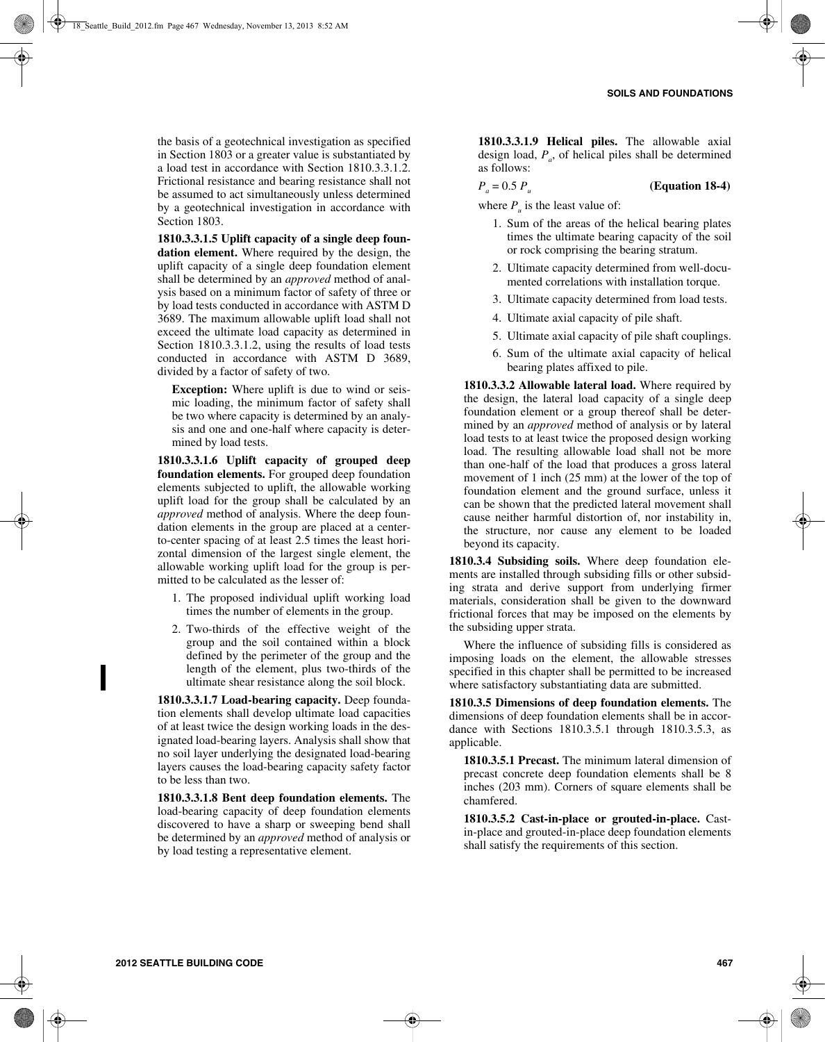the basis of a geotechnical investigation as specified in Section 1803 or a greater value is substantiated by a load test in accordance with Section 1810.3.3.1.2. Frictional resistance and bearing resistance shall not be assumed to act simultaneously unless determined by a geotechnical investigation in accordance with Section 1803.

**1810.3.3.1.5 Uplift capacity of a single deep foundation element.** Where required by the design, the uplift capacity of a single deep foundation element shall be determined by an *approved* method of analysis based on a minimum factor of safety of three or by load tests conducted in accordance with ASTM D 3689. The maximum allowable uplift load shall not exceed the ultimate load capacity as determined in Section 1810.3.3.1.2, using the results of load tests conducted in accordance with ASTM D 3689, divided by a factor of safety of two.

**Exception:** Where uplift is due to wind or seismic loading, the minimum factor of safety shall be two where capacity is determined by an analysis and one and one-half where capacity is determined by load tests.

**1810.3.3.1.6 Uplift capacity of grouped deep foundation elements.** For grouped deep foundation elements subjected to uplift, the allowable working uplift load for the group shall be calculated by an *approved* method of analysis. Where the deep foundation elements in the group are placed at a center-to-center spacing of at least 2.5 times the least horizontal dimension of the largest single element, the allowable working uplift load for the group is permitted to be calculated as the lesser of:

1. The proposed individual uplift working load times the number of elements in the group.
2. Two-thirds of the effective weight of the group and the soil contained within a block defined by the perimeter of the group and the length of the element, plus two-thirds of the ultimate shear resistance along the soil block.

**1810.3.3.1.7 Load-bearing capacity.** Deep foundation elements shall develop ultimate load capacities of at least twice the design working loads in the designated load-bearing layers. Analysis shall show that no soil layer underlying the designated load-bearing layers causes the load-bearing capacity safety factor to be less than two.

**1810.3.3.1.8 Bent deep foundation elements.** The load-bearing capacity of deep foundation elements discovered to have a sharp or sweeping bend shall be determined by an *approved* method of analysis or by load testing a representative element.

**1810.3.3.1.9 Helical piles.** The allowable axial design load, $P_a$, of helical piles shall be determined as follows:

$$P_a = 0.5\, P_u \qquad \textbf{(Equation 18-4)}$$

where $P_u$ is the least value of:

1. Sum of the areas of the helical bearing plates times the ultimate bearing capacity of the soil or rock comprising the bearing stratum.
2. Ultimate capacity determined from well-documented correlations with installation torque.
3. Ultimate capacity determined from load tests.
4. Ultimate axial capacity of pile shaft.
5. Ultimate axial capacity of pile shaft couplings.
6. Sum of the ultimate axial capacity of helical bearing plates affixed to pile.

**1810.3.3.2 Allowable lateral load.** Where required by the design, the lateral load capacity of a single deep foundation element or a group thereof shall be determined by an *approved* method of analysis or by lateral load tests to at least twice the proposed design working load. The resulting allowable load shall not be more than one-half of the load that produces a gross lateral movement of 1 inch (25 mm) at the lower of the top of foundation element and the ground surface, unless it can be shown that the predicted lateral movement shall cause neither harmful distortion of, nor instability in, the structure, nor cause any element to be loaded beyond its capacity.

**1810.3.4 Subsiding soils.** Where deep foundation elements are installed through subsiding fills or other subsiding strata and derive support from underlying firmer materials, consideration shall be given to the downward frictional forces that may be imposed on the elements by the subsiding upper strata.

Where the influence of subsiding fills is considered as imposing loads on the element, the allowable stresses specified in this chapter shall be permitted to be increased where satisfactory substantiating data are submitted.

**1810.3.5 Dimensions of deep foundation elements.** The dimensions of deep foundation elements shall be in accordance with Sections 1810.3.5.1 through 1810.3.5.3, as applicable.

**1810.3.5.1 Precast.** The minimum lateral dimension of precast concrete deep foundation elements shall be 8 inches (203 mm). Corners of square elements shall be chamfered.

**1810.3.5.2 Cast-in-place or grouted-in-place.** Cast-in-place and grouted-in-place deep foundation elements shall satisfy the requirements of this section.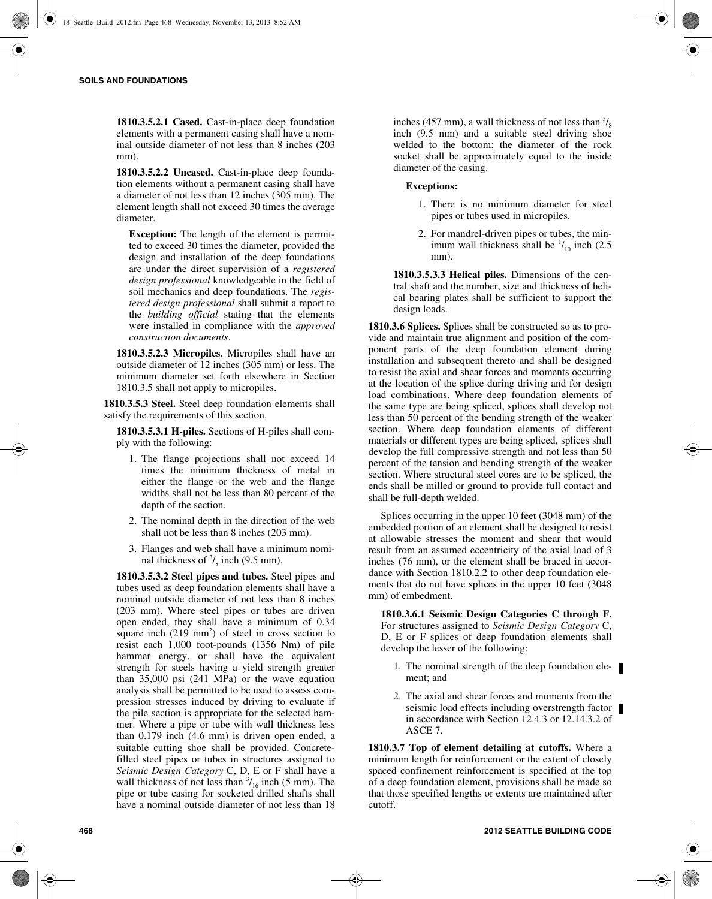**1810.3.5.2.1 Cased.** Cast-in-place deep foundation elements with a permanent casing shall have a nominal outside diameter of not less than 8 inches (203 mm).

**1810.3.5.2.2 Uncased.** Cast-in-place deep foundation elements without a permanent casing shall have a diameter of not less than 12 inches (305 mm). The element length shall not exceed 30 times the average diameter.

**Exception:** The length of the element is permitted to exceed 30 times the diameter, provided the design and installation of the deep foundations are under the direct supervision of a *registered design professional* knowledgeable in the field of soil mechanics and deep foundations. The *registered design professional* shall submit a report to the *building official* stating that the elements were installed in compliance with the *approved construction documents*.

**1810.3.5.2.3 Micropiles.** Micropiles shall have an outside diameter of 12 inches (305 mm) or less. The minimum diameter set forth elsewhere in Section 1810.3.5 shall not apply to micropiles.

**1810.3.5.3 Steel.** Steel deep foundation elements shall satisfy the requirements of this section.

**1810.3.5.3.1 H-piles.** Sections of H-piles shall comply with the following:

1. The flange projections shall not exceed 14 times the minimum thickness of metal in either the flange or the web and the flange widths shall not be less than 80 percent of the depth of the section.
2. The nominal depth in the direction of the web shall not be less than 8 inches (203 mm).
3. Flanges and web shall have a minimum nominal thickness of $^3/_8$ inch (9.5 mm).

**1810.3.5.3.2 Steel pipes and tubes.** Steel pipes and tubes used as deep foundation elements shall have a nominal outside diameter of not less than 8 inches (203 mm). Where steel pipes or tubes are driven open ended, they shall have a minimum of 0.34 square inch (219 $mm^2$) of steel in cross section to resist each 1,000 foot-pounds (1356 Nm) of pile hammer energy, or shall have the equivalent strength for steels having a yield strength greater than 35,000 psi (241 MPa) or the wave equation analysis shall be permitted to be used to assess compression stresses induced by driving to evaluate if the pile section is appropriate for the selected hammer. Where a pipe or tube with wall thickness less than 0.179 inch (4.6 mm) is driven open ended, a suitable cutting shoe shall be provided. Concrete-filled steel pipes or tubes in structures assigned to *Seismic Design Category* C, D, E or F shall have a wall thickness of not less than $^3/_{16}$ inch (5 mm). The pipe or tube casing for socketed drilled shafts shall have a nominal outside diameter of not less than 18 inches (457 mm), a wall thickness of not less than $^3/_8$ inch (9.5 mm) and a suitable steel driving shoe welded to the bottom; the diameter of the rock socket shall be approximately equal to the inside diameter of the casing.

**Exceptions:**

1. There is no minimum diameter for steel pipes or tubes used in micropiles.
2. For mandrel-driven pipes or tubes, the minimum wall thickness shall be $^1/_{10}$ inch (2.5 mm).

**1810.3.5.3.3 Helical piles.** Dimensions of the central shaft and the number, size and thickness of helical bearing plates shall be sufficient to support the design loads.

**1810.3.6 Splices.** Splices shall be constructed so as to provide and maintain true alignment and position of the component parts of the deep foundation element during installation and subsequent thereto and shall be designed to resist the axial and shear forces and moments occurring at the location of the splice during driving and for design load combinations. Where deep foundation elements of the same type are being spliced, splices shall develop not less than 50 percent of the bending strength of the weaker section. Where deep foundation elements of different materials or different types are being spliced, splices shall develop the full compressive strength and not less than 50 percent of the tension and bending strength of the weaker section. Where structural steel cores are to be spliced, the ends shall be milled or ground to provide full contact and shall be full-depth welded.

Splices occurring in the upper 10 feet (3048 mm) of the embedded portion of an element shall be designed to resist at allowable stresses the moment and shear that would result from an assumed eccentricity of the axial load of 3 inches (76 mm), or the element shall be braced in accordance with Section 1810.2.2 to other deep foundation elements that do not have splices in the upper 10 feet (3048 mm) of embedment.

**1810.3.6.1 Seismic Design Categories C through F.** For structures assigned to *Seismic Design Category* C, D, E or F splices of deep foundation elements shall develop the lesser of the following:

1. The nominal strength of the deep foundation element; and
2. The axial and shear forces and moments from the seismic load effects including overstrength factor in accordance with Section 12.4.3 or 12.14.3.2 of ASCE 7.

**1810.3.7 Top of element detailing at cutoffs.** Where a minimum length for reinforcement or the extent of closely spaced confinement reinforcement is specified at the top of a deep foundation element, provisions shall be made so that those specified lengths or extents are maintained after cutoff.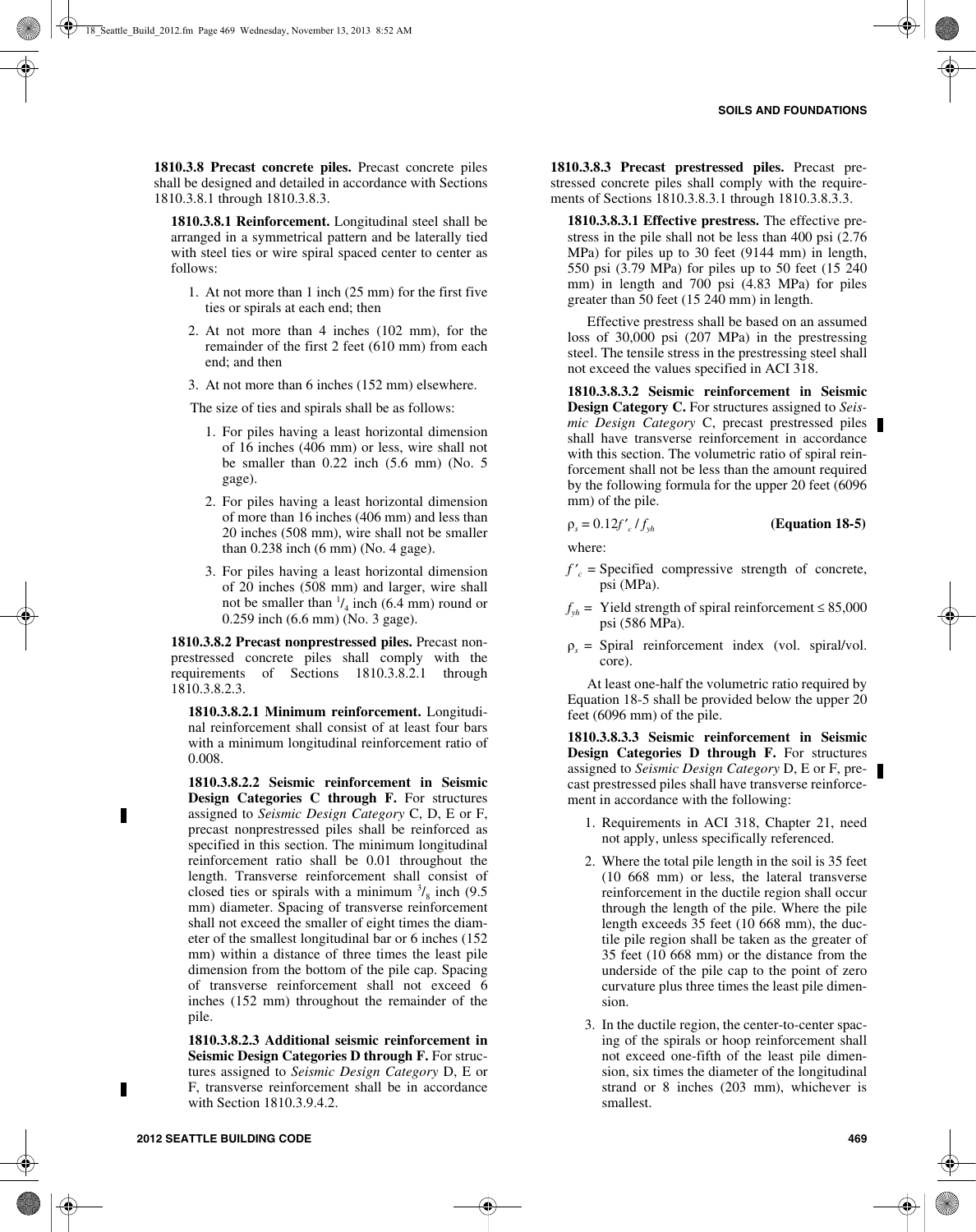**1810.3.8 Precast concrete piles.** Precast concrete piles shall be designed and detailed in accordance with Sections 1810.3.8.1 through 1810.3.8.3.

**1810.3.8.1 Reinforcement.** Longitudinal steel shall be arranged in a symmetrical pattern and be laterally tied with steel ties or wire spiral spaced center to center as follows:

1. At not more than 1 inch (25 mm) for the first five ties or spirals at each end; then
2. At not more than 4 inches (102 mm), for the remainder of the first 2 feet (610 mm) from each end; and then
3. At not more than 6 inches (152 mm) elsewhere.

The size of ties and spirals shall be as follows:

1. For piles having a least horizontal dimension of 16 inches (406 mm) or less, wire shall not be smaller than 0.22 inch (5.6 mm) (No. 5 gage).
2. For piles having a least horizontal dimension of more than 16 inches (406 mm) and less than 20 inches (508 mm), wire shall not be smaller than 0.238 inch (6 mm) (No. 4 gage).
3. For piles having a least horizontal dimension of 20 inches (508 mm) and larger, wire shall not be smaller than $^{1}/_{4}$ inch (6.4 mm) round or 0.259 inch (6.6 mm) (No. 3 gage).

**1810.3.8.2 Precast nonprestressed piles.** Precast nonprestressed concrete piles shall comply with the requirements of Sections 1810.3.8.2.1 through 1810.3.8.2.3.

**1810.3.8.2.1 Minimum reinforcement.** Longitudinal reinforcement shall consist of at least four bars with a minimum longitudinal reinforcement ratio of 0.008.

**1810.3.8.2.2 Seismic reinforcement in Seismic Design Categories C through F.** For structures assigned to *Seismic Design Category* C, D, E or F, precast nonprestressed piles shall be reinforced as specified in this section. The minimum longitudinal reinforcement ratio shall be 0.01 throughout the length. Transverse reinforcement shall consist of closed ties or spirals with a minimum $^{3}/_{8}$ inch (9.5 mm) diameter. Spacing of transverse reinforcement shall not exceed the smaller of eight times the diameter of the smallest longitudinal bar or 6 inches (152 mm) within a distance of three times the least pile dimension from the bottom of the pile cap. Spacing of transverse reinforcement shall not exceed 6 inches (152 mm) throughout the remainder of the pile.

**1810.3.8.2.3 Additional seismic reinforcement in Seismic Design Categories D through F.** For structures assigned to *Seismic Design Category* D, E or F, transverse reinforcement shall be in accordance with Section 1810.3.9.4.2.

**1810.3.8.3 Precast prestressed piles.** Precast prestressed concrete piles shall comply with the requirements of Sections 1810.3.8.3.1 through 1810.3.8.3.3.

**1810.3.8.3.1 Effective prestress.** The effective prestress in the pile shall not be less than 400 psi (2.76 MPa) for piles up to 30 feet (9144 mm) in length, 550 psi (3.79 MPa) for piles up to 50 feet (15 240 mm) in length and 700 psi (4.83 MPa) for piles greater than 50 feet (15 240 mm) in length.

Effective prestress shall be based on an assumed loss of 30,000 psi (207 MPa) in the prestressing steel. The tensile stress in the prestressing steel shall not exceed the values specified in ACI 318.

**1810.3.8.3.2 Seismic reinforcement in Seismic Design Category C.** For structures assigned to *Seismic Design Category* C, precast prestressed piles shall have transverse reinforcement in accordance with this section. The volumetric ratio of spiral reinforcement shall not be less than the amount required by the following formula for the upper 20 feet (6096 mm) of the pile.

$$\rho_s = 0.12 f'_c / f_{yh} \quad \textbf{(Equation 18-5)}$$

where:

$f'_c$ = Specified compressive strength of concrete, psi (MPa).

$f_{yh}$ = Yield strength of spiral reinforcement $\leq$ 85,000 psi (586 MPa).

$\rho_s$ = Spiral reinforcement index (vol. spiral/vol. core).

At least one-half the volumetric ratio required by Equation 18-5 shall be provided below the upper 20 feet (6096 mm) of the pile.

**1810.3.8.3.3 Seismic reinforcement in Seismic Design Categories D through F.** For structures assigned to *Seismic Design Category* D, E or F, precast prestressed piles shall have transverse reinforcement in accordance with the following:

1. Requirements in ACI 318, Chapter 21, need not apply, unless specifically referenced.
2. Where the total pile length in the soil is 35 feet (10 668 mm) or less, the lateral transverse reinforcement in the ductile region shall occur through the length of the pile. Where the pile length exceeds 35 feet (10 668 mm), the ductile pile region shall be taken as the greater of 35 feet (10 668 mm) or the distance from the underside of the pile cap to the point of zero curvature plus three times the least pile dimension.
3. In the ductile region, the center-to-center spacing of the spirals or hoop reinforcement shall not exceed one-fifth of the least pile dimension, six times the diameter of the longitudinal strand or 8 inches (203 mm), whichever is smallest.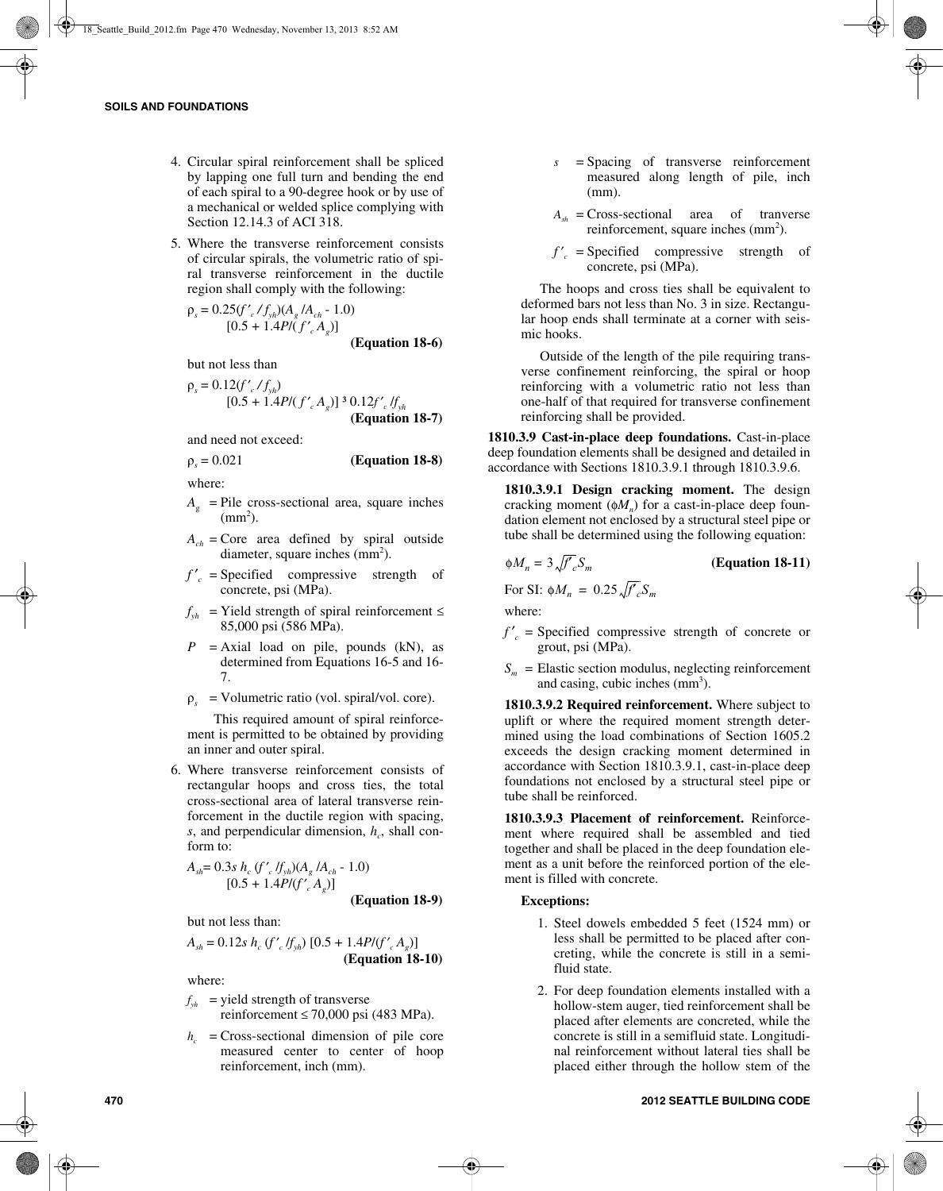4. Circular spiral reinforcement shall be spliced by lapping one full turn and bending the end of each spiral to a 90-degree hook or by use of a mechanical or welded splice complying with Section 12.14.3 of ACI 318.

5. Where the transverse reinforcement consists of circular spirals, the volumetric ratio of spiral transverse reinforcement in the ductile region shall comply with the following:

   $\rho_s = 0.25(f'_c / f_{yh})(A_g / A_{ch} - 1.0)$
   $[0.5 + 1.4P/(f'_c A_g)]$ **(Equation 18-6)**

   but not less than

   $\rho_s = 0.12(f'_c / f_{yh})$
   $[0.5 + 1.4P/(f'_c A_g)] \geq 0.12f'_c / f_{yh}$ **(Equation 18-7)**

   and need not exceed:

   $\rho_s = 0.021$ **(Equation 18-8)**

   where:

   $A_g$ = Pile cross-sectional area, square inches ($mm^2$).

   $A_{ch}$ = Core area defined by spiral outside diameter, square inches ($mm^2$).

   $f'_c$ = Specified compressive strength of concrete, psi (MPa).

   $f_{yh}$ = Yield strength of spiral reinforcement ≤ 85,000 psi (586 MPa).

   $P$ = Axial load on pile, pounds (kN), as determined from Equations 16-5 and 16-7.

   $\rho_s$ = Volumetric ratio (vol. spiral/vol. core).

   This required amount of spiral reinforcement is permitted to be obtained by providing an inner and outer spiral.

6. Where transverse reinforcement consists of rectangular hoops and cross ties, the total cross-sectional area of lateral transverse reinforcement in the ductile region with spacing, $s$, and perpendicular dimension, $h_c$, shall conform to:

   $A_{sh} = 0.3s\, h_c\, (f'_c / f_{yh})(A_g / A_{ch} - 1.0)$
   $[0.5 + 1.4P/(f'_c A_g)]$ **(Equation 18-9)**

   but not less than:

   $A_{sh} = 0.12s\, h_c\, (f'_c / f_{yh})\, [0.5 + 1.4P/(f'_c A_g)]$ **(Equation 18-10)**

   where:

   $f_{yh}$ = yield strength of transverse reinforcement ≤ 70,000 psi (483 MPa).

   $h_c$ = Cross-sectional dimension of pile core measured center to center of hoop reinforcement, inch (mm).

   $s$ = Spacing of transverse reinforcement measured along length of pile, inch (mm).

   $A_{sh}$ = Cross-sectional area of tranverse reinforcement, square inches ($mm^2$).

   $f'_c$ = Specified compressive strength of concrete, psi (MPa).

   The hoops and cross ties shall be equivalent to deformed bars not less than No. 3 in size. Rectangular hoop ends shall terminate at a corner with seismic hooks.

   Outside of the length of the pile requiring transverse confinement reinforcing, the spiral or hoop reinforcing with a volumetric ratio not less than one-half of that required for transverse confinement reinforcing shall be provided.

**1810.3.9 Cast-in-place deep foundations.** Cast-in-place deep foundation elements shall be designed and detailed in accordance with Sections 1810.3.9.1 through 1810.3.9.6.

**1810.3.9.1 Design cracking moment.** The design cracking moment ($\phi M_n$) for a cast-in-place deep foundation element not enclosed by a structural steel pipe or tube shall be determined using the following equation:

$$\phi M_n = 3\sqrt{f'_c}S_m \quad \textbf{(Equation 18-11)}$$

For SI: $\phi M_n = 0.25\sqrt{f'_c}S_m$

where:

$f'_c$ = Specified compressive strength of concrete or grout, psi (MPa).

$S_m$ = Elastic section modulus, neglecting reinforcement and casing, cubic inches ($mm^3$).

**1810.3.9.2 Required reinforcement.** Where subject to uplift or where the required moment strength determined using the load combinations of Section 1605.2 exceeds the design cracking moment determined in accordance with Section 1810.3.9.1, cast-in-place deep foundations not enclosed by a structural steel pipe or tube shall be reinforced.

**1810.3.9.3 Placement of reinforcement.** Reinforcement where required shall be assembled and tied together and shall be placed in the deep foundation element as a unit before the reinforced portion of the element is filled with concrete.

**Exceptions:**

1. Steel dowels embedded 5 feet (1524 mm) or less shall be permitted to be placed after concreting, while the concrete is still in a semifluid state.

2. For deep foundation elements installed with a hollow-stem auger, tied reinforcement shall be placed after elements are concreted, while the concrete is still in a semifluid state. Longitudinal reinforcement without lateral ties shall be placed either through the hollow stem of the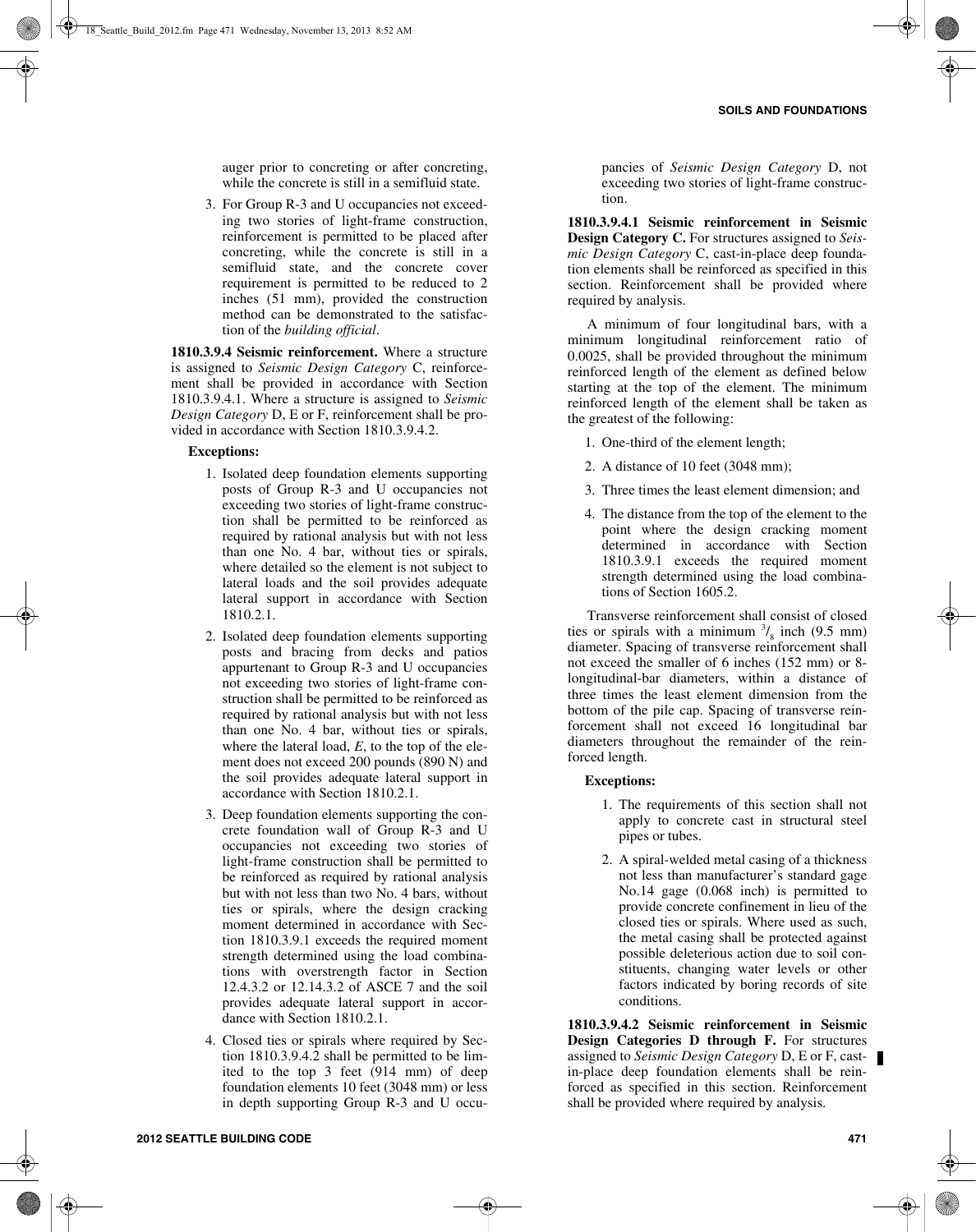auger prior to concreting or after concreting, while the concrete is still in a semifluid state.

3. For Group R-3 and U occupancies not exceeding two stories of light-frame construction, reinforcement is permitted to be placed after concreting, while the concrete is still in a semifluid state, and the concrete cover requirement is permitted to be reduced to 2 inches (51 mm), provided the construction method can be demonstrated to the satisfaction of the *building official*.

**1810.3.9.4 Seismic reinforcement.** Where a structure is assigned to *Seismic Design Category* C, reinforcement shall be provided in accordance with Section 1810.3.9.4.1. Where a structure is assigned to *Seismic Design Category* D, E or F, reinforcement shall be provided in accordance with Section 1810.3.9.4.2.

**Exceptions:**

1. Isolated deep foundation elements supporting posts of Group R-3 and U occupancies not exceeding two stories of light-frame construction shall be permitted to be reinforced as required by rational analysis but with not less than one No. 4 bar, without ties or spirals, where detailed so the element is not subject to lateral loads and the soil provides adequate lateral support in accordance with Section 1810.2.1.
2. Isolated deep foundation elements supporting posts and bracing from decks and patios appurtenant to Group R-3 and U occupancies not exceeding two stories of light-frame construction shall be permitted to be reinforced as required by rational analysis but with not less than one No. 4 bar, without ties or spirals, where the lateral load, $E$, to the top of the element does not exceed 200 pounds (890 N) and the soil provides adequate lateral support in accordance with Section 1810.2.1.
3. Deep foundation elements supporting the concrete foundation wall of Group R-3 and U occupancies not exceeding two stories of light-frame construction shall be permitted to be reinforced as required by rational analysis but with not less than two No. 4 bars, without ties or spirals, where the design cracking moment determined in accordance with Section 1810.3.9.1 exceeds the required moment strength determined using the load combinations with overstrength factor in Section 12.4.3.2 or 12.14.3.2 of ASCE 7 and the soil provides adequate lateral support in accordance with Section 1810.2.1.
4. Closed ties or spirals where required by Section 1810.3.9.4.2 shall be permitted to be limited to the top 3 feet (914 mm) of deep foundation elements 10 feet (3048 mm) or less in depth supporting Group R-3 and U occupancies of *Seismic Design Category* D, not exceeding two stories of light-frame construction.

**1810.3.9.4.1 Seismic reinforcement in Seismic Design Category C.** For structures assigned to *Seismic Design Category* C, cast-in-place deep foundation elements shall be reinforced as specified in this section. Reinforcement shall be provided where required by analysis.

A minimum of four longitudinal bars, with a minimum longitudinal reinforcement ratio of 0.0025, shall be provided throughout the minimum reinforced length of the element as defined below starting at the top of the element. The minimum reinforced length of the element shall be taken as the greatest of the following:

1. One-third of the element length;
2. A distance of 10 feet (3048 mm);
3. Three times the least element dimension; and
4. The distance from the top of the element to the point where the design cracking moment determined in accordance with Section 1810.3.9.1 exceeds the required moment strength determined using the load combinations of Section 1605.2.

Transverse reinforcement shall consist of closed ties or spirals with a minimum $^{3}/_{8}$ inch (9.5 mm) diameter. Spacing of transverse reinforcement shall not exceed the smaller of 6 inches (152 mm) or 8-longitudinal-bar diameters, within a distance of three times the least element dimension from the bottom of the pile cap. Spacing of transverse reinforcement shall not exceed 16 longitudinal bar diameters throughout the remainder of the reinforced length.

**Exceptions:**

1. The requirements of this section shall not apply to concrete cast in structural steel pipes or tubes.
2. A spiral-welded metal casing of a thickness not less than manufacturer's standard gage No.14 gage (0.068 inch) is permitted to provide concrete confinement in lieu of the closed ties or spirals. Where used as such, the metal casing shall be protected against possible deleterious action due to soil constituents, changing water levels or other factors indicated by boring records of site conditions.

**1810.3.9.4.2 Seismic reinforcement in Seismic Design Categories D through F.** For structures assigned to *Seismic Design Category* D, E or F, cast-in-place deep foundation elements shall be reinforced as specified in this section. Reinforcement shall be provided where required by analysis.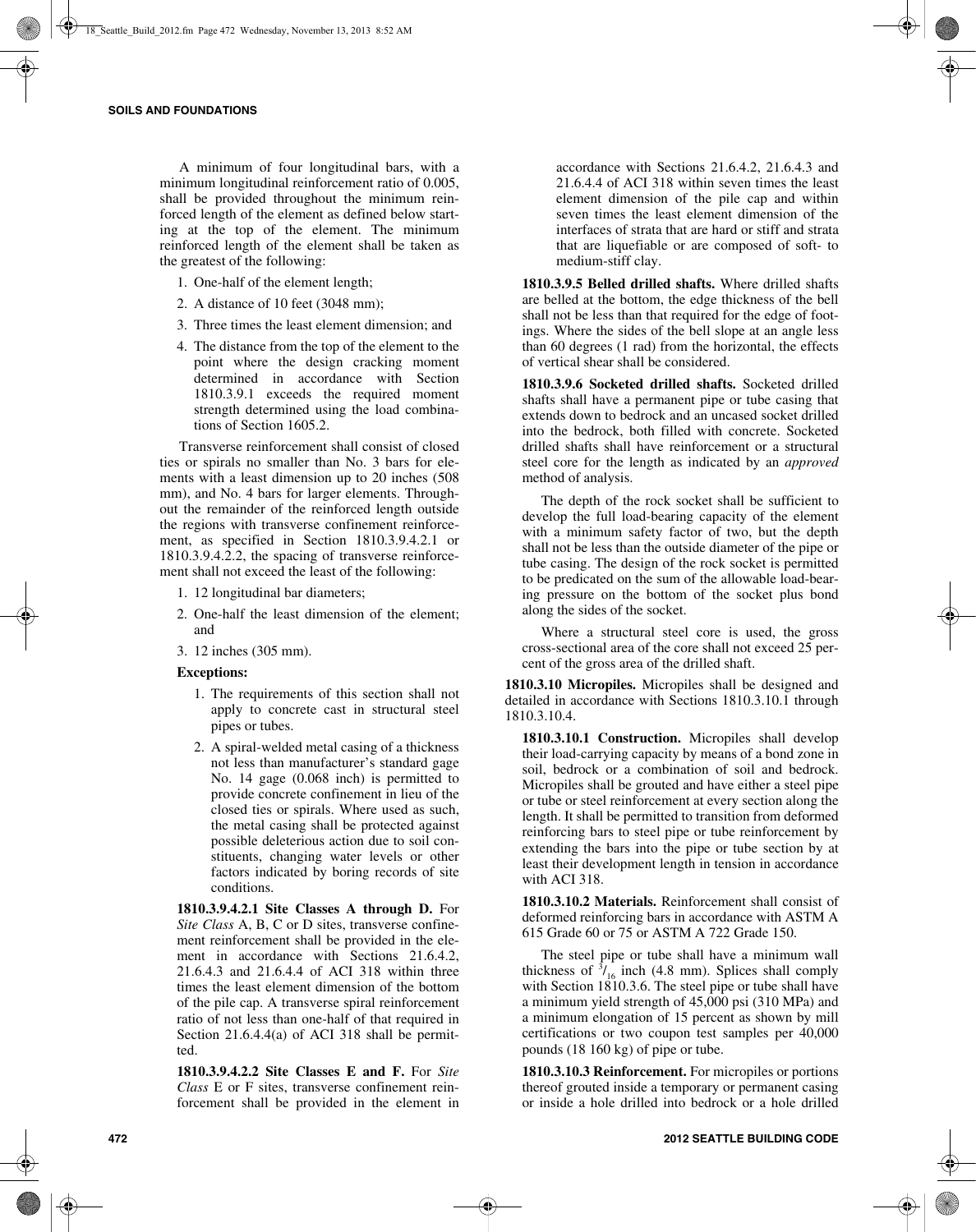A minimum of four longitudinal bars, with a minimum longitudinal reinforcement ratio of 0.005, shall be provided throughout the minimum reinforced length of the element as defined below starting at the top of the element. The minimum reinforced length of the element shall be taken as the greatest of the following:

1. One-half of the element length;
2. A distance of 10 feet (3048 mm);
3. Three times the least element dimension; and
4. The distance from the top of the element to the point where the design cracking moment determined in accordance with Section 1810.3.9.1 exceeds the required moment strength determined using the load combinations of Section 1605.2.

Transverse reinforcement shall consist of closed ties or spirals no smaller than No. 3 bars for elements with a least dimension up to 20 inches (508 mm), and No. 4 bars for larger elements. Throughout the remainder of the reinforced length outside the regions with transverse confinement reinforcement, as specified in Section 1810.3.9.4.2.1 or 1810.3.9.4.2.2, the spacing of transverse reinforcement shall not exceed the least of the following:

1. 12 longitudinal bar diameters;
2. One-half the least dimension of the element; and
3. 12 inches (305 mm).

**Exceptions:**

1. The requirements of this section shall not apply to concrete cast in structural steel pipes or tubes.
2. A spiral-welded metal casing of a thickness not less than manufacturer's standard gage No. 14 gage (0.068 inch) is permitted to provide concrete confinement in lieu of the closed ties or spirals. Where used as such, the metal casing shall be protected against possible deleterious action due to soil constituents, changing water levels or other factors indicated by boring records of site conditions.

**1810.3.9.4.2.1 Site Classes A through D.** For *Site Class* A, B, C or D sites, transverse confinement reinforcement shall be provided in the element in accordance with Sections 21.6.4.2, 21.6.4.3 and 21.6.4.4 of ACI 318 within three times the least element dimension of the bottom of the pile cap. A transverse spiral reinforcement ratio of not less than one-half of that required in Section 21.6.4.4(a) of ACI 318 shall be permitted.

**1810.3.9.4.2.2 Site Classes E and F.** For *Site Class* E or F sites, transverse confinement reinforcement shall be provided in the element in accordance with Sections 21.6.4.2, 21.6.4.3 and 21.6.4.4 of ACI 318 within seven times the least element dimension of the pile cap and within seven times the least element dimension of the interfaces of strata that are hard or stiff and strata that are liquefiable or are composed of soft- to medium-stiff clay.

**1810.3.9.5 Belled drilled shafts.** Where drilled shafts are belled at the bottom, the edge thickness of the bell shall not be less than that required for the edge of footings. Where the sides of the bell slope at an angle less than 60 degrees (1 rad) from the horizontal, the effects of vertical shear shall be considered.

**1810.3.9.6 Socketed drilled shafts.** Socketed drilled shafts shall have a permanent pipe or tube casing that extends down to bedrock and an uncased socket drilled into the bedrock, both filled with concrete. Socketed drilled shafts shall have reinforcement or a structural steel core for the length as indicated by an *approved* method of analysis.

The depth of the rock socket shall be sufficient to develop the full load-bearing capacity of the element with a minimum safety factor of two, but the depth shall not be less than the outside diameter of the pipe or tube casing. The design of the rock socket is permitted to be predicated on the sum of the allowable load-bearing pressure on the bottom of the socket plus bond along the sides of the socket.

Where a structural steel core is used, the gross cross-sectional area of the core shall not exceed 25 percent of the gross area of the drilled shaft.

**1810.3.10 Micropiles.** Micropiles shall be designed and detailed in accordance with Sections 1810.3.10.1 through 1810.3.10.4.

**1810.3.10.1 Construction.** Micropiles shall develop their load-carrying capacity by means of a bond zone in soil, bedrock or a combination of soil and bedrock. Micropiles shall be grouted and have either a steel pipe or tube or steel reinforcement at every section along the length. It shall be permitted to transition from deformed reinforcing bars to steel pipe or tube reinforcement by extending the bars into the pipe or tube section by at least their development length in tension in accordance with ACI 318.

**1810.3.10.2 Materials.** Reinforcement shall consist of deformed reinforcing bars in accordance with ASTM A 615 Grade 60 or 75 or ASTM A 722 Grade 150.

The steel pipe or tube shall have a minimum wall thickness of $^3/_{16}$ inch (4.8 mm). Splices shall comply with Section 1810.3.6. The steel pipe or tube shall have a minimum yield strength of 45,000 psi (310 MPa) and a minimum elongation of 15 percent as shown by mill certifications or two coupon test samples per 40,000 pounds (18 160 kg) of pipe or tube.

**1810.3.10.3 Reinforcement.** For micropiles or portions thereof grouted inside a temporary or permanent casing or inside a hole drilled into bedrock or a hole drilled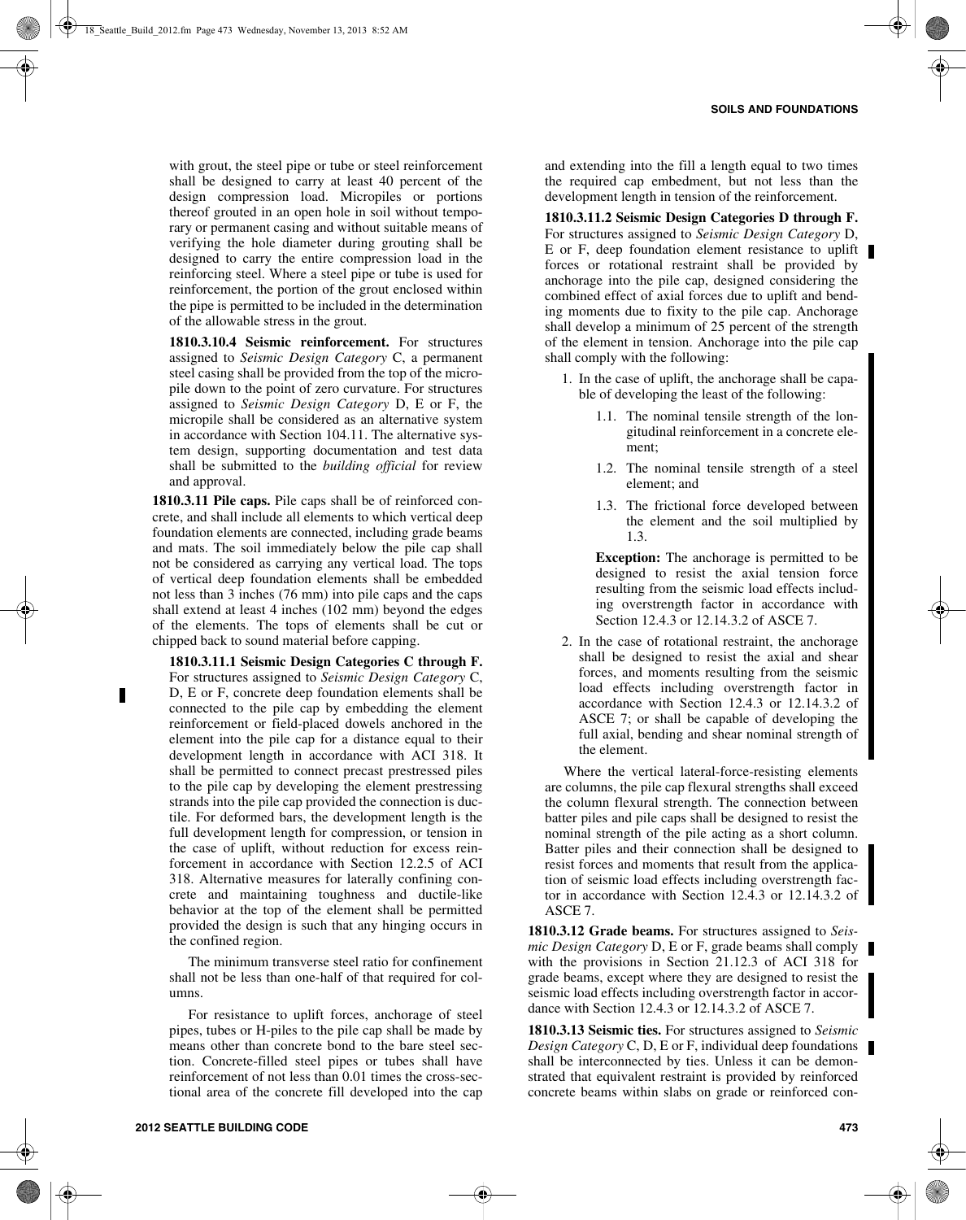with grout, the steel pipe or tube or steel reinforcement shall be designed to carry at least 40 percent of the design compression load. Micropiles or portions thereof grouted in an open hole in soil without temporary or permanent casing and without suitable means of verifying the hole diameter during grouting shall be designed to carry the entire compression load in the reinforcing steel. Where a steel pipe or tube is used for reinforcement, the portion of the grout enclosed within the pipe is permitted to be included in the determination of the allowable stress in the grout.

**1810.3.10.4 Seismic reinforcement.** For structures assigned to *Seismic Design Category* C, a permanent steel casing shall be provided from the top of the micropile down to the point of zero curvature. For structures assigned to *Seismic Design Category* D, E or F, the micropile shall be considered as an alternative system in accordance with Section 104.11. The alternative system design, supporting documentation and test data shall be submitted to the *building official* for review and approval.

**1810.3.11 Pile caps.** Pile caps shall be of reinforced concrete, and shall include all elements to which vertical deep foundation elements are connected, including grade beams and mats. The soil immediately below the pile cap shall not be considered as carrying any vertical load. The tops of vertical deep foundation elements shall be embedded not less than 3 inches (76 mm) into pile caps and the caps shall extend at least 4 inches (102 mm) beyond the edges of the elements. The tops of elements shall be cut or chipped back to sound material before capping.

**1810.3.11.1 Seismic Design Categories C through F.** For structures assigned to *Seismic Design Category* C, D, E or F, concrete deep foundation elements shall be connected to the pile cap by embedding the element reinforcement or field-placed dowels anchored in the element into the pile cap for a distance equal to their development length in accordance with ACI 318. It shall be permitted to connect precast prestressed piles to the pile cap by developing the element prestressing strands into the pile cap provided the connection is ductile. For deformed bars, the development length is the full development length for compression, or tension in the case of uplift, without reduction for excess reinforcement in accordance with Section 12.2.5 of ACI 318. Alternative measures for laterally confining concrete and maintaining toughness and ductile-like behavior at the top of the element shall be permitted provided the design is such that any hinging occurs in the confined region.

The minimum transverse steel ratio for confinement shall not be less than one-half of that required for columns.

For resistance to uplift forces, anchorage of steel pipes, tubes or H-piles to the pile cap shall be made by means other than concrete bond to the bare steel section. Concrete-filled steel pipes or tubes shall have reinforcement of not less than 0.01 times the cross-sectional area of the concrete fill developed into the cap and extending into the fill a length equal to two times the required cap embedment, but not less than the development length in tension of the reinforcement.

**1810.3.11.2 Seismic Design Categories D through F.** For structures assigned to *Seismic Design Category* D, E or F, deep foundation element resistance to uplift forces or rotational restraint shall be provided by anchorage into the pile cap, designed considering the combined effect of axial forces due to uplift and bending moments due to fixity to the pile cap. Anchorage shall develop a minimum of 25 percent of the strength of the element in tension. Anchorage into the pile cap shall comply with the following:

1. In the case of uplift, the anchorage shall be capable of developing the least of the following:
   - 1.1. The nominal tensile strength of the longitudinal reinforcement in a concrete element;
   - 1.2. The nominal tensile strength of a steel element; and
   - 1.3. The frictional force developed between the element and the soil multiplied by 1.3.

   **Exception:** The anchorage is permitted to be designed to resist the axial tension force resulting from the seismic load effects including overstrength factor in accordance with Section 12.4.3 or 12.14.3.2 of ASCE 7.
2. In the case of rotational restraint, the anchorage shall be designed to resist the axial and shear forces, and moments resulting from the seismic load effects including overstrength factor in accordance with Section 12.4.3 or 12.14.3.2 of ASCE 7; or shall be capable of developing the full axial, bending and shear nominal strength of the element.

Where the vertical lateral-force-resisting elements are columns, the pile cap flexural strengths shall exceed the column flexural strength. The connection between batter piles and pile caps shall be designed to resist the nominal strength of the pile acting as a short column. Batter piles and their connection shall be designed to resist forces and moments that result from the application of seismic load effects including overstrength factor in accordance with Section 12.4.3 or 12.14.3.2 of ASCE 7.

**1810.3.12 Grade beams.** For structures assigned to *Seismic Design Category* D, E or F, grade beams shall comply with the provisions in Section 21.12.3 of ACI 318 for grade beams, except where they are designed to resist the seismic load effects including overstrength factor in accordance with Section 12.4.3 or 12.14.3.2 of ASCE 7.

**1810.3.13 Seismic ties.** For structures assigned to *Seismic Design Category* C, D, E or F, individual deep foundations shall be interconnected by ties. Unless it can be demonstrated that equivalent restraint is provided by reinforced concrete beams within slabs on grade or reinforced con-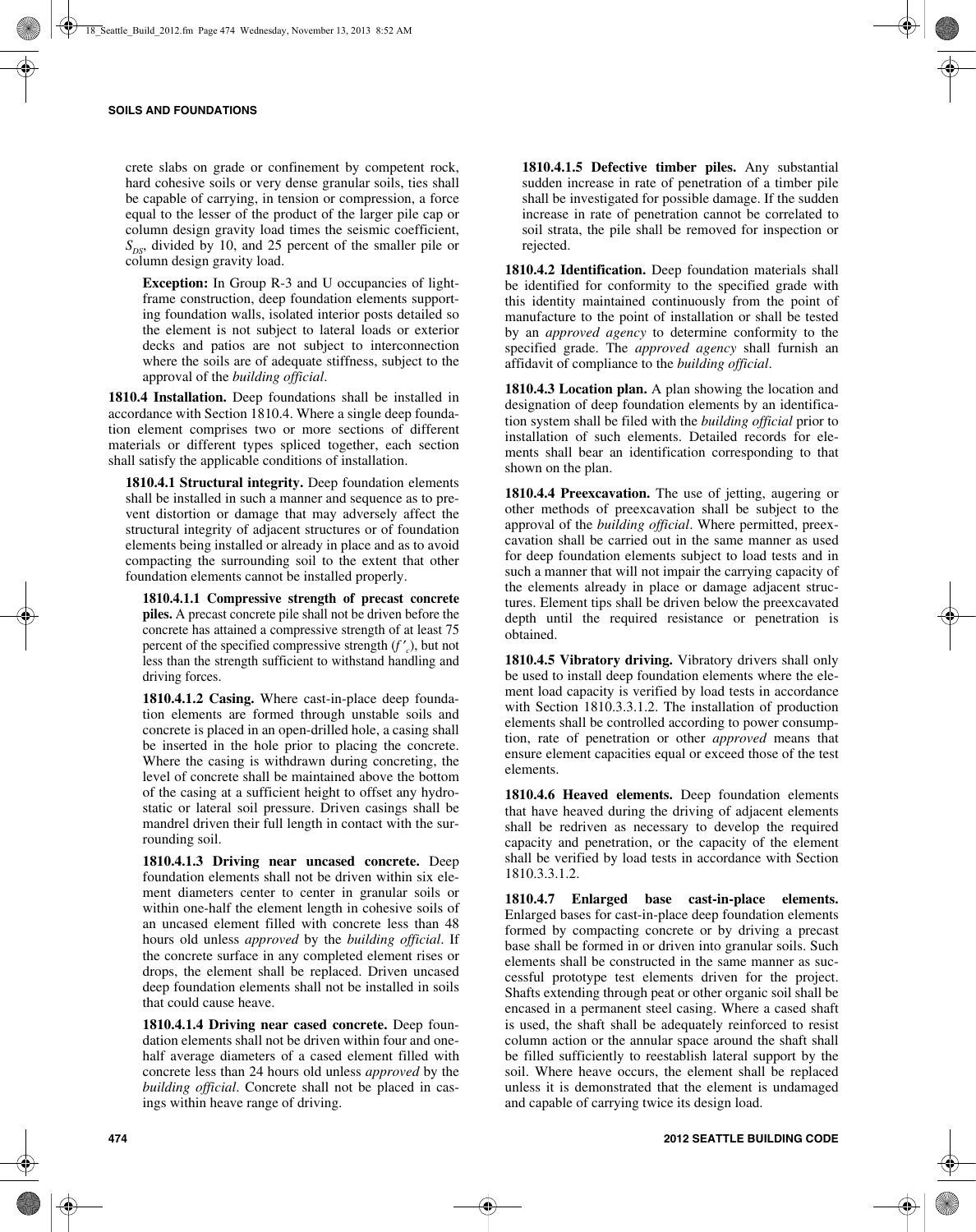crete slabs on grade or confinement by competent rock, hard cohesive soils or very dense granular soils, ties shall be capable of carrying, in tension or compression, a force equal to the lesser of the product of the larger pile cap or column design gravity load times the seismic coefficient, $S_{DS}$, divided by 10, and 25 percent of the smaller pile or column design gravity load.

**Exception:** In Group R-3 and U occupancies of light-frame construction, deep foundation elements supporting foundation walls, isolated interior posts detailed so the element is not subject to lateral loads or exterior decks and patios are not subject to interconnection where the soils are of adequate stiffness, subject to the approval of the *building official*.

**1810.4 Installation.** Deep foundations shall be installed in accordance with Section 1810.4. Where a single deep foundation element comprises two or more sections of different materials or different types spliced together, each section shall satisfy the applicable conditions of installation.

**1810.4.1 Structural integrity.** Deep foundation elements shall be installed in such a manner and sequence as to prevent distortion or damage that may adversely affect the structural integrity of adjacent structures or of foundation elements being installed or already in place and as to avoid compacting the surrounding soil to the extent that other foundation elements cannot be installed properly.

**1810.4.1.1 Compressive strength of precast concrete piles.** A precast concrete pile shall not be driven before the concrete has attained a compressive strength of at least 75 percent of the specified compressive strength ($f'_c$), but not less than the strength sufficient to withstand handling and driving forces.

**1810.4.1.2 Casing.** Where cast-in-place deep foundation elements are formed through unstable soils and concrete is placed in an open-drilled hole, a casing shall be inserted in the hole prior to placing the concrete. Where the casing is withdrawn during concreting, the level of concrete shall be maintained above the bottom of the casing at a sufficient height to offset any hydrostatic or lateral soil pressure. Driven casings shall be mandrel driven their full length in contact with the surrounding soil.

**1810.4.1.3 Driving near uncased concrete.** Deep foundation elements shall not be driven within six element diameters center to center in granular soils or within one-half the element length in cohesive soils of an uncased element filled with concrete less than 48 hours old unless *approved* by the *building official*. If the concrete surface in any completed element rises or drops, the element shall be replaced. Driven uncased deep foundation elements shall not be installed in soils that could cause heave.

**1810.4.1.4 Driving near cased concrete.** Deep foundation elements shall not be driven within four and one-half average diameters of a cased element filled with concrete less than 24 hours old unless *approved* by the *building official*. Concrete shall not be placed in casings within heave range of driving.

**1810.4.1.5 Defective timber piles.** Any substantial sudden increase in rate of penetration of a timber pile shall be investigated for possible damage. If the sudden increase in rate of penetration cannot be correlated to soil strata, the pile shall be removed for inspection or rejected.

**1810.4.2 Identification.** Deep foundation materials shall be identified for conformity to the specified grade with this identity maintained continuously from the point of manufacture to the point of installation or shall be tested by an *approved agency* to determine conformity to the specified grade. The *approved agency* shall furnish an affidavit of compliance to the *building official*.

**1810.4.3 Location plan.** A plan showing the location and designation of deep foundation elements by an identification system shall be filed with the *building official* prior to installation of such elements. Detailed records for elements shall bear an identification corresponding to that shown on the plan.

**1810.4.4 Preexcavation.** The use of jetting, augering or other methods of preexcavation shall be subject to the approval of the *building official*. Where permitted, preexcavation shall be carried out in the same manner as used for deep foundation elements subject to load tests and in such a manner that will not impair the carrying capacity of the elements already in place or damage adjacent structures. Element tips shall be driven below the preexcavated depth until the required resistance or penetration is obtained.

**1810.4.5 Vibratory driving.** Vibratory drivers shall only be used to install deep foundation elements where the element load capacity is verified by load tests in accordance with Section 1810.3.3.1.2. The installation of production elements shall be controlled according to power consumption, rate of penetration or other *approved* means that ensure element capacities equal or exceed those of the test elements.

**1810.4.6 Heaved elements.** Deep foundation elements that have heaved during the driving of adjacent elements shall be redriven as necessary to develop the required capacity and penetration, or the capacity of the element shall be verified by load tests in accordance with Section 1810.3.3.1.2.

**1810.4.7 Enlarged base cast-in-place elements.** Enlarged bases for cast-in-place deep foundation elements formed by compacting concrete or by driving a precast base shall be formed in or driven into granular soils. Such elements shall be constructed in the same manner as successful prototype test elements driven for the project. Shafts extending through peat or other organic soil shall be encased in a permanent steel casing. Where a cased shaft is used, the shaft shall be adequately reinforced to resist column action or the annular space around the shaft shall be filled sufficiently to reestablish lateral support by the soil. Where heave occurs, the element shall be replaced unless it is demonstrated that the element is undamaged and capable of carrying twice its design load.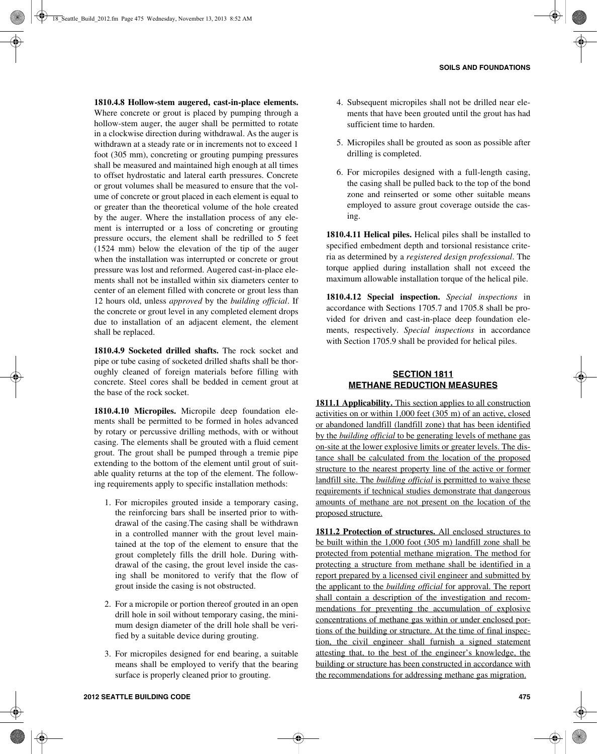**1810.4.8 Hollow-stem augered, cast-in-place elements.** Where concrete or grout is placed by pumping through a hollow-stem auger, the auger shall be permitted to rotate in a clockwise direction during withdrawal. As the auger is withdrawn at a steady rate or in increments not to exceed 1 foot (305 mm), concreting or grouting pumping pressures shall be measured and maintained high enough at all times to offset hydrostatic and lateral earth pressures. Concrete or grout volumes shall be measured to ensure that the volume of concrete or grout placed in each element is equal to or greater than the theoretical volume of the hole created by the auger. Where the installation process of any element is interrupted or a loss of concreting or grouting pressure occurs, the element shall be redrilled to 5 feet (1524 mm) below the elevation of the tip of the auger when the installation was interrupted or concrete or grout pressure was lost and reformed. Augered cast-in-place elements shall not be installed within six diameters center to center of an element filled with concrete or grout less than 12 hours old, unless *approved* by the *building official*. If the concrete or grout level in any completed element drops due to installation of an adjacent element, the element shall be replaced.

**1810.4.9 Socketed drilled shafts.** The rock socket and pipe or tube casing of socketed drilled shafts shall be thoroughly cleaned of foreign materials before filling with concrete. Steel cores shall be bedded in cement grout at the base of the rock socket.

**1810.4.10 Micropiles.** Micropile deep foundation elements shall be permitted to be formed in holes advanced by rotary or percussive drilling methods, with or without casing. The elements shall be grouted with a fluid cement grout. The grout shall be pumped through a tremie pipe extending to the bottom of the element until grout of suitable quality returns at the top of the element. The following requirements apply to specific installation methods:

1. For micropiles grouted inside a temporary casing, the reinforcing bars shall be inserted prior to withdrawal of the casing.The casing shall be withdrawn in a controlled manner with the grout level maintained at the top of the element to ensure that the grout completely fills the drill hole. During withdrawal of the casing, the grout level inside the casing shall be monitored to verify that the flow of grout inside the casing is not obstructed.
2. For a micropile or portion thereof grouted in an open drill hole in soil without temporary casing, the minimum design diameter of the drill hole shall be verified by a suitable device during grouting.
3. For micropiles designed for end bearing, a suitable means shall be employed to verify that the bearing surface is properly cleaned prior to grouting.
4. Subsequent micropiles shall not be drilled near elements that have been grouted until the grout has had sufficient time to harden.
5. Micropiles shall be grouted as soon as possible after drilling is completed.
6. For micropiles designed with a full-length casing, the casing shall be pulled back to the top of the bond zone and reinserted or some other suitable means employed to assure grout coverage outside the casing.

**1810.4.11 Helical piles.** Helical piles shall be installed to specified embedment depth and torsional resistance criteria as determined by a *registered design professional*. The torque applied during installation shall not exceed the maximum allowable installation torque of the helical pile.

**1810.4.12 Special inspection.** *Special inspections* in accordance with Sections 1705.7 and 1705.8 shall be provided for driven and cast-in-place deep foundation elements, respectively. *Special inspections* in accordance with Section 1705.9 shall be provided for helical piles.

## SECTION 1811
## METHANE REDUCTION MEASURES

**1811.1 Applicability.** This section applies to all construction activities on or within 1,000 feet (305 m) of an active, closed or abandoned landfill (landfill zone) that has been identified by the *building official* to be generating levels of methane gas on-site at the lower explosive limits or greater levels. The distance shall be calculated from the location of the proposed structure to the nearest property line of the active or former landfill site. The *building official* is permitted to waive these requirements if technical studies demonstrate that dangerous amounts of methane are not present on the location of the proposed structure.

**1811.2 Protection of structures.** All enclosed structures to be built within the 1,000 foot (305 m) landfill zone shall be protected from potential methane migration. The method for protecting a structure from methane shall be identified in a report prepared by a licensed civil engineer and submitted by the applicant to the *building official* for approval. The report shall contain a description of the investigation and recommendations for preventing the accumulation of explosive concentrations of methane gas within or under enclosed portions of the building or structure. At the time of final inspection, the civil engineer shall furnish a signed statement attesting that, to the best of the engineer's knowledge, the building or structure has been constructed in accordance with the recommendations for addressing methane gas migration.